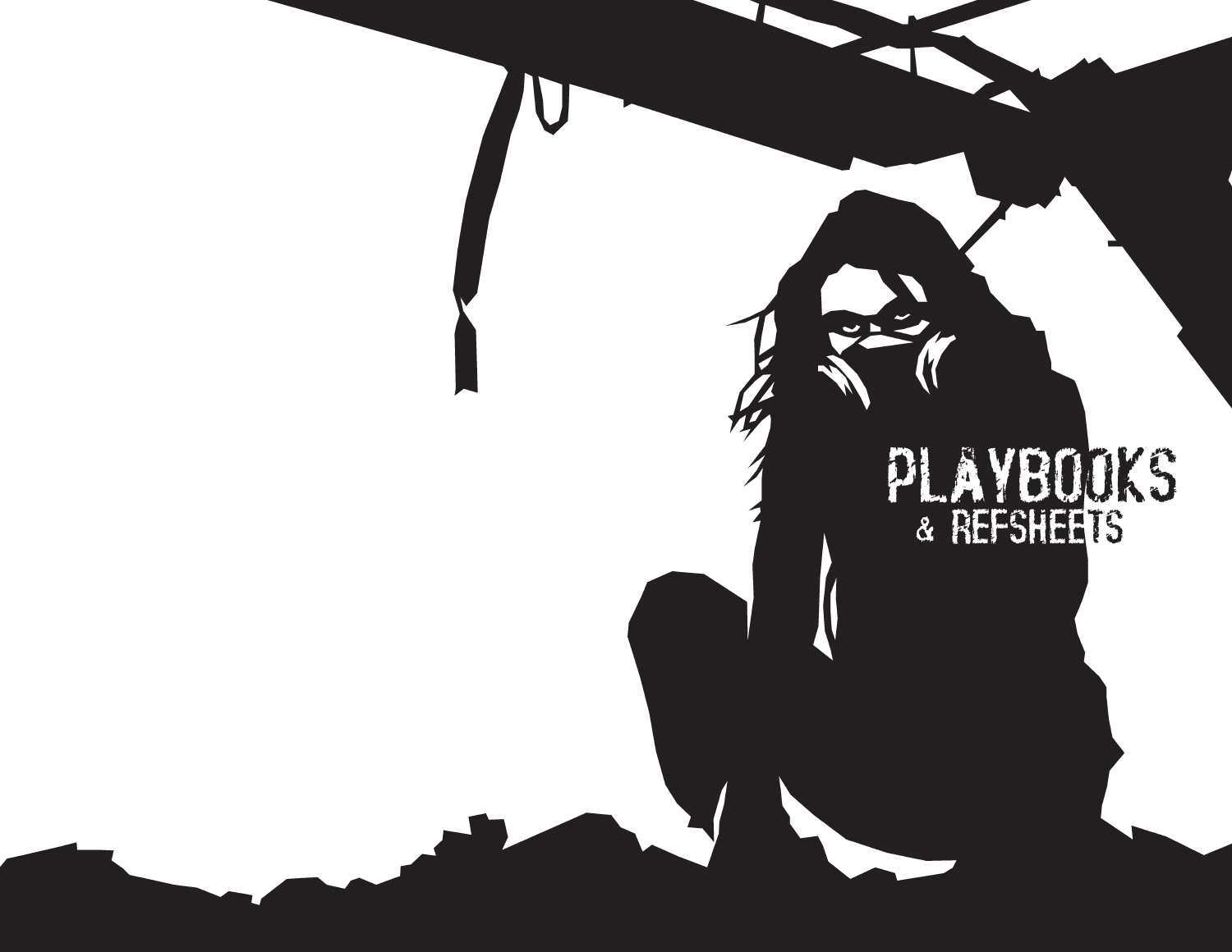# PLAYBOOKS
## & REFSHEETS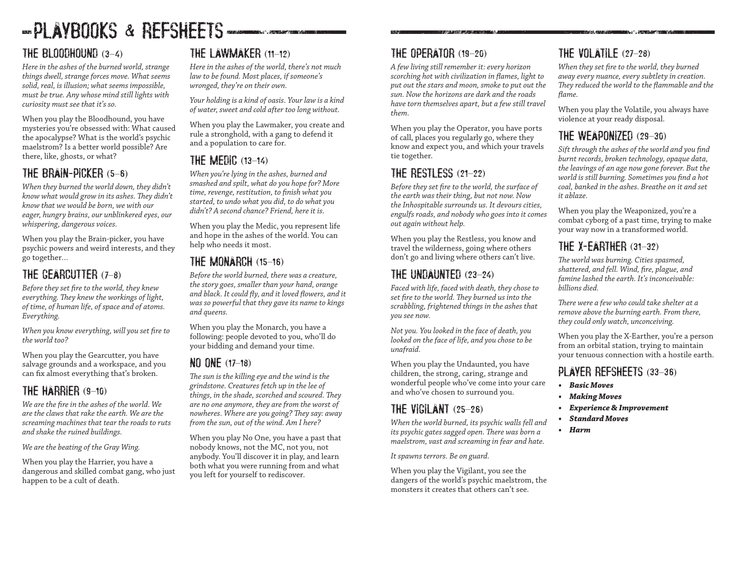# PLAYBOOKS & REFSHEETS

## THE BLOODHOUND (3–4)

*Here in the ashes of the burned world, strange things dwell, strange forces move. What seems solid, real, is illusion; what seems impossible, must be true. Any whose mind still lights with curiosity must see that it's so.*

When you play the Bloodhound, you have mysteries you're obsessed with: What caused the apocalypse? What is the world's psychic maelstrom? Is a better world possible? Are there, like, ghosts, or what?

## THE BRAIN-PICKER (5–6)

*When they burned the world down, they didn't know what would grow in its ashes. They didn't know that we would be born, we with our eager, hungry brains, our unblinkered eyes, our whispering, dangerous voices.*

When you play the Brain-picker, you have psychic powers and weird interests, and they go together…

## THE GEARCUTTER (7–8)

*Before they set fire to the world, they knew everything. They knew the workings of light, of time, of human life, of space and of atoms. Everything.*

*When you know everything, will you set fire to the world too?*

When you play the Gearcutter, you have salvage grounds and a workspace, and you can fix almost everything that's broken.

## THE HARRIER (9–10)

*We are the fire in the ashes of the world. We are the claws that rake the earth. We are the screaming machines that tear the roads to ruts and shake the ruined buildings.*

*We are the beating of the Gray Wing.*

When you play the Harrier, you have a dangerous and skilled combat gang, who just happen to be a cult of death.

## THE LAWMAKER (11–12)

*Here in the ashes of the world, there's not much law to be found. Most places, if someone's wronged, they're on their own.*

*Your holding is a kind of oasis. Your law is a kind of water, sweet and cold after too long without.*

When you play the Lawmaker, you create and rule a stronghold, with a gang to defend it and a population to care for.

## THE MEDIC (13–14)

*When you're lying in the ashes, burned and smashed and spilt, what do you hope for? More time, revenge, restitution, to finish what you started, to undo what you did, to do what you didn't? A second chance? Friend, here it is.*

When you play the Medic, you represent life and hope in the ashes of the world. You can help who needs it most.

## THE MONARCH (15–16)

*Before the world burned, there was a creature, the story goes, smaller than your hand, orange and black. It could fly, and it loved flowers, and it was so powerful that they gave its name to kings and queens.*

When you play the Monarch, you have a following: people devoted to you, who'll do your bidding and demand your time.

## NO ONE (17–18)

*The sun is the killing eye and the wind is the grindstone. Creatures fetch up in the lee of things, in the shade, scorched and scoured. They are no one anymore, they are from the worst of nowheres. Where are you going? They say: away from the sun, out of the wind. Am I here?*

When you play No One, you have a past that nobody knows, not the MC, not you, not anybody. You'll discover it in play, and learn both what you were running from and what you left for yourself to rediscover.

## THE OPERATOR (19–20)

*A few living still remember it: every horizon scorching hot with civilization in flames, light to put out the stars and moon, smoke to put out the sun. Now the horizons are dark and the roads have torn themselves apart, but a few still travel them.*

When you play the Operator, you have ports of call, places you regularly go, where they know and expect you, and which your travels tie together.

## THE RESTLESS (21–22)

*Before they set fire to the world, the surface of the earth was their thing, but not now. Now the Inhospitable surrounds us. It devours cities, engulfs roads, and nobody who goes into it comes out again without help.*

When you play the Restless, you know and travel the wilderness, going where others don't go and living where others can't live.

## THE UNDAUNTED (23–24)

*Faced with life, faced with death, they chose to set fire to the world. They burned us into the scrabbling, frightened things in the ashes that you see now.*

*Not you. You looked in the face of death, you looked on the face of life, and you chose to be unafraid.*

When you play the Undaunted, you have children, the strong, caring, strange and wonderful people who've come into your care and who've chosen to surround you.

## THE VIGILANT (25–26)

*When the world burned, its psychic walls fell and its psychic gates sagged open. There was born a maelstrom, vast and screaming in fear and hate.*

*It spawns terrors. Be on guard.*

When you play the Vigilant, you see the dangers of the world's psychic maelstrom, the monsters it creates that others can't see.

## THE VOLATILE (27–28)

*When they set fire to the world, they burned away every nuance, every subtlety in creation. They reduced the world to the flammable and the flame.*

When you play the Volatile, you always have violence at your ready disposal.

## THE WEAPONIZED (29–30)

*Sift through the ashes of the world and you find burnt records, broken technology, opaque data, the leavings of an age now gone forever. But the world is still burning. Sometimes you find a hot coal, banked in the ashes. Breathe on it and set it ablaze.*

When you play the Weaponized, you're a combat cyborg of a past time, trying to make your way now in a transformed world.

## THE X-EARTHER (31–32)

*The world was burning. Cities spasmed, shattered, and fell. Wind, fire, plague, and famine lashed the earth. It's inconceivable: billions died.*

*There were a few who could take shelter at a remove above the burning earth. From there, they could only watch, unconceiving.*

When you play the X-Earther, you're a person from an orbital station, trying to maintain your tenuous connection with a hostile earth.

## PLAYER REFSHEETS (33–36)

- ***Basic Moves***
- ***Making Moves***
- ***Experience & Improvement***
- ***Standard Moves***
- ***Harm***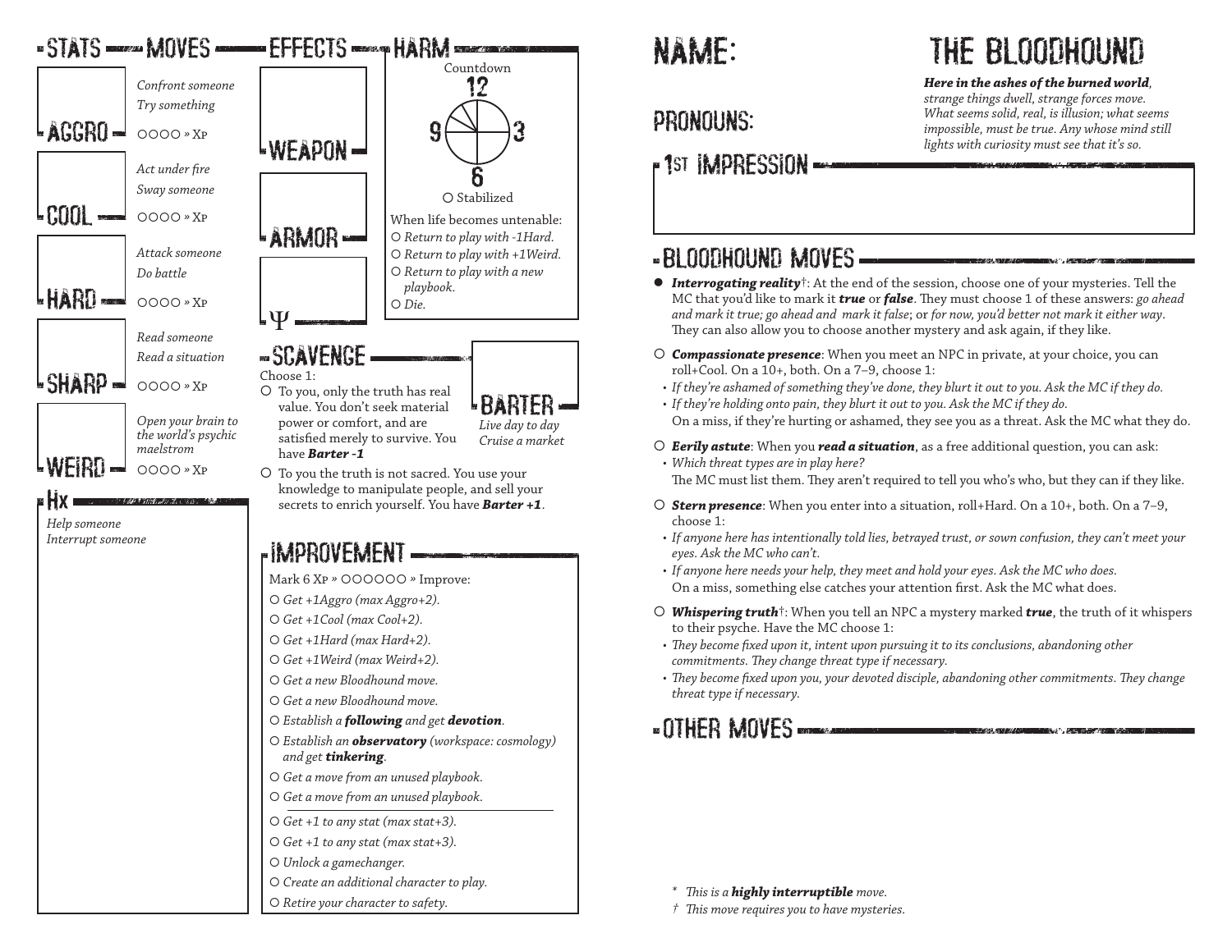## STATS — MOVES

**AGGRO**
*Confront someone*
*Try something*
○○○○ » Xp

**COOL**
*Act under fire*
*Sway someone*
○○○○ » Xp

**HARD**
*Attack someone*
*Do battle*
○○○○ » Xp

**SHARP**
*Read someone*
*Read a situation*
○○○○ » Xp

**WEIRD**
*Open your brain to the world's psychic maelstrom*
○○○○ » Xp

## HX

*Help someone*
*Interrupt someone*

## EFFECTS

**WEAPON**

**ARMOR**

**Ψ**

## HARM

Countdown

12 — 3 — 6 — 9

○ Stabilized

When life becomes untenable:

○ *Return to play with -1Hard.*
○ *Return to play with +1Weird.*
○ *Return to play with a new playbook.*
○ *Die.*

## SCAVENGE

Choose 1:

○ To you, only the truth has real value. You don't seek material power or comfort, and are satisfied merely to survive. You have ***Barter -1***

○ To you the truth is not sacred. You use your knowledge to manipulate people, and sell your secrets to enrich yourself. You have ***Barter +1***.

**BARTER**
*Live day to day*
*Cruise a market*

## IMPROVEMENT

Mark 6 Xp » ○○○○○○ » Improve:

○ *Get +1Aggro (max Aggro+2).*
○ *Get +1Cool (max Cool+2).*
○ *Get +1Hard (max Hard+2).*
○ *Get +1Weird (max Weird+2).*
○ *Get a new Bloodhound move.*
○ *Get a new Bloodhound move.*
○ *Establish a **following** and get **devotion**.*
○ *Establish an **observatory** (workspace: cosmology) and get **tinkering**.*
○ *Get a move from an unused playbook.*
○ *Get a move from an unused playbook.*

---

○ *Get +1 to any stat (max stat+3).*
○ *Get +1 to any stat (max stat+3).*
○ *Unlock a gamechanger.*
○ *Create an additional character to play.*
○ *Retire your character to safety.*

# NAME:

# THE BLOODHOUND

***Here in the ashes of the burned world****, strange things dwell, strange forces move. What seems solid, real, is illusion; what seems impossible, must be true. Any whose mind still lights with curiosity must see that it's so.*

## PRONOUNS:

## 1ST IMPRESSION

## BLOODHOUND MOVES

● ***Interrogating reality***†: At the end of the session, choose one of your mysteries. Tell the MC that you'd like to mark it ***true*** or ***false***. They must choose 1 of these answers: *go ahead and mark it true; go ahead and mark it false*; or *for now, you'd better not mark it either way*. They can also allow you to choose another mystery and ask again, if they like.

○ ***Compassionate presence***: When you meet an NPC in private, at your choice, you can roll+Cool. On a 10+, both. On a 7–9, choose 1:

- *If they're ashamed of something they've done, they blurt it out to you. Ask the MC if they do.*
- *If they're holding onto pain, they blurt it out to you. Ask the MC if they do.*

On a miss, if they're hurting or ashamed, they see you as a threat. Ask the MC what they do.

○ ***Eerily astute***: When you ***read a situation***, as a free additional question, you can ask:

- *Which threat types are in play here?*

The MC must list them. They aren't required to tell you who's who, but they can if they like.

○ ***Stern presence***: When you enter into a situation, roll+Hard. On a 10+, both. On a 7–9, choose 1:

- *If anyone here has intentionally told lies, betrayed trust, or sown confusion, they can't meet your eyes. Ask the MC who can't.*
- *If anyone here needs your help, they meet and hold your eyes. Ask the MC who does.*

On a miss, something else catches your attention first. Ask the MC what does.

○ ***Whispering truth***†: When you tell an NPC a mystery marked ***true***, the truth of it whispers to their psyche. Have the MC choose 1:

- *They become fixed upon it, intent upon pursuing it to its conclusions, abandoning other commitments. They change threat type if necessary.*
- *They become fixed upon you, your devoted disciple, abandoning other commitments. They change threat type if necessary.*

## OTHER MOVES

\* *This is a **highly interruptible** move.*

† *This move requires you to have mysteries.*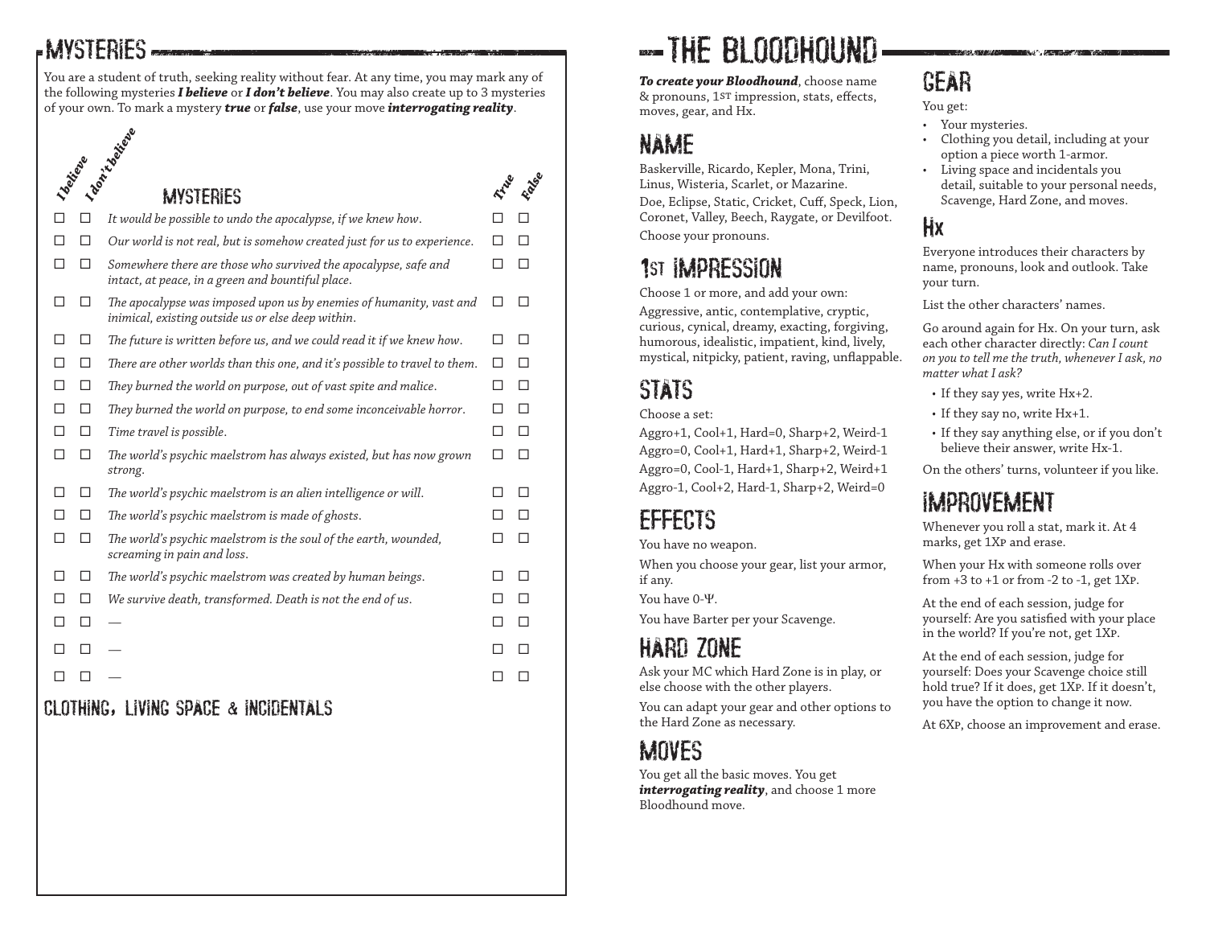# Mysteries

You are a student of truth, seeking reality without fear. At any time, you may mark any of the following mysteries ***I believe*** or ***I don't believe***. You may also create up to 3 mysteries of your own. To mark a mystery ***true*** or ***false***, use your move ***interrogating reality***.

| *I believe* | *I don't believe* | Mysteries | *True* | *False* |
|---|---|---|---|---|
| ☐ | ☐ | *It would be possible to undo the apocalypse, if we knew how.* | ☐ | ☐ |
| ☐ | ☐ | *Our world is not real, but is somehow created just for us to experience.* | ☐ | ☐ |
| ☐ | ☐ | *Somewhere there are those who survived the apocalypse, safe and intact, at peace, in a green and bountiful place.* | ☐ | ☐ |
| ☐ | ☐ | *The apocalypse was imposed upon us by enemies of humanity, vast and inimical, existing outside us or else deep within.* | ☐ | ☐ |
| ☐ | ☐ | *The future is written before us, and we could read it if we knew how.* | ☐ | ☐ |
| ☐ | ☐ | *There are other worlds than this one, and it's possible to travel to them.* | ☐ | ☐ |
| ☐ | ☐ | *They burned the world on purpose, out of vast spite and malice.* | ☐ | ☐ |
| ☐ | ☐ | *They burned the world on purpose, to end some inconceivable horror.* | ☐ | ☐ |
| ☐ | ☐ | *Time travel is possible.* | ☐ | ☐ |
| ☐ | ☐ | *The world's psychic maelstrom has always existed, but has now grown strong.* | ☐ | ☐ |
| ☐ | ☐ | *The world's psychic maelstrom is an alien intelligence or will.* | ☐ | ☐ |
| ☐ | ☐ | *The world's psychic maelstrom is made of ghosts.* | ☐ | ☐ |
| ☐ | ☐ | *The world's psychic maelstrom is the soul of the earth, wounded, screaming in pain and loss.* | ☐ | ☐ |
| ☐ | ☐ | *The world's psychic maelstrom was created by human beings.* | ☐ | ☐ |
| ☐ | ☐ | *We survive death, transformed. Death is not the end of us.* | ☐ | ☐ |
| ☐ | ☐ | — | ☐ | ☐ |
| ☐ | ☐ | — | ☐ | ☐ |
| ☐ | ☐ | — | ☐ | ☐ |

## Clothing, Living Space & Incidentals

# The Bloodhound

***To create your Bloodhound***, choose name & pronouns, 1st impression, stats, effects, moves, gear, and Hx.

## Name

Baskerville, Ricardo, Kepler, Mona, Trini, Linus, Wisteria, Scarlet, or Mazarine.

Doe, Eclipse, Static, Cricket, Cuff, Speck, Lion, Coronet, Valley, Beech, Raygate, or Devilfoot.

Choose your pronouns.

## 1st Impression

Choose 1 or more, and add your own:

Aggressive, antic, contemplative, cryptic, curious, cynical, dreamy, exacting, forgiving, humorous, idealistic, impatient, kind, lively, mystical, nitpicky, patient, raving, unflappable.

## Stats

Choose a set:

Aggro+1, Cool+1, Hard=0, Sharp+2, Weird-1
Aggro=0, Cool+1, Hard+1, Sharp+2, Weird-1
Aggro=0, Cool-1, Hard+1, Sharp+2, Weird+1
Aggro-1, Cool+2, Hard-1, Sharp+2, Weird=0

## Effects

You have no weapon.

When you choose your gear, list your armor, if any.

You have 0-Ψ.

You have Barter per your Scavenge.

## Hard Zone

Ask your MC which Hard Zone is in play, or else choose with the other players.

You can adapt your gear and other options to the Hard Zone as necessary.

## Moves

You get all the basic moves. You get ***interrogating reality***, and choose 1 more Bloodhound move.

## Gear

You get:

- Your mysteries.
- Clothing you detail, including at your option a piece worth 1-armor.
- Living space and incidentals you detail, suitable to your personal needs, Scavenge, Hard Zone, and moves.

## Hx

Everyone introduces their characters by name, pronouns, look and outlook. Take your turn.

List the other characters' names.

Go around again for Hx. On your turn, ask each other character directly: *Can I count on you to tell me the truth, whenever I ask, no matter what I ask?*

- If they say yes, write Hx+2.
- If they say no, write Hx+1.
- If they say anything else, or if you don't believe their answer, write Hx-1.

On the others' turns, volunteer if you like.

## Improvement

Whenever you roll a stat, mark it. At 4 marks, get 1Xp and erase.

When your Hx with someone rolls over from +3 to +1 or from -2 to -1, get 1Xp.

At the end of each session, judge for yourself: Are you satisfied with your place in the world? If you're not, get 1Xp.

At the end of each session, judge for yourself: Does your Scavenge choice still hold true? If it does, get 1Xp. If it doesn't, you have the option to change it now.

At 6Xp, choose an improvement and erase.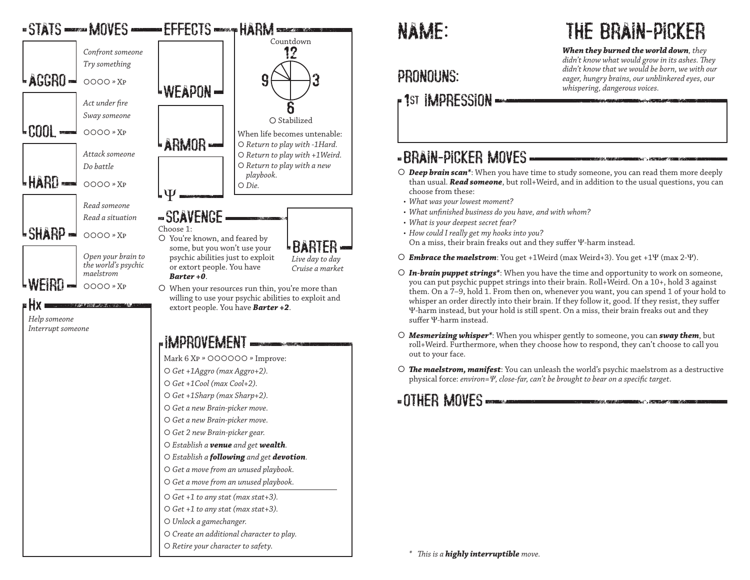## Stats — Moves

**Aggro**
*Confront someone*
*Try something*
○○○○ » Xp

**Cool**
*Act under fire*
*Sway someone*
○○○○ » Xp

**Hard**
*Attack someone*
*Do battle*
○○○○ » Xp

**Sharp**
*Read someone*
*Read a situation*
○○○○ » Xp

**Weird**
*Open your brain to the world's psychic maelstrom*
○○○○ » Xp

## Hx

*Help someone*
*Interrupt someone*

## Effects

**Weapon**

**Armor**

**Ψ**

## Harm

Countdown
12
9
3
6

○ Stabilized

When life becomes untenable:
○ *Return to play with -1Hard.*
○ *Return to play with +1Weird.*
○ *Return to play with a new playbook.*
○ *Die.*

## Scavenge

Choose 1:
○ You're known, and feared by some, but you won't use your psychic abilities just to exploit or extort people. You have ***Barter +0***.
○ When your resources run thin, you're more than willing to use your psychic abilities to exploit and extort people. You have ***Barter +2***.

**Barter**
*Live day to day*
*Cruise a market*

## Improvement

Mark 6 Xp » ○○○○○○ » Improve:
○ *Get +1Aggro (max Aggro+2).*
○ *Get +1Cool (max Cool+2).*
○ *Get +1Sharp (max Sharp+2).*
○ *Get a new Brain-picker move.*
○ *Get a new Brain-picker move.*
○ *Get 2 new Brain-picker gear.*
○ *Establish a **venue** and get **wealth**.*
○ *Establish a **following** and get **devotion**.*
○ *Get a move from an unused playbook.*
○ *Get a move from an unused playbook.*

---

○ *Get +1 to any stat (max stat+3).*
○ *Get +1 to any stat (max stat+3).*
○ *Unlock a gamechanger.*
○ *Create an additional character to play.*
○ *Retire your character to safety.*

# Name:

# The Brain-Picker

***When they burned the world down**, they didn't know what would grow in its ashes. They didn't know that we would be born, we with our eager, hungry brains, our unblinkered eyes, our whispering, dangerous voices.*

## Pronouns:

## 1st Impression

## Brain-Picker Moves

○ ***Deep brain scan****: When you have time to study someone, you can read them more deeply than usual. ***Read someone***, but roll+Weird, and in addition to the usual questions, you can choose from these:
- *What was your lowest moment?*
- *What unfinished business do you have, and with whom?*
- *What is your deepest secret fear?*
- *How could I really get my hooks into you?*

On a miss, their brain freaks out and they suffer Ψ-harm instead.

○ ***Embrace the maelstrom****: You get +1Weird (max Weird+3). You get +1Ψ (max 2-Ψ).

○ ***In-brain puppet strings****: When you have the time and opportunity to work on someone, you can put psychic puppet strings into their brain. Roll+Weird. On a 10+, hold 3 against them. On a 7–9, hold 1. From then on, whenever you want, you can spend 1 of your hold to whisper an order directly into their brain. If they follow it, good. If they resist, they suffer Ψ-harm instead, but your hold is still spent. On a miss, their brain freaks out and they suffer Ψ-harm instead.

○ ***Mesmerizing whisper****: When you whisper gently to someone, you can ***sway them***, but roll+Weird. Furthermore, when they choose how to respond, they can't choose to call you out to your face.

○ ***The maelstrom, manifest***: You can unleash the world's psychic maelstrom as a destructive physical force: *environ=Ψ, close-far, can't be brought to bear on a specific target*.

## Other Moves

\* *This is a **highly interruptible** move.*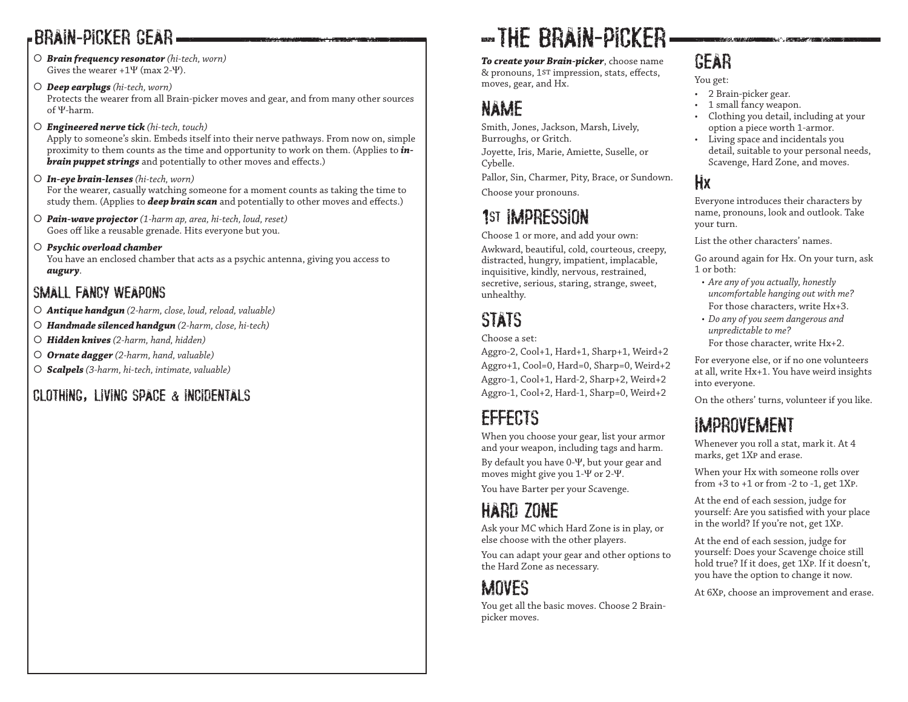## BRAIN-PICKER GEAR

- ○ ***Brain frequency resonator*** *(hi-tech, worn)*
  Gives the wearer +1Ψ (max 2-Ψ).
- ○ ***Deep earplugs*** *(hi-tech, worn)*
  Protects the wearer from all Brain-picker moves and gear, and from many other sources of Ψ-harm.
- ○ ***Engineered nerve tick*** *(hi-tech, touch)*
  Apply to someone's skin. Embeds itself into their nerve pathways. From now on, simple proximity to them counts as the time and opportunity to work on them. (Applies to ***in-brain puppet strings*** and potentially to other moves and effects.)
- ○ ***In-eye brain-lenses*** *(hi-tech, worn)*
  For the wearer, casually watching someone for a moment counts as taking the time to study them. (Applies to ***deep brain scan*** and potentially to other moves and effects.)
- ○ ***Pain-wave projector*** *(1-harm ap, area, hi-tech, loud, reset)*
  Goes off like a reusable grenade. Hits everyone but you.
- ○ ***Psychic overload chamber***
  You have an enclosed chamber that acts as a psychic antenna, giving you access to ***augury***.

### SMALL FANCY WEAPONS

- ○ ***Antique handgun*** *(2-harm, close, loud, reload, valuable)*
- ○ ***Handmade silenced handgun*** *(2-harm, close, hi-tech)*
- ○ ***Hidden knives*** *(2-harm, hand, hidden)*
- ○ ***Ornate dagger*** *(2-harm, hand, valuable)*
- ○ ***Scalpels*** *(3-harm, hi-tech, intimate, valuable)*

### CLOTHING, LIVING SPACE & INCIDENTALS

# THE BRAIN-PICKER

***To create your Brain-picker***, choose name & pronouns, 1st impression, stats, effects, moves, gear, and Hx.

## NAME

Smith, Jones, Jackson, Marsh, Lively, Burroughs, or Gritch.

Joyette, Iris, Marie, Amiette, Suselle, or Cybelle.

Pallor, Sin, Charmer, Pity, Brace, or Sundown.

Choose your pronouns.

## 1ST IMPRESSION

Choose 1 or more, and add your own:

Awkward, beautiful, cold, courteous, creepy, distracted, hungry, impatient, implacable, inquisitive, kindly, nervous, restrained, secretive, serious, staring, strange, sweet, unhealthy.

## STATS

Choose a set:

Aggro-2, Cool+1, Hard+1, Sharp+1, Weird+2
Aggro+1, Cool=0, Hard=0, Sharp=0, Weird+2
Aggro-1, Cool+1, Hard-2, Sharp+2, Weird+2
Aggro-1, Cool+2, Hard-1, Sharp=0, Weird+2

## EFFECTS

When you choose your gear, list your armor and your weapon, including tags and harm.

By default you have 0-Ψ, but your gear and moves might give you 1-Ψ or 2-Ψ.

You have Barter per your Scavenge.

## HARD ZONE

Ask your MC which Hard Zone is in play, or else choose with the other players.

You can adapt your gear and other options to the Hard Zone as necessary.

## MOVES

You get all the basic moves. Choose 2 Brain-picker moves.

## GEAR

You get:

- 2 Brain-picker gear.
- 1 small fancy weapon.
- Clothing you detail, including at your option a piece worth 1-armor.
- Living space and incidentals you detail, suitable to your personal needs, Scavenge, Hard Zone, and moves.

## Hx

Everyone introduces their characters by name, pronouns, look and outlook. Take your turn.

List the other characters' names.

Go around again for Hx. On your turn, ask 1 or both:

- *Are any of you actually, honestly uncomfortable hanging out with me?*
  For those characters, write Hx+3.
- *Do any of you seem dangerous and unpredictable to me?*
  For those character, write Hx+2.

For everyone else, or if no one volunteers at all, write Hx+1. You have weird insights into everyone.

On the others' turns, volunteer if you like.

## IMPROVEMENT

Whenever you roll a stat, mark it. At 4 marks, get 1Xp and erase.

When your Hx with someone rolls over from +3 to +1 or from -2 to -1, get 1Xp.

At the end of each session, judge for yourself: Are you satisfied with your place in the world? If you're not, get 1Xp.

At the end of each session, judge for yourself: Does your Scavenge choice still hold true? If it does, get 1Xp. If it doesn't, you have the option to change it now.

At 6Xp, choose an improvement and erase.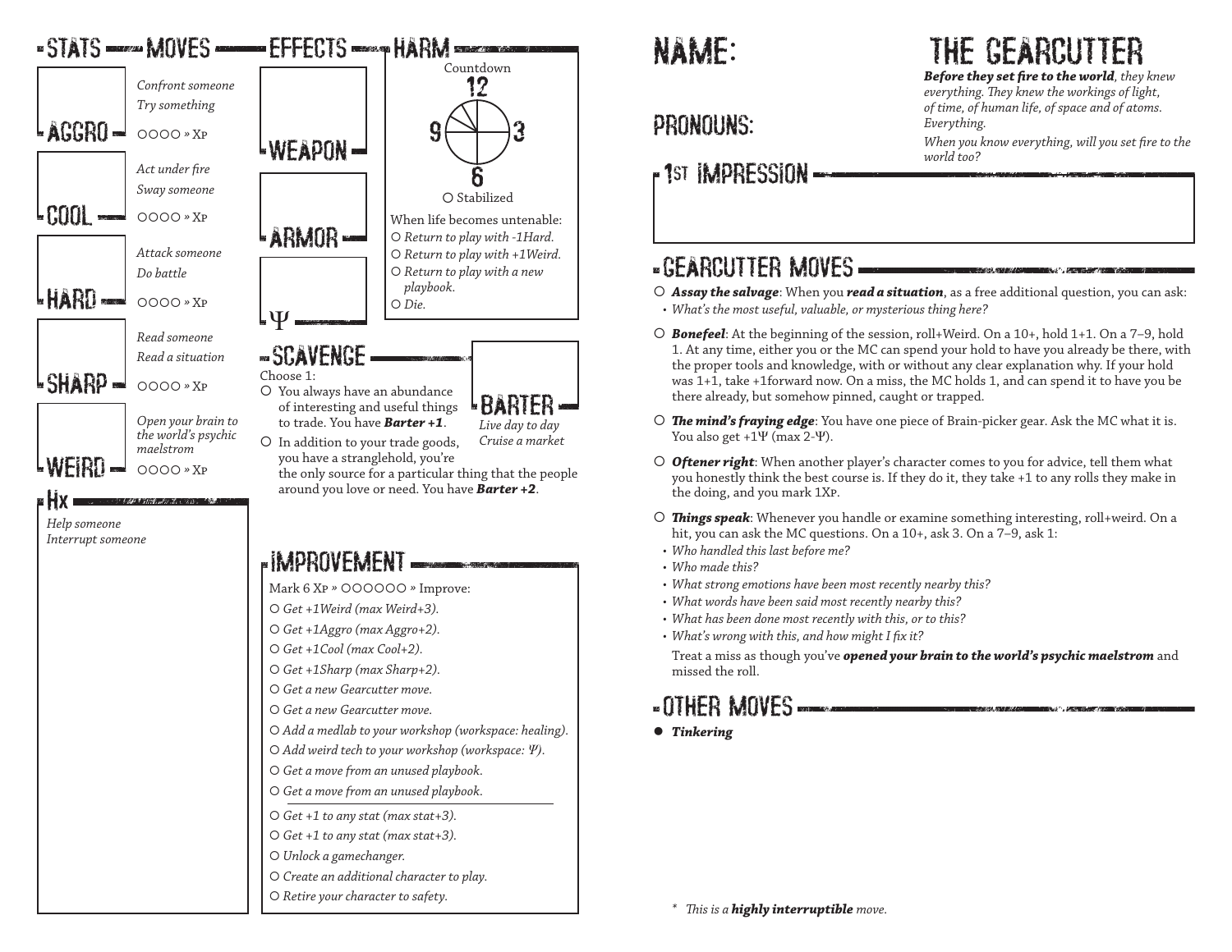# STATS — MOVES

**AGGRO**

*Confront someone*
*Try something*
○○○○ » Xp

**COOL**

*Act under fire*
*Sway someone*
○○○○ » Xp

**HARD**

*Attack someone*
*Do battle*
○○○○ » Xp

**SHARP**

*Read someone*
*Read a situation*
○○○○ » Xp

**WEIRD**

*Open your brain to the world's psychic maelstrom*
○○○○ » Xp

## Hx

*Help someone*
*Interrupt someone*

## EFFECTS

**WEAPON**

**ARMOR**

**Ψ**

## HARM

Countdown: 12, 3, 6, 9

○ Stabilized

When life becomes untenable:
- ○ *Return to play with -1Hard.*
- ○ *Return to play with +1Weird.*
- ○ *Return to play with a new playbook.*
- ○ *Die.*

## SCAVENGE

Choose 1:
- ○ You always have an abundance of interesting and useful things to trade. You have ***Barter +1***.
- ○ In addition to your trade goods, you have a stranglehold, you're the only source for a particular thing that the people around you love or need. You have ***Barter +2***.

**BARTER**

*Live day to day*
*Cruise a market*

## IMPROVEMENT

Mark 6 Xp » ○○○○○○ » Improve:
- ○ *Get +1Weird (max Weird+3).*
- ○ *Get +1Aggro (max Aggro+2).*
- ○ *Get +1Cool (max Cool+2).*
- ○ *Get +1Sharp (max Sharp+2).*
- ○ *Get a new Gearcutter move.*
- ○ *Get a new Gearcutter move.*
- ○ *Add a medlab to your workshop (workspace: healing).*
- ○ *Add weird tech to your workshop (workspace: Ψ).*
- ○ *Get a move from an unused playbook.*
- ○ *Get a move from an unused playbook.*

---

- ○ *Get +1 to any stat (max stat+3).*
- ○ *Get +1 to any stat (max stat+3).*
- ○ *Unlock a gamechanger.*
- ○ *Create an additional character to play.*
- ○ *Retire your character to safety.*

# NAME:

# THE GEARCUTTER

***Before they set fire to the world***, *they knew everything. They knew the workings of light, of time, of human life, of space and of atoms. Everything.*

*When you know everything, will you set fire to the world too?*

## PRONOUNS:

## 1ST IMPRESSION

## GEARCUTTER MOVES

○ ***Assay the salvage***: When you ***read a situation***, as a free additional question, you can ask:
- *What's the most useful, valuable, or mysterious thing here?*

○ ***Bonefeel***: At the beginning of the session, roll+Weird. On a 10+, hold 1+1. On a 7–9, hold 1. At any time, either you or the MC can spend your hold to have you already be there, with the proper tools and knowledge, with or without any clear explanation why. If your hold was 1+1, take +1forward now. On a miss, the MC holds 1, and can spend it to have you be there already, but somehow pinned, caught or trapped.

○ ***The mind's fraying edge***: You have one piece of Brain-picker gear. Ask the MC what it is. You also get +1Ψ (max 2-Ψ).

○ ***Oftener right***: When another player's character comes to you for advice, tell them what you honestly think the best course is. If they do it, they take +1 to any rolls they make in the doing, and you mark 1Xp.

○ ***Things speak***: Whenever you handle or examine something interesting, roll+weird. On a hit, you can ask the MC questions. On a 10+, ask 3. On a 7–9, ask 1:
- *Who handled this last before me?*
- *Who made this?*
- *What strong emotions have been most recently nearby this?*
- *What words have been said most recently nearby this?*
- *What has been done most recently with this, or to this?*
- *What's wrong with this, and how might I fix it?*

Treat a miss as though you've ***opened your brain to the world's psychic maelstrom*** and missed the roll.

## OTHER MOVES

- ● ***Tinkering***

\* *This is a **highly interruptible** move.*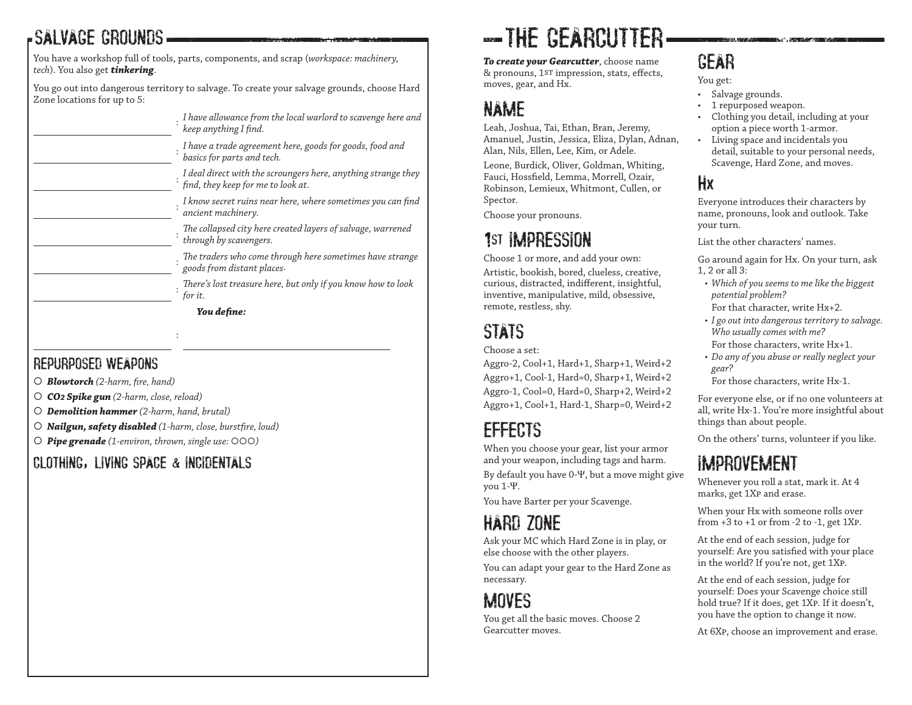## Salvage Grounds

You have a workshop full of tools, parts, components, and scrap (*workspace: machinery, tech*). You also get ***tinkering***.

You go out into dangerous territory to salvage. To create your salvage grounds, choose Hard Zone locations for up to 5:

- \_\_\_\_\_\_\_\_\_\_\_\_\_\_\_\_ : *I have allowance from the local warlord to scavenge here and keep anything I find.*
- \_\_\_\_\_\_\_\_\_\_\_\_\_\_\_\_ : *I have a trade agreement here, goods for goods, food and basics for parts and tech.*
- \_\_\_\_\_\_\_\_\_\_\_\_\_\_\_\_ : *I deal direct with the scroungers here, anything strange they find, they keep for me to look at.*
- \_\_\_\_\_\_\_\_\_\_\_\_\_\_\_\_ : *I know secret ruins near here, where sometimes you can find ancient machinery.*
- \_\_\_\_\_\_\_\_\_\_\_\_\_\_\_\_ : *The collapsed city here created layers of salvage, warrened through by scavengers.*
- \_\_\_\_\_\_\_\_\_\_\_\_\_\_\_\_ : *The traders who come through here sometimes have strange goods from distant places.*
- \_\_\_\_\_\_\_\_\_\_\_\_\_\_\_\_ : *There's lost treasure here, but only if you know how to look for it.*

***You define:***

\_\_\_\_\_\_\_\_\_\_\_\_\_\_\_\_ : \_\_\_\_\_\_\_\_\_\_\_\_\_\_\_\_\_\_\_\_\_\_\_\_

### Repurposed Weapons

- ○ ***Blowtorch*** *(2-harm, fire, hand)*
- ○ ***CO2 Spike gun*** *(2-harm, close, reload)*
- ○ ***Demolition hammer*** *(2-harm, hand, brutal)*
- ○ ***Nailgun, safety disabled*** *(1-harm, close, burstfire, loud)*
- ○ ***Pipe grenade*** *(1-environ, thrown, single use: ○○○)*

### Clothing, Living Space & Incidentals

# The Gearcutter

***To create your Gearcutter***, choose name & pronouns, 1st impression, stats, effects, moves, gear, and Hx.

## Name

Leah, Joshua, Tai, Ethan, Bran, Jeremy, Amanuel, Justin, Jessica, Eliza, Dylan, Adnan, Alan, Nils, Ellen, Lee, Kim, or Adele.

Leone, Burdick, Oliver, Goldman, Whiting, Fauci, Hossfield, Lemma, Morrell, Ozair, Robinson, Lemieux, Whitmont, Cullen, or Spector.

Choose your pronouns.

## 1st Impression

Choose 1 or more, and add your own:

Artistic, bookish, bored, clueless, creative, curious, distracted, indifferent, insightful, inventive, manipulative, mild, obsessive, remote, restless, shy.

## Stats

Choose a set:

Aggro-2, Cool+1, Hard+1, Sharp+1, Weird+2
Aggro+1, Cool-1, Hard=0, Sharp+1, Weird+2
Aggro-1, Cool=0, Hard=0, Sharp+2, Weird+2
Aggro+1, Cool+1, Hard-1, Sharp=0, Weird+2

## Effects

When you choose your gear, list your armor and your weapon, including tags and harm.

By default you have 0-Ψ, but a move might give you 1-Ψ.

You have Barter per your Scavenge.

## Hard Zone

Ask your MC which Hard Zone is in play, or else choose with the other players.

You can adapt your gear to the Hard Zone as necessary.

## Moves

You get all the basic moves. Choose 2 Gearcutter moves.

## Gear

You get:

- Salvage grounds.
- 1 repurposed weapon.
- Clothing you detail, including at your option a piece worth 1-armor.
- Living space and incidentals you detail, suitable to your personal needs, Scavenge, Hard Zone, and moves.

## Hx

Everyone introduces their characters by name, pronouns, look and outlook. Take your turn.

List the other characters' names.

Go around again for Hx. On your turn, ask 1, 2 or all 3:

- *Which of you seems to me like the biggest potential problem?*
  For that character, write Hx+2.
- *I go out into dangerous territory to salvage. Who usually comes with me?*
  For those characters, write Hx+1.
- *Do any of you abuse or really neglect your gear?*
  For those characters, write Hx-1.

For everyone else, or if no one volunteers at all, write Hx-1. You're more insightful about things than about people.

On the others' turns, volunteer if you like.

## Improvement

Whenever you roll a stat, mark it. At 4 marks, get 1Xp and erase.

When your Hx with someone rolls over from +3 to +1 or from -2 to -1, get 1Xp.

At the end of each session, judge for yourself: Are you satisfied with your place in the world? If you're not, get 1Xp.

At the end of each session, judge for yourself: Does your Scavenge choice still hold true? If it does, get 1Xp. If it doesn't, you have the option to change it now.

At 6Xp, choose an improvement and erase.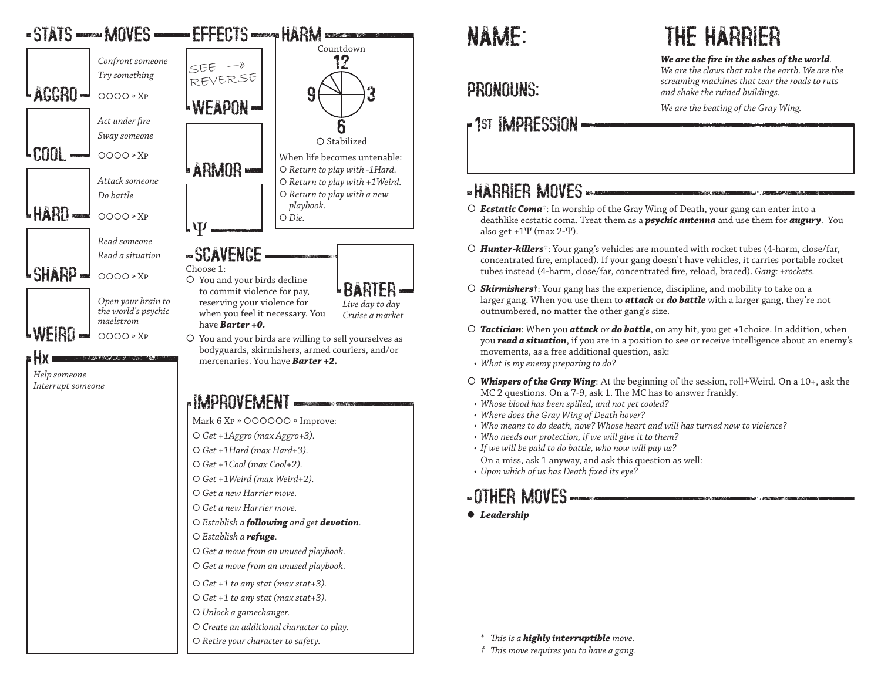## Stats — Moves

**Aggro**
*Confront someone*
*Try something*
○○○○ » Xp

**Cool**
*Act under fire*
*Sway someone*
○○○○ » Xp

**Hard**
*Attack someone*
*Do battle*
○○○○ » Xp

**Sharp**
*Read someone*
*Read a situation*
○○○○ » Xp

**Weird**
*Open your brain to the world's psychic maelstrom*
○○○○ » Xp

## Hx

*Help someone*
*Interrupt someone*

## Effects

SEE —» REVERSE

**Weapon**

**Armor**

**Ψ**

## Harm

Countdown
12
9 3
6

○ Stabilized

When life becomes untenable:
- ○ *Return to play with -1Hard.*
- ○ *Return to play with +1Weird.*
- ○ *Return to play with a new playbook.*
- ○ *Die.*

## Scavenge

Choose 1:
- ○ You and your birds decline to commit violence for pay, reserving your violence for when you feel it necessary. You have ***Barter +0.***
- ○ You and your birds are willing to sell yourselves as bodyguards, skirmishers, armed couriers, and/or mercenaries. You have ***Barter +2.***

**Barter**
*Live day to day*
*Cruise a market*

## Improvement

Mark 6 Xp » ○○○○○○ » Improve:
- ○ *Get +1Aggro (max Aggro+3).*
- ○ *Get +1Hard (max Hard+3).*
- ○ *Get +1Cool (max Cool+2).*
- ○ *Get +1Weird (max Weird+2).*
- ○ *Get a new Harrier move.*
- ○ *Get a new Harrier move.*
- ○ *Establish a **following** and get **devotion**.*
- ○ *Establish a **refuge**.*
- ○ *Get a move from an unused playbook.*
- ○ *Get a move from an unused playbook.*

---

- ○ *Get +1 to any stat (max stat+3).*
- ○ *Get +1 to any stat (max stat+3).*
- ○ *Unlock a gamechanger.*
- ○ *Create an additional character to play.*
- ○ *Retire your character to safety.*

# The Harrier

***We are the fire in the ashes of the world****. We are the claws that rake the earth. We are the screaming machines that tear the roads to ruts and shake the ruined buildings.*

*We are the beating of the Gray Wing.*

**Name:**

**Pronouns:**

## 1st Impression

## Harrier Moves

○ ***Ecstatic Coma***†: In worship of the Gray Wing of Death, your gang can enter into a deathlike ecstatic coma. Treat them as a ***psychic antenna*** and use them for ***augury***. You also get +1Ψ (max 2-Ψ).

○ ***Hunter-killers***†: Your gang's vehicles are mounted with rocket tubes (4-harm, close/far, concentrated fire, emplaced). If your gang doesn't have vehicles, it carries portable rocket tubes instead (4-harm, close/far, concentrated fire, reload, braced). *Gang: +rockets.*

○ ***Skirmishers***†: Your gang has the experience, discipline, and mobility to take on a larger gang. When you use them to ***attack*** or ***do battle*** with a larger gang, they're not outnumbered, no matter the other gang's size.

○ ***Tactician***: When you ***attack*** or ***do battle***, on any hit, you get +1choice. In addition, when you ***read a situation***, if you are in a position to see or receive intelligence about an enemy's movements, as a free additional question, ask:
- *What is my enemy preparing to do?*

○ ***Whispers of the Gray Wing***: At the beginning of the session, roll+Weird. On a 10+, ask the MC 2 questions. On a 7-9, ask 1. The MC has to answer frankly.
- *Whose blood has been spilled, and not yet cooled?*
- *Where does the Gray Wing of Death hover?*
- *Who means to do death, now? Whose heart and will has turned now to violence?*
- *Who needs our protection, if we will give it to them?*
- *If we will be paid to do battle, who now will pay us?*

On a miss, ask 1 anyway, and ask this question as well:
- *Upon which of us has Death fixed its eye?*

## Other Moves

● ***Leadership***

*\* This is a **highly interruptible** move.*
*† This move requires you to have a gang.*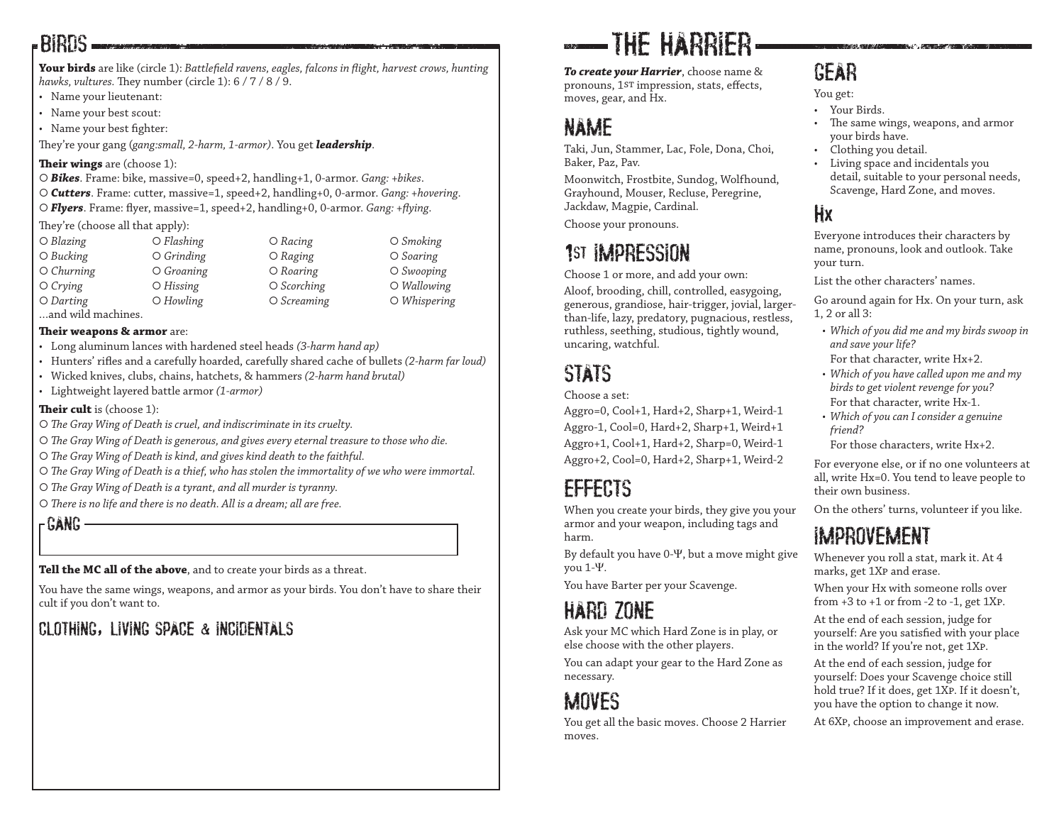## Birds

**Your birds** are like (circle 1): *Battlefield ravens, eagles, falcons in flight, harvest crows, hunting hawks, vultures.* They number (circle 1): 6 / 7 / 8 / 9.

- Name your lieutenant:
- Name your best scout:
- Name your best fighter:

They're your gang *(gang:small, 2-harm, 1-armor)*. You get ***leadership***.

**Their wings** are (choose 1):

○ ***Bikes***. Frame: bike, massive=0, speed+2, handling+1, 0-armor. *Gang: +bikes*.
○ ***Cutters***. Frame: cutter, massive=1, speed+2, handling+0, 0-armor. *Gang: +hovering*.
○ ***Flyers***. Frame: flyer, massive=1, speed+2, handling+0, 0-armor. *Gang: +flying*.

They're (choose all that apply):

○ *Blazing* ○ *Bucking* ○ *Churning* ○ *Crying* ○ *Darting* ○ *Flashing* ○ *Grinding* ○ *Groaning* ○ *Hissing* ○ *Howling* ○ *Racing* ○ *Raging* ○ *Roaring* ○ *Scorching* ○ *Screaming* ○ *Smoking* ○ *Soaring* ○ *Swooping* ○ *Wallowing* ○ *Whispering*

…and wild machines.

**Their weapons & armor** are:

- Long aluminum lances with hardened steel heads *(3-harm hand ap)*
- Hunters' rifles and a carefully hoarded, carefully shared cache of bullets *(2-harm far loud)*
- Wicked knives, clubs, chains, hatchets, & hammers *(2-harm hand brutal)*
- Lightweight layered battle armor *(1-armor)*

**Their cult** is (choose 1):

○ *The Gray Wing of Death is cruel, and indiscriminate in its cruelty.*
○ *The Gray Wing of Death is generous, and gives every eternal treasure to those who die.*
○ *The Gray Wing of Death is kind, and gives kind death to the faithful.*
○ *The Gray Wing of Death is a thief, who has stolen the immortality of we who were immortal.*
○ *The Gray Wing of Death is a tyrant, and all murder is tyranny.*
○ *There is no life and there is no death. All is a dream; all are free.*

### Gang

**Tell the MC all of the above**, and to create your birds as a threat.

You have the same wings, weapons, and armor as your birds. You don't have to share their cult if you don't want to.

### Clothing, Living Space & Incidentals

# The Harrier

***To create your Harrier***, choose name & pronouns, 1st impression, stats, effects, moves, gear, and Hx.

## Name

Taki, Jun, Stammer, Lac, Fole, Dona, Choi, Baker, Paz, Pav.

Moonwitch, Frostbite, Sundog, Wolfhound, Grayhound, Mouser, Recluse, Peregrine, Jackdaw, Magpie, Cardinal.

Choose your pronouns.

## 1st Impression

Choose 1 or more, and add your own:

Aloof, brooding, chill, controlled, easygoing, generous, grandiose, hair-trigger, jovial, larger-than-life, lazy, predatory, pugnacious, restless, ruthless, seething, studious, tightly wound, uncaring, watchful.

## Stats

Choose a set:

Aggro=0, Cool+1, Hard+2, Sharp+1, Weird-1
Aggro-1, Cool=0, Hard+2, Sharp+1, Weird+1
Aggro+1, Cool+1, Hard+2, Sharp=0, Weird-1
Aggro+2, Cool=0, Hard+2, Sharp+1, Weird-2

## Effects

When you create your birds, they give you your armor and your weapon, including tags and harm.

By default you have 0-Ψ, but a move might give you 1-Ψ.

You have Barter per your Scavenge.

## Hard Zone

Ask your MC which Hard Zone is in play, or else choose with the other players.

You can adapt your gear to the Hard Zone as necessary.

## Moves

You get all the basic moves. Choose 2 Harrier moves.

## Gear

You get:

- Your Birds.
- The same wings, weapons, and armor your birds have.
- Clothing you detail.
- Living space and incidentals you detail, suitable to your personal needs, Scavenge, Hard Zone, and moves.

## Hx

Everyone introduces their characters by name, pronouns, look and outlook. Take your turn.

List the other characters' names.

Go around again for Hx. On your turn, ask 1, 2 or all 3:

- *Which of you did me and my birds swoop in and save your life?*
  For that character, write Hx+2.
- *Which of you have called upon me and my birds to get violent revenge for you?*
  For that character, write Hx-1.
- *Which of you can I consider a genuine friend?*
  For those characters, write Hx+2.

For everyone else, or if no one volunteers at all, write Hx=0. You tend to leave people to their own business.

On the others' turns, volunteer if you like.

## Improvement

Whenever you roll a stat, mark it. At 4 marks, get 1Xp and erase.

When your Hx with someone rolls over from +3 to +1 or from -2 to -1, get 1Xp.

At the end of each session, judge for yourself: Are you satisfied with your place in the world? If you're not, get 1Xp.

At the end of each session, judge for yourself: Does your Scavenge choice still hold true? If it does, get 1Xp. If it doesn't, you have the option to change it now.

At 6Xp, choose an improvement and erase.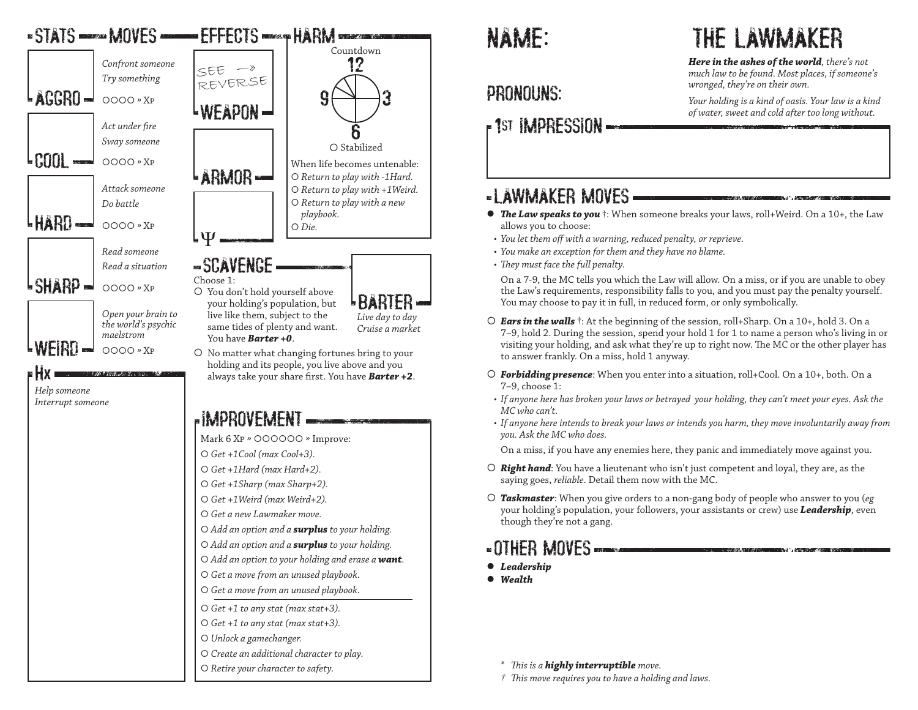## STATS — MOVES

**AGGRO**

*Confront someone*
*Try something*
○○○○ » Xp

**COOL**

*Act under fire*
*Sway someone*
○○○○ » Xp

**HARD**

*Attack someone*
*Do battle*
○○○○ » Xp

**SHARP**

*Read someone*
*Read a situation*
○○○○ » Xp

**WEIRD**

*Open your brain to the world's psychic maelstrom*
○○○○ » Xp

## Hx

*Help someone*
*Interrupt someone*

## EFFECTS

SEE —» REVERSE

**WEAPON**

**ARMOR**

**Ψ**

## HARM

Countdown
12
9 3
6

○ Stabilized

When life becomes untenable:

○ *Return to play with -1Hard.*
○ *Return to play with +1Weird.*
○ *Return to play with a new playbook.*
○ *Die.*

## SCAVENGE

Choose 1:

○ You don't hold yourself above your holding's population, but live like them, subject to the same tides of plenty and want. You have ***Barter +0***.

○ No matter what changing fortunes bring to your holding and its people, you live above and you always take your share first. You have ***Barter +2***.

**BARTER**

*Live day to day*
*Cruise a market*

## IMPROVEMENT

Mark 6 Xp » ○○○○○○ » Improve:

○ *Get +1Cool (max Cool+3).*
○ *Get +1Hard (max Hard+2).*
○ *Get +1Sharp (max Sharp+2).*
○ *Get +1Weird (max Weird+2).*
○ *Get a new Lawmaker move.*
○ *Add an option and a **surplus** to your holding.*
○ *Add an option and a **surplus** to your holding.*
○ *Add an option to your holding and erase a **want**.*
○ *Get a move from an unused playbook.*
○ *Get a move from an unused playbook.*

---

○ *Get +1 to any stat (max stat+3).*
○ *Get +1 to any stat (max stat+3).*
○ *Unlock a gamechanger.*
○ *Create an additional character to play.*
○ *Retire your character to safety.*

# THE LAWMAKER

***Here in the ashes of the world***, *there's not much law to be found. Most places, if someone's wronged, they're on their own.*

*Your holding is a kind of oasis. Your law is a kind of water, sweet and cold after too long without.*

NAME:

PRONOUNS:

## 1ST IMPRESSION

## LAWMAKER MOVES

● ***The Law speaks to you*** †: When someone breaks your laws, roll+Weird. On a 10+, the Law allows you to choose:

- *You let them off with a warning, reduced penalty, or reprieve.*
- *You make an exception for them and they have no blame.*
- *They must face the full penalty.*

On a 7-9, the MC tells you which the Law will allow. On a miss, or if you are unable to obey the Law's requirements, responsibility falls to you, and you must pay the penalty yourself. You may choose to pay it in full, in reduced form, or only symbolically.

○ ***Ears in the walls*** †: At the beginning of the session, roll+Sharp. On a 10+, hold 3. On a 7–9, hold 2. During the session, spend your hold 1 for 1 to name a person who's living in or visiting your holding, and ask what they're up to right now. The MC or the other player has to answer frankly. On a miss, hold 1 anyway.

○ ***Forbidding presence***: When you enter into a situation, roll+Cool. On a 10+, both. On a 7–9, choose 1:

- *If anyone here has broken your laws or betrayed your holding, they can't meet your eyes. Ask the MC who can't.*
- *If anyone here intends to break your laws or intends you harm, they move involuntarily away from you. Ask the MC who does.*

On a miss, if you have any enemies here, they panic and immediately move against you.

○ ***Right hand***: You have a lieutenant who isn't just competent and loyal, they are, as the saying goes, *reliable*. Detail them now with the MC.

○ ***Taskmaster***: When you give orders to a non-gang body of people who answer to you (*eg* your holding's population, your followers, your assistants or crew) use ***Leadership***, even though they're not a gang.

## OTHER MOVES

● ***Leadership***
● ***Wealth***

\* *This is a **highly interruptible** move.*
† *This move requires you to have a holding and laws.*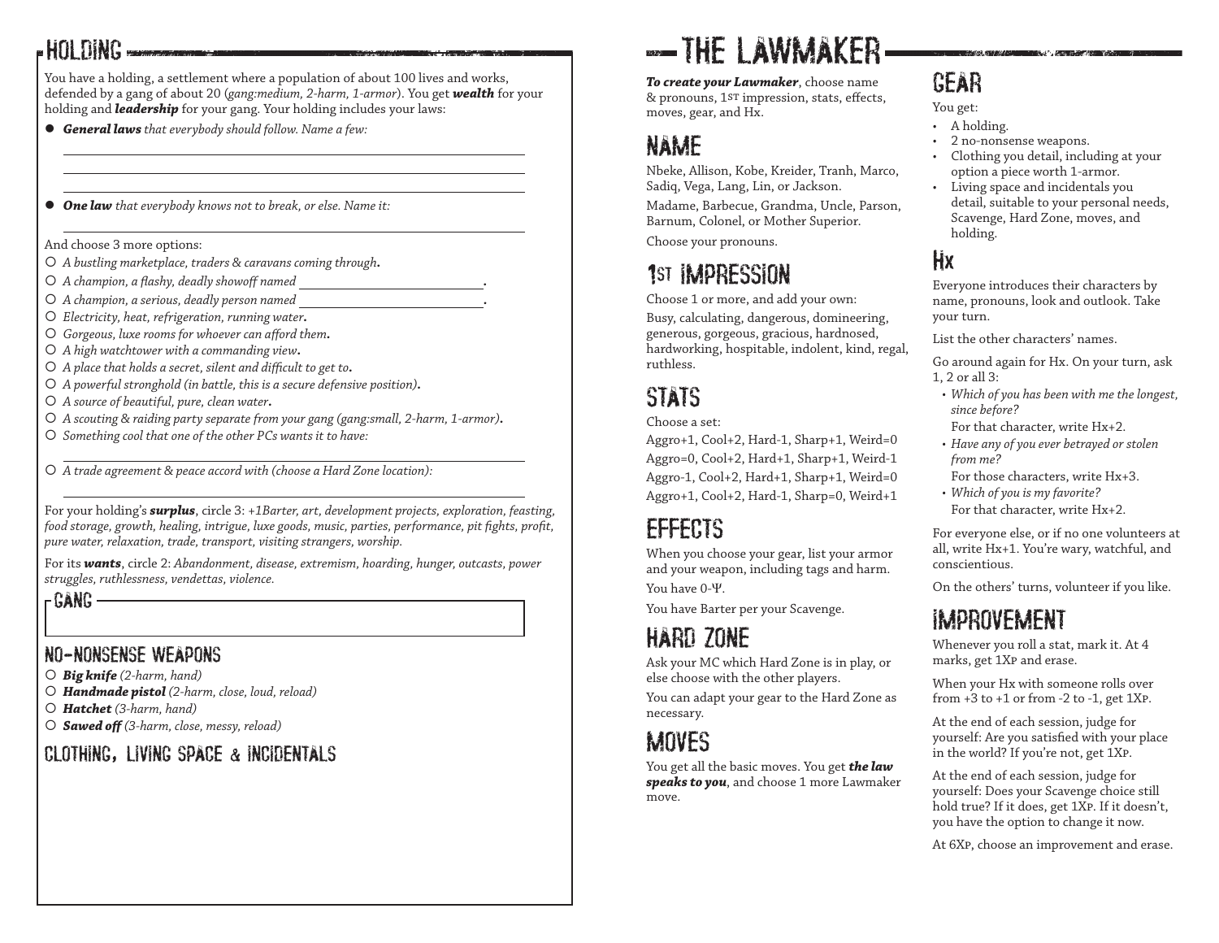## HOLDING

You have a holding, a settlement where a population of about 100 lives and works, defended by a gang of about 20 (*gang:medium, 2-harm, 1-armor*). You get ***wealth*** for your holding and ***leadership*** for your gang. Your holding includes your laws:

- ***General laws*** *that everybody should follow. Name a few:*

  \_\_\_\_\_\_\_\_\_\_\_\_\_\_\_\_\_\_\_\_\_\_\_\_\_\_\_\_\_\_\_\_

  \_\_\_\_\_\_\_\_\_\_\_\_\_\_\_\_\_\_\_\_\_\_\_\_\_\_\_\_\_\_\_\_

  \_\_\_\_\_\_\_\_\_\_\_\_\_\_\_\_\_\_\_\_\_\_\_\_\_\_\_\_\_\_\_\_

- ***One law*** *that everybody knows not to break, or else. Name it:*

  \_\_\_\_\_\_\_\_\_\_\_\_\_\_\_\_\_\_\_\_\_\_\_\_\_\_\_\_\_\_\_\_

And choose 3 more options:

- ○ *A bustling marketplace, traders & caravans coming through.*
- ○ *A champion, a flashy, deadly showoff named* \_\_\_\_\_\_\_\_\_\_\_\_\_\_\_\_.
- ○ *A champion, a serious, deadly person named* \_\_\_\_\_\_\_\_\_\_\_\_\_\_\_\_.
- ○ *Electricity, heat, refrigeration, running water.*
- ○ *Gorgeous, luxe rooms for whoever can afford them.*
- ○ *A high watchtower with a commanding view.*
- ○ *A place that holds a secret, silent and difficult to get to.*
- ○ *A powerful stronghold (in battle, this is a secure defensive position).*
- ○ *A source of beautiful, pure, clean water.*
- ○ *A scouting & raiding party separate from your gang (gang:small, 2-harm, 1-armor).*
- ○ *Something cool that one of the other PCs wants it to have:* \_\_\_\_\_\_\_\_\_\_\_\_\_\_\_\_
- ○ *A trade agreement & peace accord with (choose a Hard Zone location):* \_\_\_\_\_\_\_\_\_\_\_\_\_\_\_\_

For your holding's ***surplus***, circle 3: *+1Barter, art, development projects, exploration, feasting, food storage, growth, healing, intrigue, luxe goods, music, parties, performance, pit fights, profit, pure water, relaxation, trade, transport, visiting strangers, worship.*

For its ***wants***, circle 2: *Abandonment, disease, extremism, hoarding, hunger, outcasts, power struggles, ruthlessness, vendettas, violence.*

### GANG

### NO-NONSENSE WEAPONS

- ○ ***Big knife*** *(2-harm, hand)*
- ○ ***Handmade pistol*** *(2-harm, close, loud, reload)*
- ○ ***Hatchet*** *(3-harm, hand)*
- ○ ***Sawed off*** *(3-harm, close, messy, reload)*

### CLOTHING, LIVING SPACE & INCIDENTALS

# THE LAWMAKER

***To create your Lawmaker***, choose name & pronouns, 1st impression, stats, effects, moves, gear, and Hx.

## NAME

Nbeke, Allison, Kobe, Kreider, Tranh, Marco, Sadiq, Vega, Lang, Lin, or Jackson.

Madame, Barbecue, Grandma, Uncle, Parson, Barnum, Colonel, or Mother Superior.

Choose your pronouns.

## 1ST IMPRESSION

Choose 1 or more, and add your own:

Busy, calculating, dangerous, domineering, generous, gorgeous, gracious, hardnosed, hardworking, hospitable, indolent, kind, regal, ruthless.

## STATS

Choose a set:

Aggro+1, Cool+2, Hard-1, Sharp+1, Weird=0

Aggro=0, Cool+2, Hard+1, Sharp+1, Weird-1

Aggro-1, Cool+2, Hard+1, Sharp+1, Weird=0

Aggro+1, Cool+2, Hard-1, Sharp=0, Weird+1

## EFFECTS

When you choose your gear, list your armor and your weapon, including tags and harm.

You have 0-Ψ.

You have Barter per your Scavenge.

## HARD ZONE

Ask your MC which Hard Zone is in play, or else choose with the other players.

You can adapt your gear to the Hard Zone as necessary.

## MOVES

You get all the basic moves. You get ***the law speaks to you***, and choose 1 more Lawmaker move.

## GEAR

You get:

- A holding.
- 2 no-nonsense weapons.
- Clothing you detail, including at your option a piece worth 1-armor.
- Living space and incidentals you detail, suitable to your personal needs, Scavenge, Hard Zone, moves, and holding.

## HX

Everyone introduces their characters by name, pronouns, look and outlook. Take your turn.

List the other characters' names.

Go around again for Hx. On your turn, ask 1, 2 or all 3:

- *Which of you has been with me the longest, since before?*

  For that character, write Hx+2.
- *Have any of you ever betrayed or stolen from me?*

  For those characters, write Hx+3.
- *Which of you is my favorite?*

  For that character, write Hx+2.

For everyone else, or if no one volunteers at all, write Hx+1. You're wary, watchful, and conscientious.

On the others' turns, volunteer if you like.

## IMPROVEMENT

Whenever you roll a stat, mark it. At 4 marks, get 1Xp and erase.

When your Hx with someone rolls over from +3 to +1 or from -2 to -1, get 1Xp.

At the end of each session, judge for yourself: Are you satisfied with your place in the world? If you're not, get 1Xp.

At the end of each session, judge for yourself: Does your Scavenge choice still hold true? If it does, get 1Xp. If it doesn't, you have the option to change it now.

At 6Xp, choose an improvement and erase.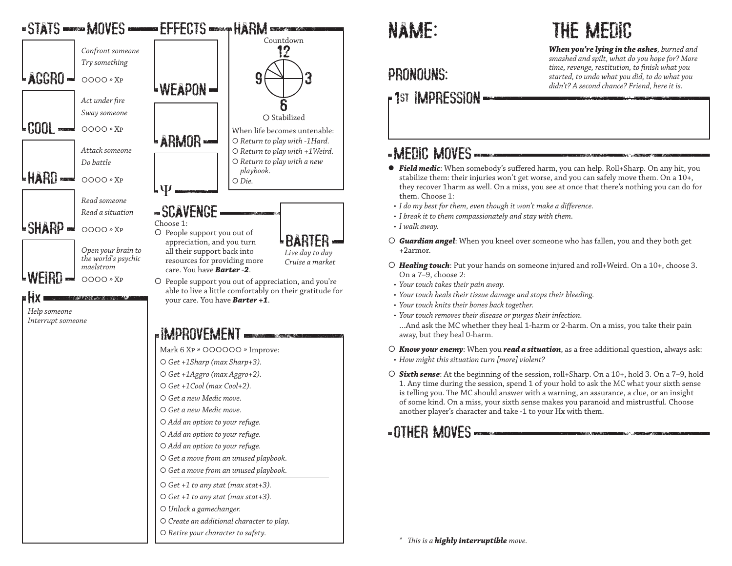## STATS — MOVES

**AGGRO**
*Confront someone*
*Try something*
OOOO » XP

**COOL**
*Act under fire*
*Sway someone*
OOOO » XP

**HARD**
*Attack someone*
*Do battle*
OOOO » XP

**SHARP**
*Read someone*
*Read a situation*
OOOO » XP

**WEIRD**
*Open your brain to the world's psychic maelstrom*
OOOO » XP

## HX

*Help someone*
*Interrupt someone*

## EFFECTS

**WEAPON**

**ARMOR**

**Ψ**

## HARM

Countdown
12
9 3
6

O Stabilized

When life becomes untenable:
- O *Return to play with -1Hard.*
- O *Return to play with +1Weird.*
- O *Return to play with a new playbook.*
- O *Die.*

## SCAVENGE

Choose 1:
- O People support you out of appreciation, and you turn all their support back into resources for providing more care. You have ***Barter -2***.
- O People support you out of appreciation, and you're able to live a little comfortably on their gratitude for your care. You have ***Barter +1***.

**BARTER**
*Live day to day*
*Cruise a market*

## IMPROVEMENT

Mark 6 XP » OOOOOO » Improve:
- O *Get +1Sharp (max Sharp+3).*
- O *Get +1Aggro (max Aggro+2).*
- O *Get +1Cool (max Cool+2).*
- O *Get a new Medic move.*
- O *Get a new Medic move.*
- O *Add an option to your refuge.*
- O *Add an option to your refuge.*
- O *Add an option to your refuge.*
- O *Get a move from an unused playbook.*
- O *Get a move from an unused playbook.*

---

- O *Get +1 to any stat (max stat+3).*
- O *Get +1 to any stat (max stat+3).*
- O *Unlock a gamechanger.*
- O *Create an additional character to play.*
- O *Retire your character to safety.*

# NAME:

# THE MEDIC

***When you're lying in the ashes****, burned and smashed and spilt, what do you hope for? More time, revenge, restitution, to finish what you started, to undo what you did, to do what you didn't? A second chance? Friend, here it is.*

## PRONOUNS:

## 1ST IMPRESSION

## MEDIC MOVES

- ● ***Field medic***: When somebody's suffered harm, you can help. Roll+Sharp. On any hit, you stabilize them: their injuries won't get worse, and you can safely move them. On a 10+, they recover 1harm as well. On a miss, you see at once that there's nothing you can do for them. Choose 1:
  - *I do my best for them, even though it won't make a difference.*
  - *I break it to them compassionately and stay with them.*
  - *I walk away.*
- O ***Guardian angel***: When you kneel over someone who has fallen, you and they both get +2armor.
- O ***Healing touch***: Put your hands on someone injured and roll+Weird. On a 10+, choose 3. On a 7–9, choose 2:
  - *Your touch takes their pain away.*
  - *Your touch heals their tissue damage and stops their bleeding.*
  - *Your touch knits their bones back together.*
  - *Your touch removes their disease or purges their infection.*

  …And ask the MC whether they heal 1-harm or 2-harm. On a miss, you take their pain away, but they heal 0-harm.
- O ***Know your enemy***: When you ***read a situation***, as a free additional question, always ask:
  - *How might this situation turn [more] violent?*
- O ***Sixth sense***: At the beginning of the session, roll+Sharp. On a 10+, hold 3. On a 7–9, hold 1. Any time during the session, spend 1 of your hold to ask the MC what your sixth sense is telling you. The MC should answer with a warning, an assurance, a clue, or an insight of some kind. On a miss, your sixth sense makes you paranoid and mistrustful. Choose another player's character and take -1 to your Hx with them.

## OTHER MOVES

\* *This is a **highly interruptible** move.*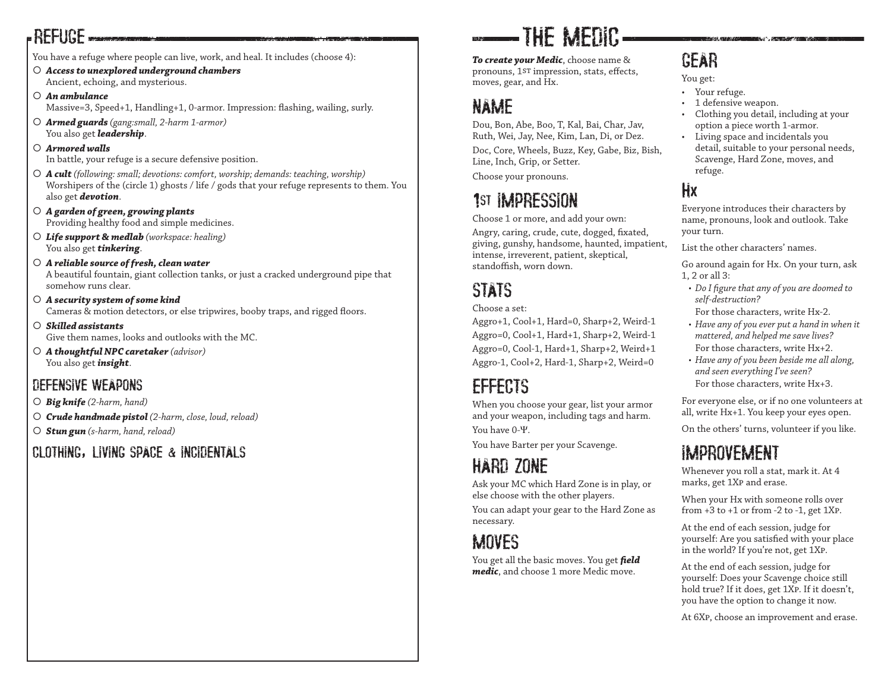# Refuge

You have a refuge where people can live, work, and heal. It includes (choose 4):

- ○ ***Access to unexplored underground chambers***
  Ancient, echoing, and mysterious.
- ○ ***An ambulance***
  Massive=3, Speed+1, Handling+1, 0-armor. Impression: flashing, wailing, surly.
- ○ ***Armed guards*** *(gang:small, 2-harm 1-armor)*
  You also get ***leadership***.
- ○ ***Armored walls***
  In battle, your refuge is a secure defensive position.
- ○ ***A cult*** *(following: small; devotions: comfort, worship; demands: teaching, worship)*
  Worshipers of the (circle 1) ghosts / life / gods that your refuge represents to them. You also get ***devotion***.
- ○ ***A garden of green, growing plants***
  Providing healthy food and simple medicines.
- ○ ***Life support & medlab*** *(workspace: healing)*
  You also get ***tinkering***.
- ○ ***A reliable source of fresh, clean water***
  A beautiful fountain, giant collection tanks, or just a cracked underground pipe that somehow runs clear.
- ○ ***A security system of some kind***
  Cameras & motion detectors, or else tripwires, booby traps, and rigged floors.
- ○ ***Skilled assistants***
  Give them names, looks and outlooks with the MC.
- ○ ***A thoughtful NPC caretaker*** *(advisor)*
  You also get ***insight***.

## Defensive weapons

- ○ ***Big knife*** *(2-harm, hand)*
- ○ ***Crude handmade pistol*** *(2-harm, close, loud, reload)*
- ○ ***Stun gun*** *(s-harm, hand, reload)*

## Clothing, living space & incidentals

# The Medic

***To create your Medic***, choose name & pronouns, 1st impression, stats, effects, moves, gear, and Hx.

## Name

Dou, Bon, Abe, Boo, T, Kal, Bai, Char, Jav, Ruth, Wei, Jay, Nee, Kim, Lan, Di, or Dez.

Doc, Core, Wheels, Buzz, Key, Gabe, Biz, Bish, Line, Inch, Grip, or Setter.

Choose your pronouns.

## 1st Impression

Choose 1 or more, and add your own:

Angry, caring, crude, cute, dogged, fixated, giving, gunshy, handsome, haunted, impatient, intense, irreverent, patient, skeptical, standoffish, worn down.

## Stats

Choose a set:

Aggro+1, Cool+1, Hard=0, Sharp+2, Weird-1
Aggro=0, Cool+1, Hard+1, Sharp+2, Weird-1
Aggro=0, Cool-1, Hard+1, Sharp+2, Weird+1
Aggro-1, Cool+2, Hard-1, Sharp+2, Weird=0

## Effects

When you choose your gear, list your armor and your weapon, including tags and harm.

You have 0-Ψ.

You have Barter per your Scavenge.

## Hard Zone

Ask your MC which Hard Zone is in play, or else choose with the other players.

You can adapt your gear to the Hard Zone as necessary.

## Moves

You get all the basic moves. You get ***field medic***, and choose 1 more Medic move.

## Gear

You get:

- Your refuge.
- 1 defensive weapon.
- Clothing you detail, including at your option a piece worth 1-armor.
- Living space and incidentals you detail, suitable to your personal needs, Scavenge, Hard Zone, moves, and refuge.

## Hx

Everyone introduces their characters by name, pronouns, look and outlook. Take your turn.

List the other characters' names.

Go around again for Hx. On your turn, ask 1, 2 or all 3:

- *Do I figure that any of you are doomed to self-destruction?*
  For those characters, write Hx-2.
- *Have any of you ever put a hand in when it mattered, and helped me save lives?*
  For those characters, write Hx+2.
- *Have any of you been beside me all along, and seen everything I've seen?*
  For those characters, write Hx+3.

For everyone else, or if no one volunteers at all, write Hx+1. You keep your eyes open.

On the others' turns, volunteer if you like.

## Improvement

Whenever you roll a stat, mark it. At 4 marks, get 1Xp and erase.

When your Hx with someone rolls over from +3 to +1 or from -2 to -1, get 1Xp.

At the end of each session, judge for yourself: Are you satisfied with your place in the world? If you're not, get 1Xp.

At the end of each session, judge for yourself: Does your Scavenge choice still hold true? If it does, get 1Xp. If it doesn't, you have the option to change it now.

At 6Xp, choose an improvement and erase.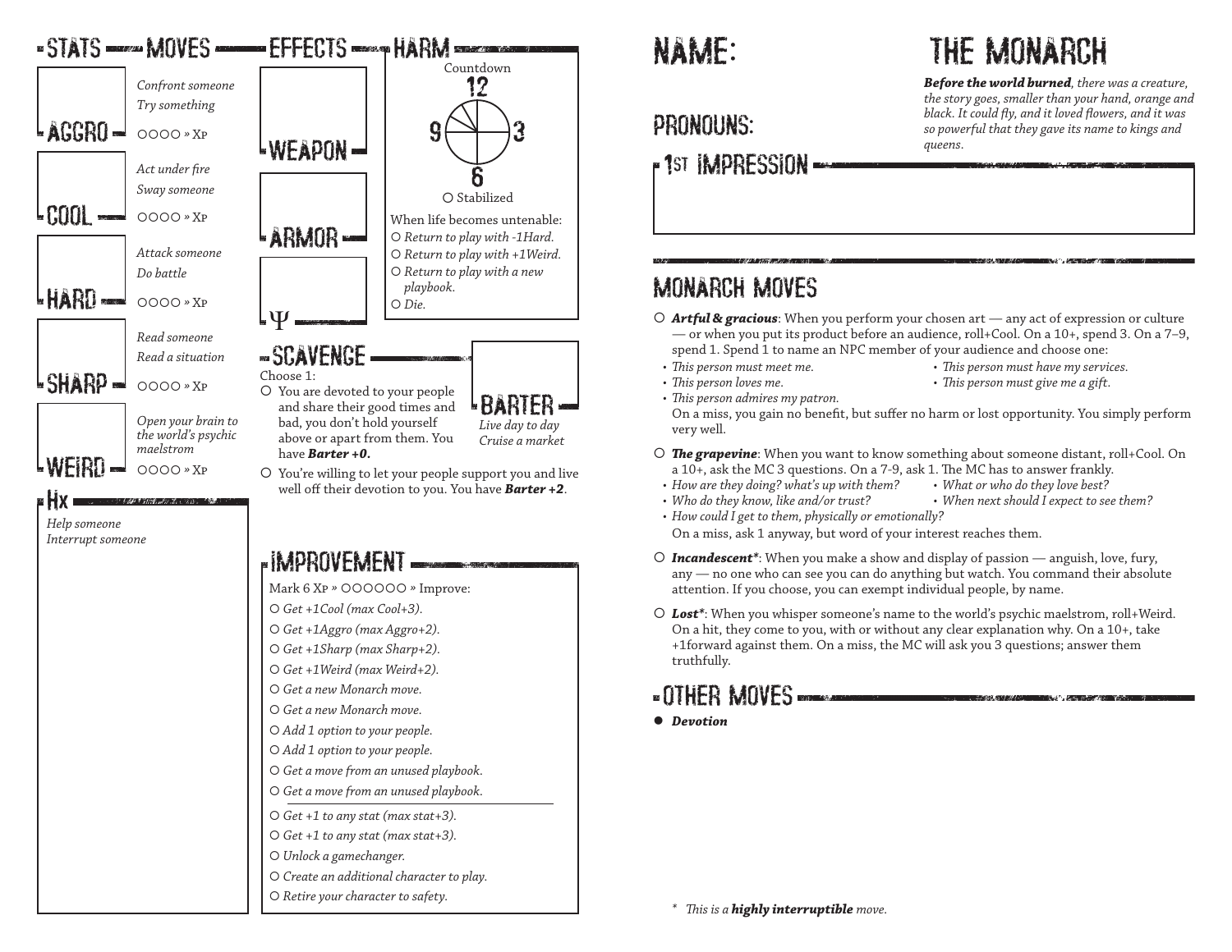## STATS — MOVES

**AGGRO**
*Confront someone*
*Try something*
○○○○ » Xp

**COOL**
*Act under fire*
*Sway someone*
○○○○ » Xp

**HARD**
*Attack someone*
*Do battle*
○○○○ » Xp

**SHARP**
*Read someone*
*Read a situation*
○○○○ » Xp

**WEIRD**
*Open your brain to the world's psychic maelstrom*
○○○○ » Xp

## HX

*Help someone*
*Interrupt someone*

## EFFECTS

**WEAPON**

**ARMOR**

**Ψ**

## HARM

Countdown
12
9 3
6
○ Stabilized

When life becomes untenable:
- ○ *Return to play with -1Hard.*
- ○ *Return to play with +1Weird.*
- ○ *Return to play with a new playbook.*
- ○ *Die.*

## SCAVENGE

Choose 1:
- ○ You are devoted to your people and share their good times and bad, you don't hold yourself above or apart from them. You have ***Barter +0.***
- ○ You're willing to let your people support you and live well off their devotion to you. You have ***Barter +2***.

**BARTER**
*Live day to day*
*Cruise a market*

## IMPROVEMENT

Mark 6 Xp » ○○○○○○ » Improve:
- ○ *Get +1Cool (max Cool+3).*
- ○ *Get +1Aggro (max Aggro+2).*
- ○ *Get +1Sharp (max Sharp+2).*
- ○ *Get +1Weird (max Weird+2).*
- ○ *Get a new Monarch move.*
- ○ *Get a new Monarch move.*
- ○ *Add 1 option to your people.*
- ○ *Add 1 option to your people.*
- ○ *Get a move from an unused playbook.*
- ○ *Get a move from an unused playbook.*

---

- ○ *Get +1 to any stat (max stat+3).*
- ○ *Get +1 to any stat (max stat+3).*
- ○ *Unlock a gamechanger.*
- ○ *Create an additional character to play.*
- ○ *Retire your character to safety.*

# THE MONARCH

***Before the world burned**, there was a creature, the story goes, smaller than your hand, orange and black. It could fly, and it loved flowers, and it was so powerful that they gave its name to kings and queens.*

**NAME:**

**PRONOUNS:**

## 1ST IMPRESSION

## MONARCH MOVES

○ ***Artful & gracious***: When you perform your chosen art — any act of expression or culture — or when you put its product before an audience, roll+Cool. On a 10+, spend 3. On a 7–9, spend 1. Spend 1 to name an NPC member of your audience and choose one:
- *This person must meet me.*
- *This person must have my services.*
- *This person loves me.*
- *This person must give me a gift.*
- *This person admires my patron.*

On a miss, you gain no benefit, but suffer no harm or lost opportunity. You simply perform very well.

○ ***The grapevine***: When you want to know something about someone distant, roll+Cool. On a 10+, ask the MC 3 questions. On a 7-9, ask 1. The MC has to answer frankly.
- *How are they doing? what's up with them?*
- *What or who do they love best?*
- *Who do they know, like and/or trust?*
- *When next should I expect to see them?*
- *How could I get to them, physically or emotionally?*

On a miss, ask 1 anyway, but word of your interest reaches them.

○ ***Incandescent****: When you make a show and display of passion — anguish, love, fury, any — no one who can see you can do anything but watch. You command their absolute attention. If you choose, you can exempt individual people, by name.

○ ***Lost****: When you whisper someone's name to the world's psychic maelstrom, roll+Weird. On a hit, they come to you, with or without any clear explanation why. On a 10+, take +1forward against them. On a miss, the MC will ask you 3 questions; answer them truthfully.

## OTHER MOVES

● ***Devotion***

\* *This is a **highly interruptible** move.*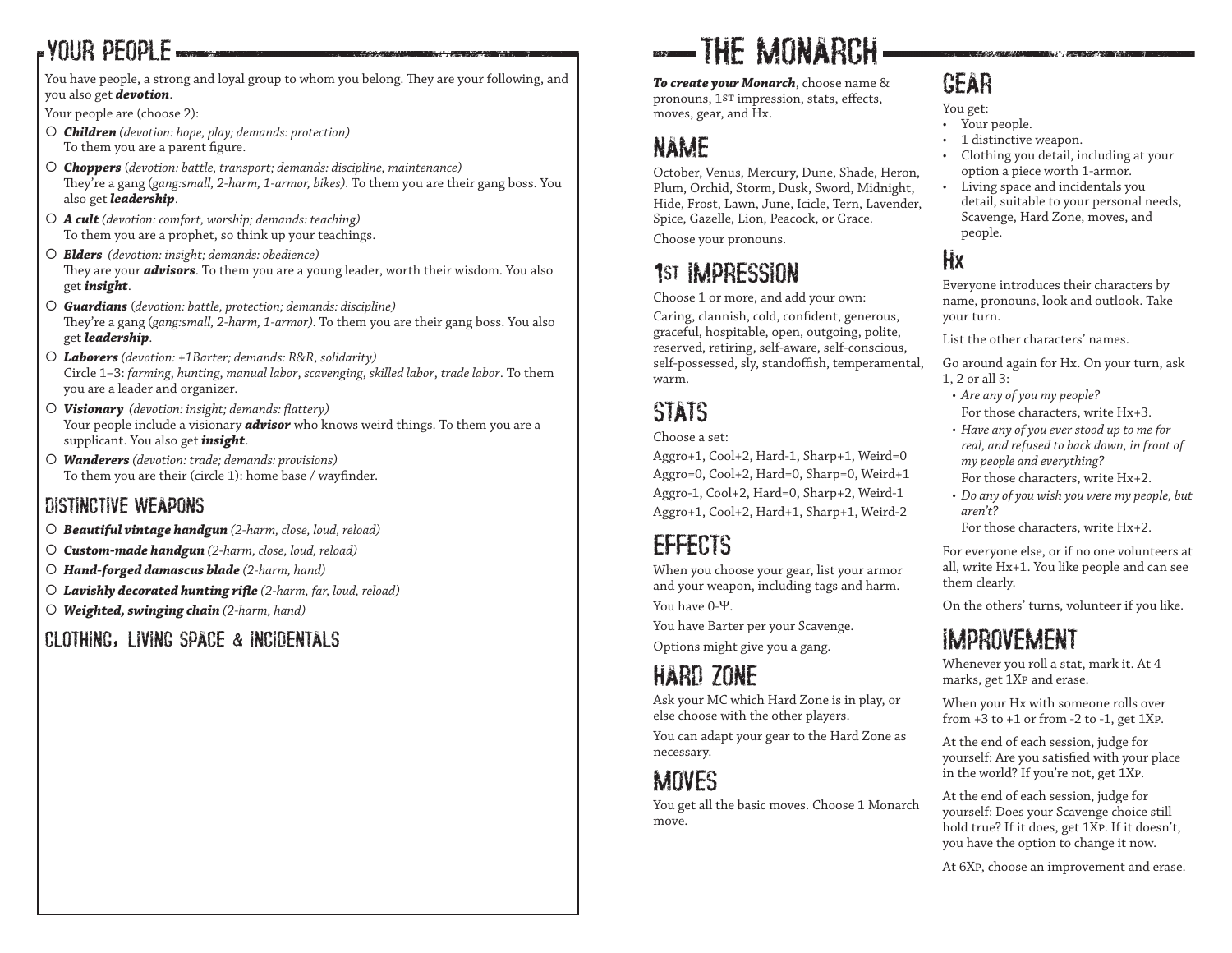## YOUR PEOPLE

You have people, a strong and loyal group to whom you belong. They are your following, and you also get ***devotion***.

Your people are (choose 2):

- ○ ***Children*** *(devotion: hope, play; demands: protection)*
  To them you are a parent figure.
- ○ ***Choppers*** *(devotion: battle, transport; demands: discipline, maintenance)*
  They're a gang *(gang:small, 2-harm, 1-armor, bikes)*. To them you are their gang boss. You also get ***leadership***.
- ○ ***A cult*** *(devotion: comfort, worship; demands: teaching)*
  To them you are a prophet, so think up your teachings.
- ○ ***Elders*** *(devotion: insight; demands: obedience)*
  They are your ***advisors***. To them you are a young leader, worth their wisdom. You also get ***insight***.
- ○ ***Guardians*** *(devotion: battle, protection; demands: discipline)*
  They're a gang *(gang:small, 2-harm, 1-armor)*. To them you are their gang boss. You also get ***leadership***.
- ○ ***Laborers*** *(devotion: +1Barter; demands: R&R, solidarity)*
  Circle 1–3: *farming*, *hunting*, *manual labor*, *scavenging*, *skilled labor*, *trade labor*. To them you are a leader and organizer.
- ○ ***Visionary*** *(devotion: insight; demands: flattery)*
  Your people include a visionary ***advisor*** who knows weird things. To them you are a supplicant. You also get ***insight***.
- ○ ***Wanderers*** *(devotion: trade; demands: provisions)*
  To them you are their (circle 1): home base / wayfinder.

### DISTINCTIVE WEAPONS

- ○ ***Beautiful vintage handgun*** *(2-harm, close, loud, reload)*
- ○ ***Custom-made handgun*** *(2-harm, close, loud, reload)*
- ○ ***Hand-forged damascus blade*** *(2-harm, hand)*
- ○ ***Lavishly decorated hunting rifle*** *(2-harm, far, loud, reload)*
- ○ ***Weighted, swinging chain*** *(2-harm, hand)*

### CLOTHING, LIVING SPACE & INCIDENTALS

# THE MONARCH

***To create your Monarch***, choose name & pronouns, 1st impression, stats, effects, moves, gear, and Hx.

## NAME

October, Venus, Mercury, Dune, Shade, Heron, Plum, Orchid, Storm, Dusk, Sword, Midnight, Hide, Frost, Lawn, June, Icicle, Tern, Lavender, Spice, Gazelle, Lion, Peacock, or Grace.

Choose your pronouns.

## 1ST IMPRESSION

Choose 1 or more, and add your own:

Caring, clannish, cold, confident, generous, graceful, hospitable, open, outgoing, polite, reserved, retiring, self-aware, self-conscious, self-possessed, sly, standoffish, temperamental, warm.

## STATS

Choose a set:

Aggro+1, Cool+2, Hard-1, Sharp+1, Weird=0
Aggro=0, Cool+2, Hard=0, Sharp=0, Weird+1
Aggro-1, Cool+2, Hard=0, Sharp+2, Weird-1
Aggro+1, Cool+2, Hard+1, Sharp+1, Weird-2

## EFFECTS

When you choose your gear, list your armor and your weapon, including tags and harm.

You have 0-Ψ.

You have Barter per your Scavenge.

Options might give you a gang.

## HARD ZONE

Ask your MC which Hard Zone is in play, or else choose with the other players.

You can adapt your gear to the Hard Zone as necessary.

## MOVES

You get all the basic moves. Choose 1 Monarch move.

## GEAR

You get:

- Your people.
- 1 distinctive weapon.
- Clothing you detail, including at your option a piece worth 1-armor.
- Living space and incidentals you detail, suitable to your personal needs, Scavenge, Hard Zone, moves, and people.

## Hx

Everyone introduces their characters by name, pronouns, look and outlook. Take your turn.

List the other characters' names.

Go around again for Hx. On your turn, ask 1, 2 or all 3:

- *Are any of you my people?*
  For those characters, write Hx+3.
- *Have any of you ever stood up to me for real, and refused to back down, in front of my people and everything?*
  For those characters, write Hx+2.
- *Do any of you wish you were my people, but aren't?*
  For those characters, write Hx+2.

For everyone else, or if no one volunteers at all, write Hx+1. You like people and can see them clearly.

On the others' turns, volunteer if you like.

## IMPROVEMENT

Whenever you roll a stat, mark it. At 4 marks, get 1Xp and erase.

When your Hx with someone rolls over from +3 to +1 or from -2 to -1, get 1Xp.

At the end of each session, judge for yourself: Are you satisfied with your place in the world? If you're not, get 1Xp.

At the end of each session, judge for yourself: Does your Scavenge choice still hold true? If it does, get 1Xp. If it doesn't, you have the option to change it now.

At 6Xp, choose an improvement and erase.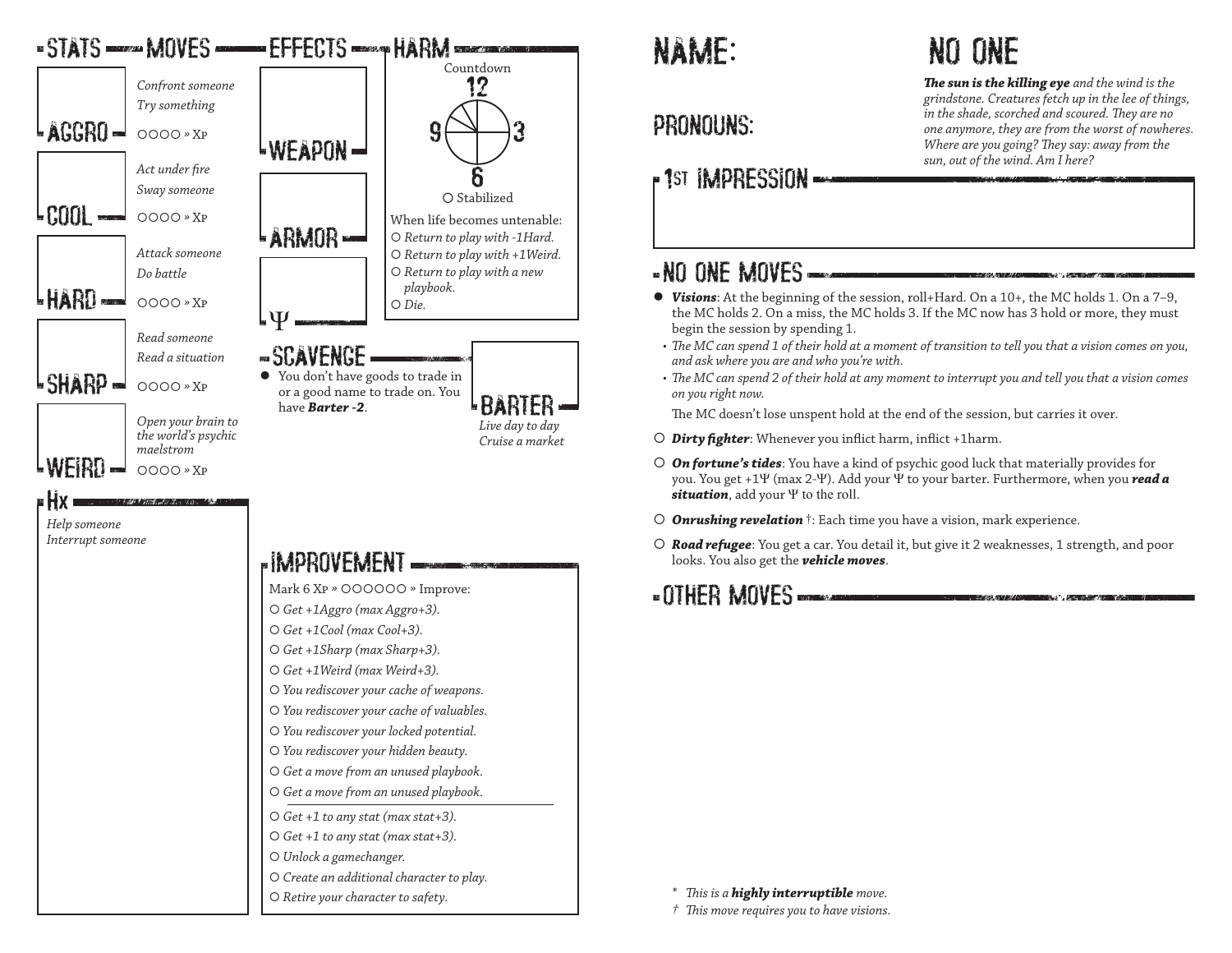## STATS — MOVES

**AGGRO**
*Confront someone*
*Try something*
○○○○ » XP

**COOL**
*Act under fire*
*Sway someone*
○○○○ » XP

**HARD**
*Attack someone*
*Do battle*
○○○○ » XP

**SHARP**
*Read someone*
*Read a situation*
○○○○ » XP

**WEIRD**
*Open your brain to the world's psychic maelstrom*
○○○○ » XP

## HX

*Help someone*
*Interrupt someone*

## EFFECTS

**WEAPON**

**ARMOR**

**Ψ**

## HARM

Countdown
12
9 3
6

○ Stabilized

When life becomes untenable:
○ *Return to play with -1Hard.*
○ *Return to play with +1Weird.*
○ *Return to play with a new playbook.*
○ *Die.*

## SCAVENGE

- You don't have goods to trade in or a good name to trade on. You have ***Barter -2***.

**BARTER**
*Live day to day*
*Cruise a market*

## IMPROVEMENT

Mark 6 XP » ○○○○○○ » Improve:

○ *Get +1Aggro (max Aggro+3).*
○ *Get +1Cool (max Cool+3).*
○ *Get +1Sharp (max Sharp+3).*
○ *Get +1Weird (max Weird+3).*
○ *You rediscover your cache of weapons.*
○ *You rediscover your cache of valuables.*
○ *You rediscover your locked potential.*
○ *You rediscover your hidden beauty.*
○ *Get a move from an unused playbook.*
○ *Get a move from an unused playbook.*

---

○ *Get +1 to any stat (max stat+3).*
○ *Get +1 to any stat (max stat+3).*
○ *Unlock a gamechanger.*
○ *Create an additional character to play.*
○ *Retire your character to safety.*

# NAME:

# NO ONE

***The sun is the killing eye*** *and the wind is the grindstone. Creatures fetch up in the lee of things, in the shade, scorched and scoured. They are no one anymore, they are from the worst of nowheres. Where are you going? They say: away from the sun, out of the wind. Am I here?*

## PRONOUNS:

## 1ST IMPRESSION

## NO ONE MOVES

- ***Visions***: At the beginning of the session, roll+Hard. On a 10+, the MC holds 1. On a 7–9, the MC holds 2. On a miss, the MC holds 3. If the MC now has 3 hold or more, they must begin the session by spending 1.
  - *The MC can spend 1 of their hold at a moment of transition to tell you that a vision comes on you, and ask where you are and who you're with.*
  - *The MC can spend 2 of their hold at any moment to interrupt you and tell you that a vision comes on you right now.*

  The MC doesn't lose unspent hold at the end of the session, but carries it over.

○ ***Dirty fighter***: Whenever you inflict harm, inflict +1harm.

○ ***On fortune's tides***: You have a kind of psychic good luck that materially provides for you. You get +1Ψ (max 2-Ψ). Add your Ψ to your barter. Furthermore, when you ***read a situation***, add your Ψ to the roll.

○ ***Onrushing revelation*** †: Each time you have a vision, mark experience.

○ ***Road refugee***: You get a car. You detail it, but give it 2 weaknesses, 1 strength, and poor looks. You also get the ***vehicle moves***.

## OTHER MOVES

\* *This is a **highly interruptible** move.*
† *This move requires you to have visions.*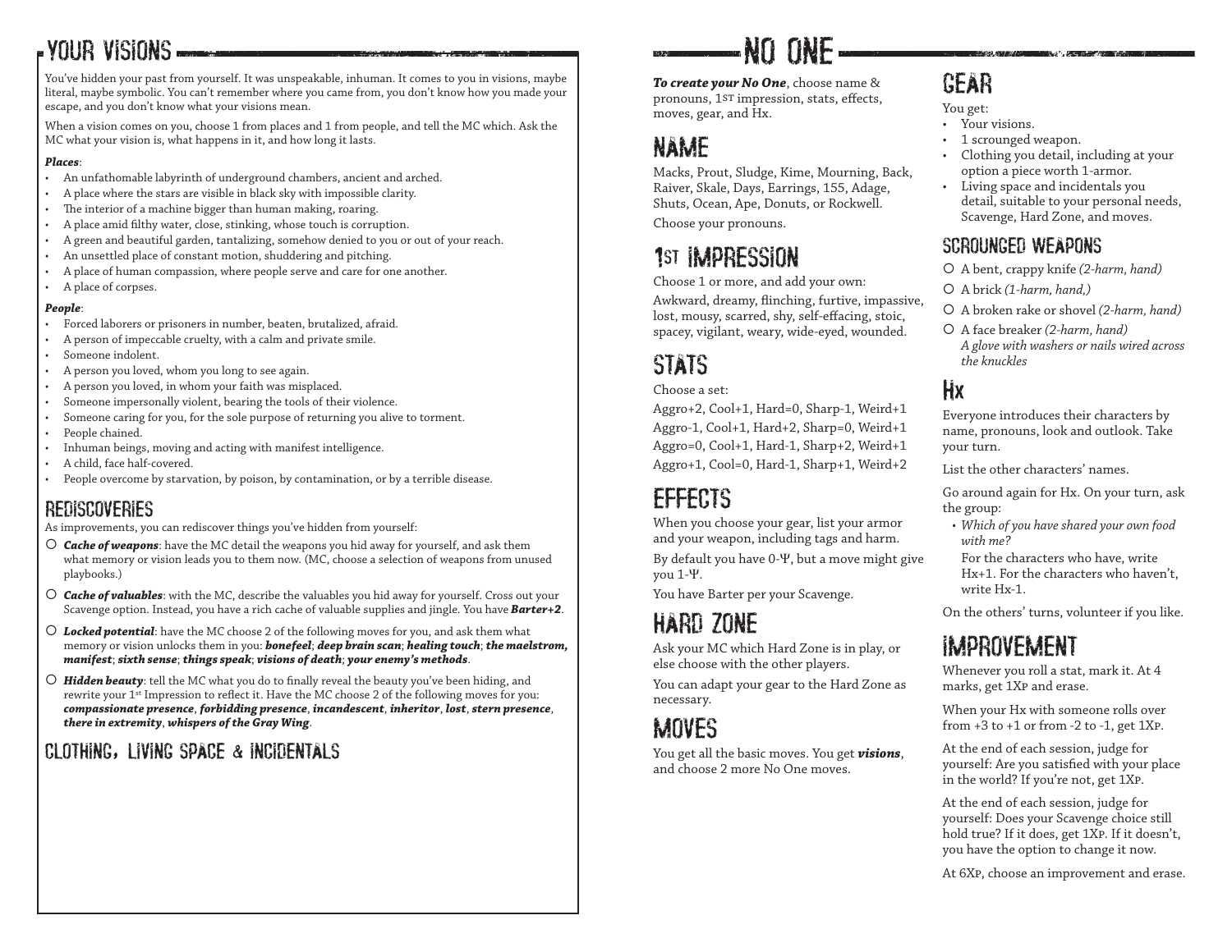# YOUR VISIONS

You've hidden your past from yourself. It was unspeakable, inhuman. It comes to you in visions, maybe literal, maybe symbolic. You can't remember where you came from, you don't know how you made your escape, and you don't know what your visions mean.

When a vision comes on you, choose 1 from places and 1 from people, and tell the MC which. Ask the MC what your vision is, what happens in it, and how long it lasts.

***Places***:

- An unfathomable labyrinth of underground chambers, ancient and arched.
- A place where the stars are visible in black sky with impossible clarity.
- The interior of a machine bigger than human making, roaring.
- A place amid filthy water, close, stinking, whose touch is corruption.
- A green and beautiful garden, tantalizing, somehow denied to you or out of your reach.
- An unsettled place of constant motion, shuddering and pitching.
- A place of human compassion, where people serve and care for one another.
- A place of corpses.

***People***:

- Forced laborers or prisoners in number, beaten, brutalized, afraid.
- A person of impeccable cruelty, with a calm and private smile.
- Someone indolent.
- A person you loved, whom you long to see again.
- A person you loved, in whom your faith was misplaced.
- Someone impersonally violent, bearing the tools of their violence.
- Someone caring for you, for the sole purpose of returning you alive to torment.
- People chained.
- Inhuman beings, moving and acting with manifest intelligence.
- A child, face half-covered.
- People overcome by starvation, by poison, by contamination, or by a terrible disease.

## REDISCOVERIES

As improvements, you can rediscover things you've hidden from yourself:

- ○ ***Cache of weapons***: have the MC detail the weapons you hid away for yourself, and ask them what memory or vision leads you to them now. (MC, choose a selection of weapons from unused playbooks.)
- ○ ***Cache of valuables***: with the MC, describe the valuables you hid away for yourself. Cross out your Scavenge option. Instead, you have a rich cache of valuable supplies and jingle. You have ***Barter+2***.
- ○ ***Locked potential***: have the MC choose 2 of the following moves for you, and ask them what memory or vision unlocks them in you: ***bonefeel***; ***deep brain scan***; ***healing touch***; ***the maelstrom, manifest***; ***sixth sense***; ***things speak***; ***visions of death***; ***your enemy's methods***.
- ○ ***Hidden beauty***: tell the MC what you do to finally reveal the beauty you've been hiding, and rewrite your 1st Impression to reflect it. Have the MC choose 2 of the following moves for you: ***compassionate presence***, ***forbidding presence***, ***incandescent***, ***inheritor***, ***lost***, ***stern presence***, ***there in extremity***, ***whispers of the Gray Wing***.

## CLOTHING, LIVING SPACE & INCIDENTALS

# NO ONE

***To create your No One***, choose name & pronouns, 1st impression, stats, effects, moves, gear, and Hx.

## NAME

Macks, Prout, Sludge, Kime, Mourning, Back, Raiver, Skale, Days, Earrings, 155, Adage, Shuts, Ocean, Ape, Donuts, or Rockwell.

Choose your pronouns.

## 1ST IMPRESSION

Choose 1 or more, and add your own:

Awkward, dreamy, flinching, furtive, impassive, lost, mousy, scarred, shy, self-effacing, stoic, spacey, vigilant, weary, wide-eyed, wounded.

## STATS

Choose a set:

Aggro+2, Cool+1, Hard=0, Sharp-1, Weird+1
Aggro-1, Cool+1, Hard+2, Sharp=0, Weird+1
Aggro=0, Cool+1, Hard-1, Sharp+2, Weird+1
Aggro+1, Cool=0, Hard-1, Sharp+1, Weird+2

## EFFECTS

When you choose your gear, list your armor and your weapon, including tags and harm.

By default you have 0-Ψ, but a move might give you 1-Ψ.

You have Barter per your Scavenge.

## HARD ZONE

Ask your MC which Hard Zone is in play, or else choose with the other players.

You can adapt your gear to the Hard Zone as necessary.

## MOVES

You get all the basic moves. You get ***visions***, and choose 2 more No One moves.

## GEAR

You get:

- Your visions.
- 1 scrounged weapon.
- Clothing you detail, including at your option a piece worth 1-armor.
- Living space and incidentals you detail, suitable to your personal needs, Scavenge, Hard Zone, and moves.

### SCROUNGED WEAPONS

- ○ A bent, crappy knife *(2-harm, hand)*
- ○ A brick *(1-harm, hand,)*
- ○ A broken rake or shovel *(2-harm, hand)*
- ○ A face breaker *(2-harm, hand)*
  *A glove with washers or nails wired across the knuckles*

## Hx

Everyone introduces their characters by name, pronouns, look and outlook. Take your turn.

List the other characters' names.

Go around again for Hx. On your turn, ask the group:

- *Which of you have shared your own food with me?*

  For the characters who have, write Hx+1. For the characters who haven't, write Hx-1.

On the others' turns, volunteer if you like.

## IMPROVEMENT

Whenever you roll a stat, mark it. At 4 marks, get 1Xp and erase.

When your Hx with someone rolls over from +3 to +1 or from -2 to -1, get 1Xp.

At the end of each session, judge for yourself: Are you satisfied with your place in the world? If you're not, get 1Xp.

At the end of each session, judge for yourself: Does your Scavenge choice still hold true? If it does, get 1Xp. If it doesn't, you have the option to change it now.

At 6Xp, choose an improvement and erase.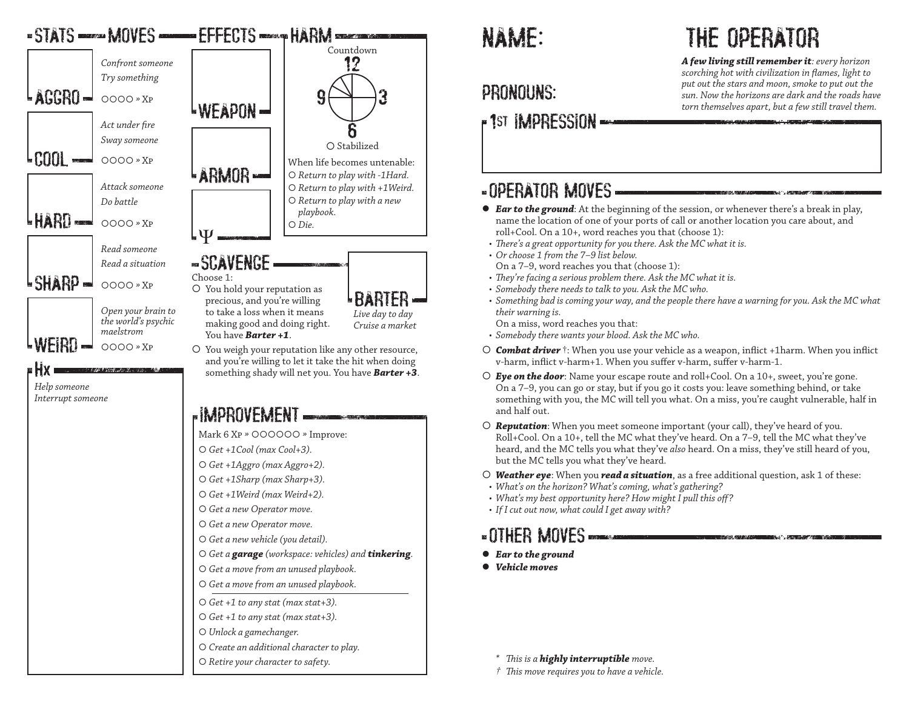## STATS — MOVES

**AGGRO**
*Confront someone*
*Try something*
○○○○ » Xp

**COOL**
*Act under fire*
*Sway someone*
○○○○ » Xp

**HARD**
*Attack someone*
*Do battle*
○○○○ » Xp

**SHARP**
*Read someone*
*Read a situation*
○○○○ » Xp

**WEIRD**
*Open your brain to the world's psychic maelstrom*
○○○○ » Xp

## HX

*Help someone*
*Interrupt someone*

## EFFECTS

**WEAPON**

**ARMOR**

**Ψ**

## HARM

Countdown
12
9 3
6

○ Stabilized

When life becomes untenable:
- ○ *Return to play with -1Hard.*
- ○ *Return to play with +1Weird.*
- ○ *Return to play with a new playbook.*
- ○ *Die.*

## SCAVENGE

Choose 1:
- ○ You hold your reputation as precious, and you're willing to take a loss when it means making good and doing right. You have ***Barter +1***.
- ○ You weigh your reputation like any other resource, and you're willing to let it take the hit when doing something shady will net you. You have ***Barter +3***.

**BARTER**
*Live day to day*
*Cruise a market*

## IMPROVEMENT

Mark 6 Xp » ○○○○○○ » Improve:
- ○ *Get +1Cool (max Cool+3).*
- ○ *Get +1Aggro (max Aggro+2).*
- ○ *Get +1Sharp (max Sharp+3).*
- ○ *Get +1Weird (max Weird+2).*
- ○ *Get a new Operator move.*
- ○ *Get a new Operator move.*
- ○ *Get a new vehicle (you detail).*
- ○ *Get a **garage** (workspace: vehicles) and **tinkering**.*
- ○ *Get a move from an unused playbook.*
- ○ *Get a move from an unused playbook.*

---

- ○ *Get +1 to any stat (max stat+3).*
- ○ *Get +1 to any stat (max stat+3).*
- ○ *Unlock a gamechanger.*
- ○ *Create an additional character to play.*
- ○ *Retire your character to safety.*

# NAME:

# THE OPERATOR

***A few living still remember it**: every horizon scorching hot with civilization in flames, light to put out the stars and moon, smoke to put out the sun. Now the horizons are dark and the roads have torn themselves apart, but a few still travel them.*

## PRONOUNS:

## 1ST IMPRESSION

## OPERATOR MOVES

- ● ***Ear to the ground***: At the beginning of the session, or whenever there's a break in play, name the location of one of your ports of call or another location you care about, and roll+Cool. On a 10+, word reaches you that (choose 1):
  - *There's a great opportunity for you there. Ask the MC what it is.*
  - *Or choose 1 from the 7–9 list below.*

  On a 7–9, word reaches you that (choose 1):
  - *They're facing a serious problem there. Ask the MC what it is.*
  - *Somebody there needs to talk to you. Ask the MC who.*
  - *Something bad is coming your way, and the people there have a warning for you. Ask the MC what their warning is.*

  On a miss, word reaches you that:
  - *Somebody there wants your blood. Ask the MC who.*
- ○ ***Combat driver*** †: When you use your vehicle as a weapon, inflict +1harm. When you inflict v-harm, inflict v-harm+1. When you suffer v-harm, suffer v-harm-1.
- ○ ***Eye on the door***: Name your escape route and roll+Cool. On a 10+, sweet, you're gone. On a 7–9, you can go or stay, but if you go it costs you: leave something behind, or take something with you, the MC will tell you what. On a miss, you're caught vulnerable, half in and half out.
- ○ ***Reputation***: When you meet someone important (your call), they've heard of you. Roll+Cool. On a 10+, tell the MC what they've heard. On a 7–9, tell the MC what they've heard, and the MC tells you what they've *also* heard. On a miss, they've still heard of you, but the MC tells you what they've heard.
- ○ ***Weather eye***: When you ***read a situation***, as a free additional question, ask 1 of these:
  - *What's on the horizon? What's coming, what's gathering?*
  - *What's my best opportunity here? How might I pull this off?*
  - *If I cut out now, what could I get away with?*

## OTHER MOVES

- ● ***Ear to the ground***
- ● ***Vehicle moves***

\* *This is a **highly interruptible** move.*
† *This move requires you to have a vehicle.*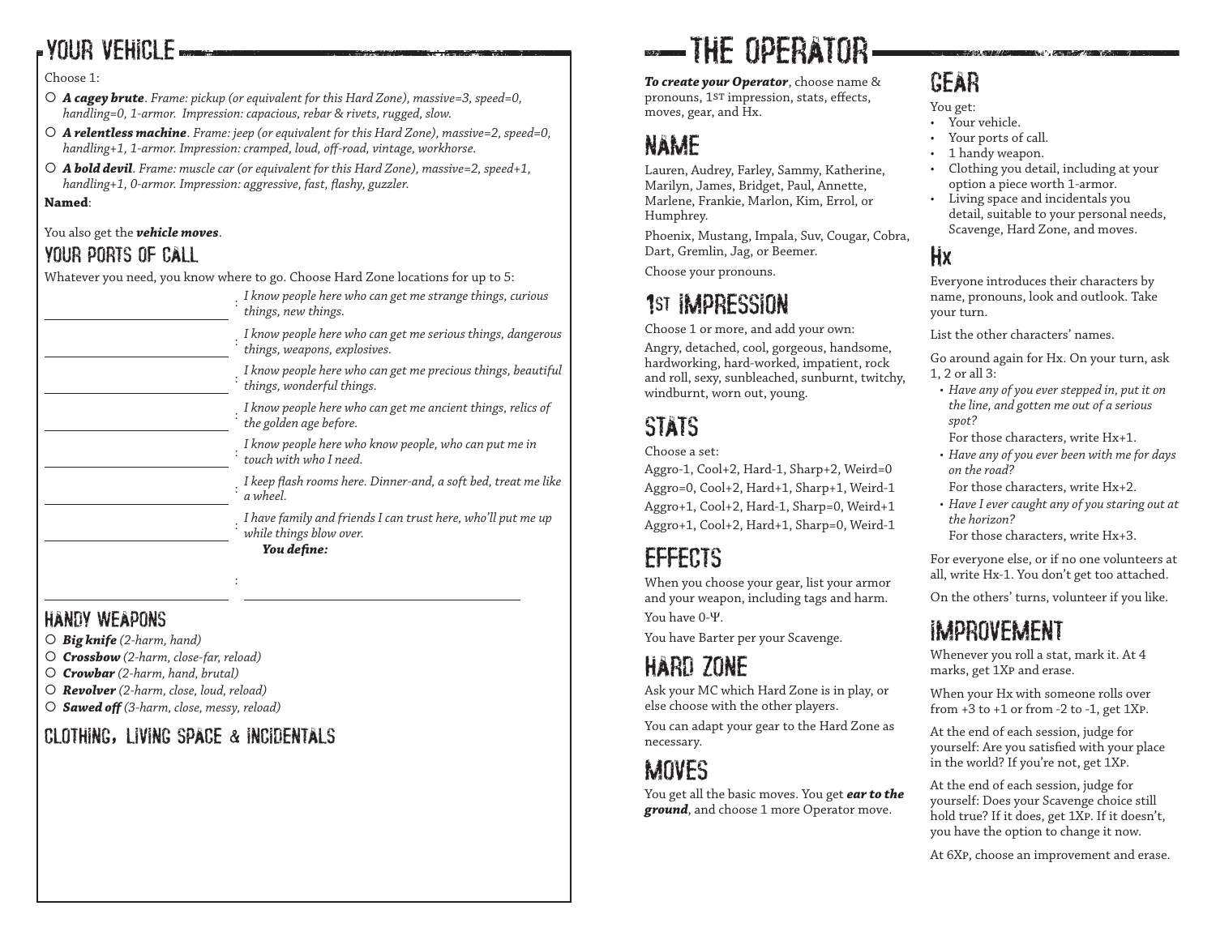## Your Vehicle

Choose 1:

- ○ ***A cagey brute***. *Frame: pickup (or equivalent for this Hard Zone), massive=3, speed=0, handling=0, 1-armor. Impression: capacious, rebar & rivets, rugged, slow.*
- ○ ***A relentless machine***. *Frame: jeep (or equivalent for this Hard Zone), massive=2, speed=0, handling+1, 1-armor. Impression: cramped, loud, off-road, vintage, workhorse.*
- ○ ***A bold devil***. *Frame: muscle car (or equivalent for this Hard Zone), massive=2, speed+1, handling+1, 0-armor. Impression: aggressive, fast, flashy, guzzler.*

**Named**:

You also get the ***vehicle moves***.

## Your Ports of Call

Whatever you need, you know where to go. Choose Hard Zone locations for up to 5:

- ________ : *I know people here who can get me strange things, curious things, new things.*
- ________ : *I know people here who can get me serious things, dangerous things, weapons, explosives.*
- ________ : *I know people here who can get me precious things, beautiful things, wonderful things.*
- ________ : *I know people here who can get me ancient things, relics of the golden age before.*
- ________ : *I know people here who know people, who can put me in touch with who I need.*
- ________ : *I keep flash rooms here. Dinner-and, a soft bed, treat me like a wheel.*
- ________ : *I have family and friends I can trust here, who'll put me up while things blow over.*

***You define:***

- ________ : ________

## Handy Weapons

- ○ ***Big knife*** *(2-harm, hand)*
- ○ ***Crossbow*** *(2-harm, close-far, reload)*
- ○ ***Crowbar*** *(2-harm, hand, brutal)*
- ○ ***Revolver*** *(2-harm, close, loud, reload)*
- ○ ***Sawed off*** *(3-harm, close, messy, reload)*

## Clothing, Living Space & Incidentals

# The Operator

***To create your Operator***, choose name & pronouns, 1st impression, stats, effects, moves, gear, and Hx.

## Name

Lauren, Audrey, Farley, Sammy, Katherine, Marilyn, James, Bridget, Paul, Annette, Marlene, Frankie, Marlon, Kim, Errol, or Humphrey.

Phoenix, Mustang, Impala, Suv, Cougar, Cobra, Dart, Gremlin, Jag, or Beemer.

Choose your pronouns.

## 1st Impression

Choose 1 or more, and add your own:

Angry, detached, cool, gorgeous, handsome, hardworking, hard-worked, impatient, rock and roll, sexy, sunbleached, sunburnt, twitchy, windburnt, worn out, young.

## Stats

Choose a set:

Aggro-1, Cool+2, Hard-1, Sharp+2, Weird=0

Aggro=0, Cool+2, Hard+1, Sharp+1, Weird-1

Aggro+1, Cool+2, Hard-1, Sharp=0, Weird+1

Aggro+1, Cool+2, Hard+1, Sharp=0, Weird-1

## Effects

When you choose your gear, list your armor and your weapon, including tags and harm.

You have 0-Ψ.

You have Barter per your Scavenge.

## Hard Zone

Ask your MC which Hard Zone is in play, or else choose with the other players.

You can adapt your gear to the Hard Zone as necessary.

## Moves

You get all the basic moves. You get ***ear to the ground***, and choose 1 more Operator move.

## Gear

You get:

- Your vehicle.
- Your ports of call.
- 1 handy weapon.
- Clothing you detail, including at your option a piece worth 1-armor.
- Living space and incidentals you detail, suitable to your personal needs, Scavenge, Hard Zone, and moves.

## Hx

Everyone introduces their characters by name, pronouns, look and outlook. Take your turn.

List the other characters' names.

Go around again for Hx. On your turn, ask 1, 2 or all 3:

- *Have any of you ever stepped in, put it on the line, and gotten me out of a serious spot?*

  For those characters, write Hx+1.
- *Have any of you ever been with me for days on the road?*

  For those characters, write Hx+2.
- *Have I ever caught any of you staring out at the horizon?*

  For those characters, write Hx+3.

For everyone else, or if no one volunteers at all, write Hx-1. You don't get too attached.

On the others' turns, volunteer if you like.

## Improvement

Whenever you roll a stat, mark it. At 4 marks, get 1Xp and erase.

When your Hx with someone rolls over from +3 to +1 or from -2 to -1, get 1Xp.

At the end of each session, judge for yourself: Are you satisfied with your place in the world? If you're not, get 1Xp.

At the end of each session, judge for yourself: Does your Scavenge choice still hold true? If it does, get 1Xp. If it doesn't, you have the option to change it now.

At 6Xp, choose an improvement and erase.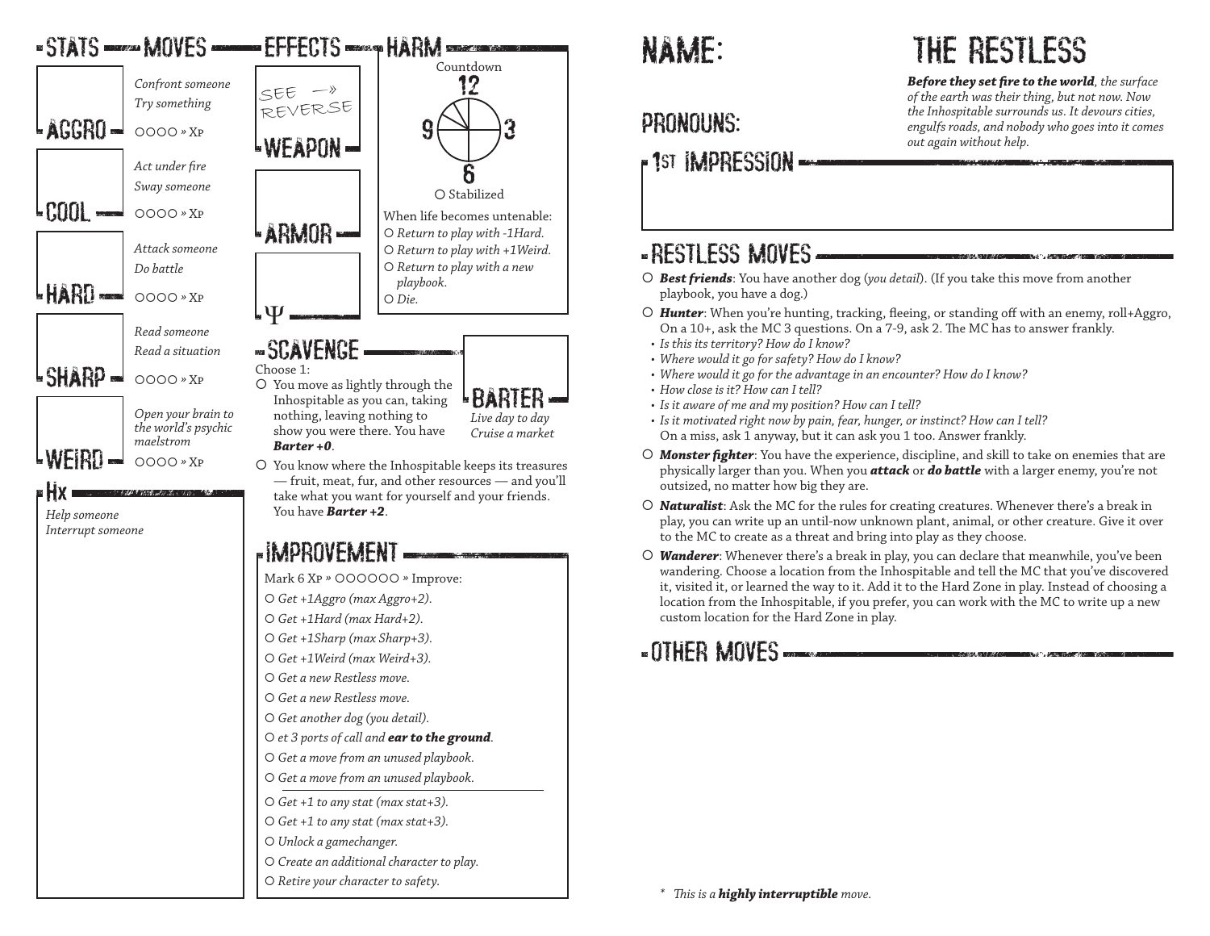## STATS — MOVES

**AGGRO**

*Confront someone*
*Try something*
○○○○ » Xp

**COOL**

*Act under fire*
*Sway someone*
○○○○ » Xp

**HARD**

*Attack someone*
*Do battle*
○○○○ » Xp

**SHARP**

*Read someone*
*Read a situation*
○○○○ » Xp

**WEIRD**

*Open your brain to the world's psychic maelstrom*
○○○○ » Xp

## HX

*Help someone*
*Interrupt someone*

## EFFECTS

SEE → REVERSE

## WEAPON

## ARMOR

## Ψ

## HARM

Countdown

12 — 3 — 6 — 9

○ Stabilized

When life becomes untenable:

- ○ *Return to play with -1Hard.*
- ○ *Return to play with +1Weird.*
- ○ *Return to play with a new playbook.*
- ○ *Die.*

## SCAVENGE

Choose 1:

- ○ You move as lightly through the Inhospitable as you can, taking nothing, leaving nothing to show you were there. You have ***Barter +0***.
- ○ You know where the Inhospitable keeps its treasures — fruit, meat, fur, and other resources — and you'll take what you want for yourself and your friends. You have ***Barter +2***.

## BARTER

*Live day to day*
*Cruise a market*

## IMPROVEMENT

Mark 6 Xp » ○○○○○○ » Improve:

- ○ *Get +1Aggro (max Aggro+2).*
- ○ *Get +1Hard (max Hard+2).*
- ○ *Get +1Sharp (max Sharp+3).*
- ○ *Get +1Weird (max Weird+3).*
- ○ *Get a new Restless move.*
- ○ *Get a new Restless move.*
- ○ *Get another dog (you detail).*
- ○ *et 3 ports of call and **ear to the ground**.*
- ○ *Get a move from an unused playbook.*
- ○ *Get a move from an unused playbook.*

---

- ○ *Get +1 to any stat (max stat+3).*
- ○ *Get +1 to any stat (max stat+3).*
- ○ *Unlock a gamechanger.*
- ○ *Create an additional character to play.*
- ○ *Retire your character to safety.*

# NAME:

# THE RESTLESS

***Before they set fire to the world**, the surface of the earth was their thing, but not now. Now the Inhospitable surrounds us. It devours cities, engulfs roads, and nobody who goes into it comes out again without help.*

## PRONOUNS:

## 1ST IMPRESSION

## RESTLESS MOVES

- ○ ***Best friends***: You have another dog (*you detail*). (If you take this move from another playbook, you have a dog.)
- ○ ***Hunter***: When you're hunting, tracking, fleeing, or standing off with an enemy, roll+Aggro, On a 10+, ask the MC 3 questions. On a 7-9, ask 2. The MC has to answer frankly.
  - *Is this its territory? How do I know?*
  - *Where would it go for safety? How do I know?*
  - *Where would it go for the advantage in an encounter? How do I know?*
  - *How close is it? How can I tell?*
  - *Is it aware of me and my position? How can I tell?*
  - *Is it motivated right now by pain, fear, hunger, or instinct? How can I tell?*

  On a miss, ask 1 anyway, but it can ask you 1 too. Answer frankly.
- ○ ***Monster fighter***: You have the experience, discipline, and skill to take on enemies that are physically larger than you. When you ***attack*** or ***do battle*** with a larger enemy, you're not outsized, no matter how big they are.
- ○ ***Naturalist***: Ask the MC for the rules for creating creatures. Whenever there's a break in play, you can write up an until-now unknown plant, animal, or other creature. Give it over to the MC to create as a threat and bring into play as they choose.
- ○ ***Wanderer***: Whenever there's a break in play, you can declare that meanwhile, you've been wandering. Choose a location from the Inhospitable and tell the MC that you've discovered it, visited it, or learned the way to it. Add it to the Hard Zone in play. Instead of choosing a location from the Inhospitable, if you prefer, you can work with the MC to write up a new custom location for the Hard Zone in play.

## OTHER MOVES

\* *This is a **highly interruptible** move.*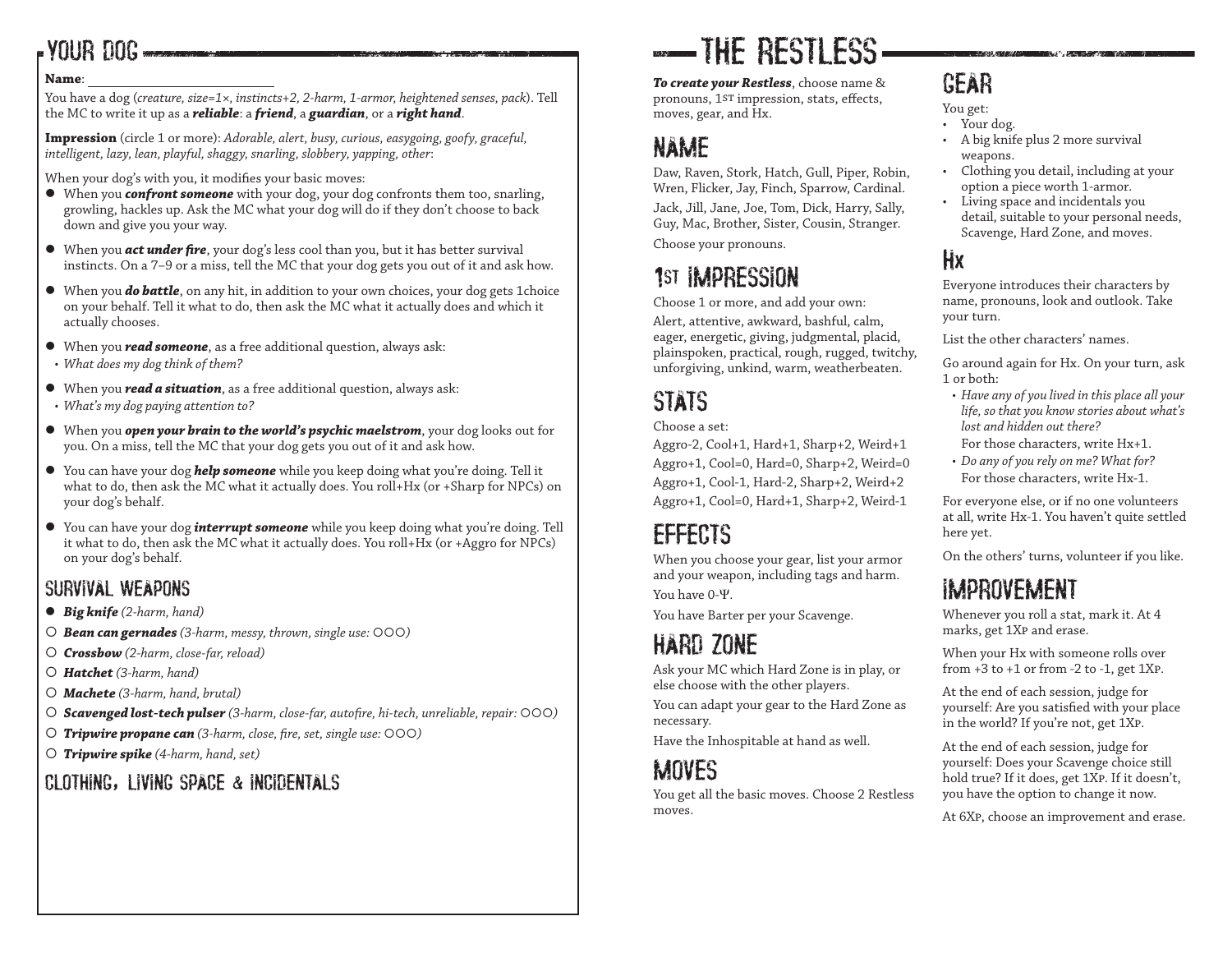## YOUR DOG

**Name**: ____________________

You have a dog (*creature, size=1×, instincts+2, 2-harm, 1-armor, heightened senses, pack*). Tell the MC to write it up as a ***reliable***: a ***friend***, a ***guardian***, or a ***right hand***.

**Impression** (circle 1 or more): *Adorable, alert, busy, curious, easygoing, goofy, graceful, intelligent, lazy, lean, playful, shaggy, snarling, slobbery, yapping, other*:

When your dog's with you, it modifies your basic moves:

- When you ***confront someone*** with your dog, your dog confronts them too, snarling, growling, hackles up. Ask the MC what your dog will do if they don't choose to back down and give you your way.
- When you ***act under fire***, your dog's less cool than you, but it has better survival instincts. On a 7–9 or a miss, tell the MC that your dog gets you out of it and ask how.
- When you ***do battle***, on any hit, in addition to your own choices, your dog gets 1choice on your behalf. Tell it what to do, then ask the MC what it actually does and which it actually chooses.
- When you ***read someone***, as a free additional question, always ask:
  - *What does my dog think of them?*
- When you ***read a situation***, as a free additional question, always ask:
  - *What's my dog paying attention to?*
- When you ***open your brain to the world's psychic maelstrom***, your dog looks out for you. On a miss, tell the MC that your dog gets you out of it and ask how.
- You can have your dog ***help someone*** while you keep doing what you're doing. Tell it what to do, then ask the MC what it actually does. You roll+Hx (or +Sharp for NPCs) on your dog's behalf.
- You can have your dog ***interrupt someone*** while you keep doing what you're doing. Tell it what to do, then ask the MC what it actually does. You roll+Hx (or +Aggro for NPCs) on your dog's behalf.

### SURVIVAL WEAPONS

- ● ***Big knife*** *(2-harm, hand)*
- ○ ***Bean can gernades*** *(3-harm, messy, thrown, single use: ○○○)*
- ○ ***Crossbow*** *(2-harm, close-far, reload)*
- ○ ***Hatchet*** *(3-harm, hand)*
- ○ ***Machete*** *(3-harm, hand, brutal)*
- ○ ***Scavenged lost-tech pulser*** *(3-harm, close-far, autofire, hi-tech, unreliable, repair: ○○○)*
- ○ ***Tripwire propane can*** *(3-harm, close, fire, set, single use: ○○○)*
- ○ ***Tripwire spike*** *(4-harm, hand, set)*

### CLOTHING, LIVING SPACE & INCIDENTALS

# THE RESTLESS

***To create your Restless***, choose name & pronouns, 1st impression, stats, effects, moves, gear, and Hx.

## NAME

Daw, Raven, Stork, Hatch, Gull, Piper, Robin, Wren, Flicker, Jay, Finch, Sparrow, Cardinal.

Jack, Jill, Jane, Joe, Tom, Dick, Harry, Sally, Guy, Mac, Brother, Sister, Cousin, Stranger.

Choose your pronouns.

## 1ST IMPRESSION

Choose 1 or more, and add your own:

Alert, attentive, awkward, bashful, calm, eager, energetic, giving, judgmental, placid, plainspoken, practical, rough, rugged, twitchy, unforgiving, unkind, warm, weatherbeaten.

## STATS

Choose a set:

Aggro-2, Cool+1, Hard+1, Sharp+2, Weird+1
Aggro+1, Cool=0, Hard=0, Sharp+2, Weird=0
Aggro+1, Cool-1, Hard-2, Sharp+2, Weird+2
Aggro+1, Cool=0, Hard+1, Sharp+2, Weird-1

## EFFECTS

When you choose your gear, list your armor and your weapon, including tags and harm.

You have 0-Ψ.

You have Barter per your Scavenge.

## HARD ZONE

Ask your MC which Hard Zone is in play, or else choose with the other players.

You can adapt your gear to the Hard Zone as necessary.

Have the Inhospitable at hand as well.

## MOVES

You get all the basic moves. Choose 2 Restless moves.

## GEAR

You get:

- Your dog.
- A big knife plus 2 more survival weapons.
- Clothing you detail, including at your option a piece worth 1-armor.
- Living space and incidentals you detail, suitable to your personal needs, Scavenge, Hard Zone, and moves.

## Hx

Everyone introduces their characters by name, pronouns, look and outlook. Take your turn.

List the other characters' names.

Go around again for Hx. On your turn, ask 1 or both:

- *Have any of you lived in this place all your life, so that you know stories about what's lost and hidden out there?*
  For those characters, write Hx+1.
- *Do any of you rely on me? What for?*
  For those characters, write Hx-1.

For everyone else, or if no one volunteers at all, write Hx-1. You haven't quite settled here yet.

On the others' turns, volunteer if you like.

## IMPROVEMENT

Whenever you roll a stat, mark it. At 4 marks, get 1Xp and erase.

When your Hx with someone rolls over from +3 to +1 or from -2 to -1, get 1Xp.

At the end of each session, judge for yourself: Are you satisfied with your place in the world? If you're not, get 1Xp.

At the end of each session, judge for yourself: Does your Scavenge choice still hold true? If it does, get 1Xp. If it doesn't, you have the option to change it now.

At 6Xp, choose an improvement and erase.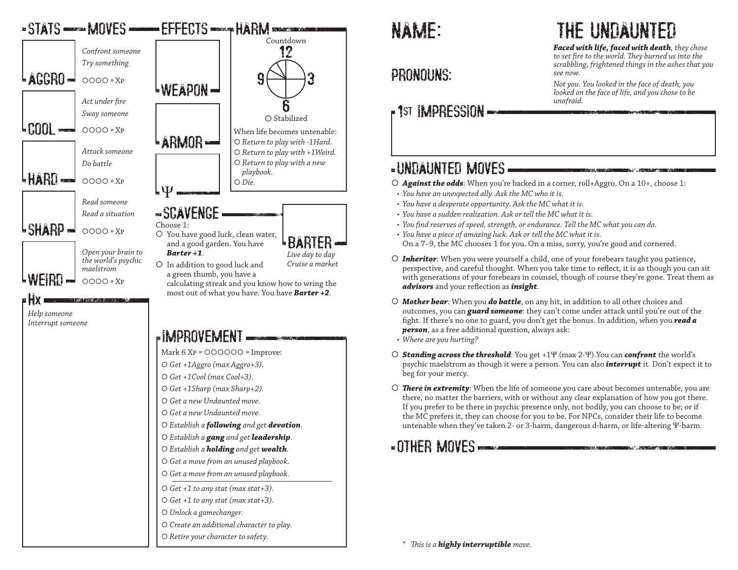## Stats

**Aggro**
*Confront someone*
*Try something*
○○○○ » Xp

**Cool**
*Act under fire*
*Sway someone*
○○○○ » Xp

**Hard**
*Attack someone*
*Do battle*
○○○○ » Xp

**Sharp**
*Read someone*
*Read a situation*
○○○○ » Xp

**Weird**
*Open your brain to the world's psychic maelstrom*
○○○○ » Xp

## Hx

*Help someone*
*Interrupt someone*

## Effects

**Weapon**

**Armor**

**Ψ**

## Harm

Countdown: 12, 3, 6, 9

○ Stabilized

When life becomes untenable:
- ○ *Return to play with -1Hard.*
- ○ *Return to play with +1Weird.*
- ○ *Return to play with a new playbook.*
- ○ *Die.*

## Scavenge

Choose 1:
- ○ You have good luck, clean water, and a good garden. You have ***Barter +1***.
- ○ In addition to good luck and a green thumb, you have a calculating streak and you know how to wring the most out of what you have. You have ***Barter +2***.

**Barter**
*Live day to day*
*Cruise a market*

## Improvement

Mark 6 Xp » ○○○○○○ » Improve:
- ○ *Get +1Aggro (max Aggro+3).*
- ○ *Get +1Cool (max Cool+3).*
- ○ *Get +1Sharp (max Sharp+2).*
- ○ *Get a new Undaunted move.*
- ○ *Get a new Undaunted move.*
- ○ *Establish a **following** and get **devotion**.*
- ○ *Establish a **gang** and get **leadership**.*
- ○ *Establish a **holding** and get **wealth**.*
- ○ *Get a move from an unused playbook.*
- ○ *Get a move from an unused playbook.*

---

- ○ *Get +1 to any stat (max stat+3).*
- ○ *Get +1 to any stat (max stat+3).*
- ○ *Unlock a gamechanger.*
- ○ *Create an additional character to play.*
- ○ *Retire your character to safety.*

# The Undaunted

***Faced with life, faced with death**, they chose to set fire to the world. They burned us into the scrabbling, frightened things in the ashes that you see now.*

*Not you. You looked in the face of death, you looked on the face of life, and you chose to be unafraid.*

**Name:**

**Pronouns:**

## 1st Impression

## Undaunted Moves

○ ***Against the odds***: When you're backed in a corner, roll+Aggro. On a 10+, choose 1:
- *You have an unexpected ally. Ask the MC who it is.*
- *You have a desperate opportunity. Ask the MC what it is.*
- *You have a sudden realization. Ask or tell the MC what it is.*
- *You find reserves of speed, strength, or endurance. Tell the MC what you can do.*
- *You have a piece of amazing luck. Ask or tell the MC what it is.*

On a 7–9, the MC chooses 1 for you. On a miss, sorry, you're good and cornered.

○ ***Inheritor***: When you were yourself a child, one of your forebears taught you patience, perspective, and careful thought. When you take time to reflect, it is as though you can sit with generations of your forebears in counsel, though of course they're gone. Treat them as ***advisors*** and your reflection as ***insight***.

○ ***Mother bear***: When you ***do battle***, on any hit, in addition to all other choices and outcomes, you can ***guard someone***: they can't come under attack until you're out of the fight. If there's no one to guard, you don't get the bonus. In addition, when you ***read a person***, as a free additional question, always ask:
- *Where are you hurting?*

○ ***Standing across the threshold***: You get +1Ψ (max 2-Ψ).You can ***confront*** the world's psychic maelstrom as though it were a person. You can also ***interrupt*** it. Don't expect it to beg for your mercy.

○ ***There in extremity***: When the life of someone you care about becomes untenable, you are there, no matter the barriers, with or without any clear explanation of how you got there. If you prefer to be there in psychic presence only, not bodily, you can choose to be; or if the MC prefers it, they can choose for you to be. For NPCs, consider their life to become untenable when they've taken 2- or 3-harm, dangerous d-harm, or life-altering Ψ-harm.

## Other Moves

\* *This is a **highly interruptible** move.*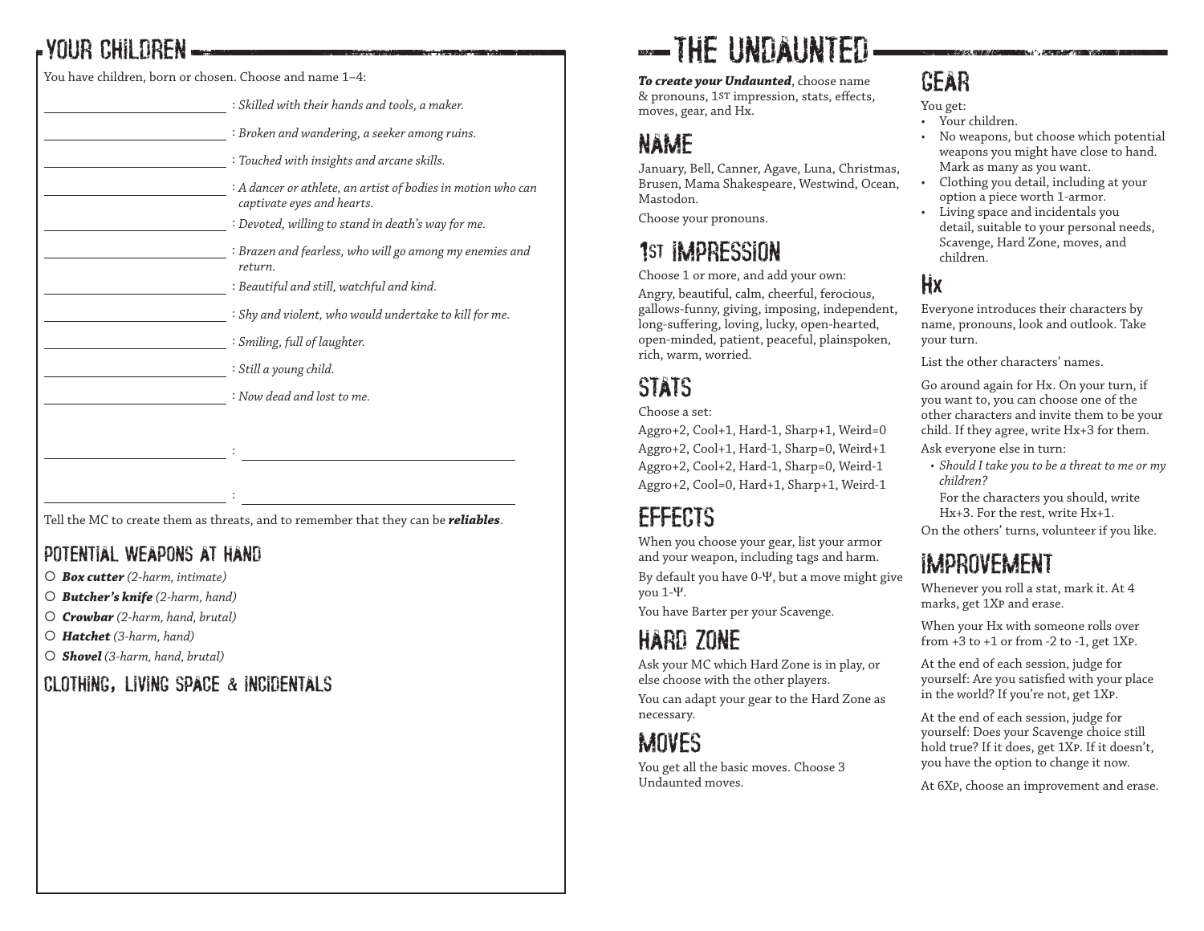## YOUR CHILDREN

You have children, born or chosen. Choose and name 1–4:

- \_\_\_\_\_\_\_\_\_\_\_\_\_\_\_\_ : *Skilled with their hands and tools, a maker.*
- \_\_\_\_\_\_\_\_\_\_\_\_\_\_\_\_ : *Broken and wandering, a seeker among ruins.*
- \_\_\_\_\_\_\_\_\_\_\_\_\_\_\_\_ : *Touched with insights and arcane skills.*
- \_\_\_\_\_\_\_\_\_\_\_\_\_\_\_\_ : *A dancer or athlete, an artist of bodies in motion who can captivate eyes and hearts.*
- \_\_\_\_\_\_\_\_\_\_\_\_\_\_\_\_ : *Devoted, willing to stand in death's way for me.*
- \_\_\_\_\_\_\_\_\_\_\_\_\_\_\_\_ : *Brazen and fearless, who will go among my enemies and return.*
- \_\_\_\_\_\_\_\_\_\_\_\_\_\_\_\_ : *Beautiful and still, watchful and kind.*
- \_\_\_\_\_\_\_\_\_\_\_\_\_\_\_\_ : *Shy and violent, who would undertake to kill for me.*
- \_\_\_\_\_\_\_\_\_\_\_\_\_\_\_\_ : *Smiling, full of laughter.*
- \_\_\_\_\_\_\_\_\_\_\_\_\_\_\_\_ : *Still a young child.*
- \_\_\_\_\_\_\_\_\_\_\_\_\_\_\_\_ : *Now dead and lost to me.*
- \_\_\_\_\_\_\_\_\_\_\_\_\_\_\_\_ : \_\_\_\_\_\_\_\_\_\_\_\_\_\_\_\_
- \_\_\_\_\_\_\_\_\_\_\_\_\_\_\_\_ : \_\_\_\_\_\_\_\_\_\_\_\_\_\_\_\_

Tell the MC to create them as threats, and to remember that they can be ***reliables***.

### POTENTIAL WEAPONS AT HAND

- ○ ***Box cutter*** *(2-harm, intimate)*
- ○ ***Butcher's knife*** *(2-harm, hand)*
- ○ ***Crowbar*** *(2-harm, hand, brutal)*
- ○ ***Hatchet*** *(3-harm, hand)*
- ○ ***Shovel*** *(3-harm, hand, brutal)*

### CLOTHING, LIVING SPACE & INCIDENTALS

## THE UNDAUNTED

***To create your Undaunted***, choose name & pronouns, 1ST impression, stats, effects, moves, gear, and Hx.

### NAME

January, Bell, Canner, Agave, Luna, Christmas, Brusen, Mama Shakespeare, Westwind, Ocean, Mastodon.

Choose your pronouns.

### 1ST IMPRESSION

Choose 1 or more, and add your own:

Angry, beautiful, calm, cheerful, ferocious, gallows-funny, giving, imposing, independent, long-suffering, loving, lucky, open-hearted, open-minded, patient, peaceful, plainspoken, rich, warm, worried.

### STATS

Choose a set:

Aggro+2, Cool+1, Hard-1, Sharp+1, Weird=0

Aggro+2, Cool+1, Hard-1, Sharp=0, Weird+1

Aggro+2, Cool+2, Hard-1, Sharp=0, Weird-1

Aggro+2, Cool=0, Hard+1, Sharp+1, Weird-1

### EFFECTS

When you choose your gear, list your armor and your weapon, including tags and harm.

By default you have 0-Ψ, but a move might give you 1-Ψ.

You have Barter per your Scavenge.

### HARD ZONE

Ask your MC which Hard Zone is in play, or else choose with the other players.

You can adapt your gear to the Hard Zone as necessary.

### MOVES

You get all the basic moves. Choose 3 Undaunted moves.

### GEAR

You get:

- Your children.
- No weapons, but choose which potential weapons you might have close to hand. Mark as many as you want.
- Clothing you detail, including at your option a piece worth 1-armor.
- Living space and incidentals you detail, suitable to your personal needs, Scavenge, Hard Zone, moves, and children.

### HX

Everyone introduces their characters by name, pronouns, look and outlook. Take your turn.

List the other characters' names.

Go around again for Hx. On your turn, if you want to, you can choose one of the other characters and invite them to be your child. If they agree, write Hx+3 for them.

Ask everyone else in turn:

- *Should I take you to be a threat to me or my children?*

  For the characters you should, write Hx+3. For the rest, write Hx+1.

On the others' turns, volunteer if you like.

### IMPROVEMENT

Whenever you roll a stat, mark it. At 4 marks, get 1XP and erase.

When your Hx with someone rolls over from +3 to +1 or from -2 to -1, get 1XP.

At the end of each session, judge for yourself: Are you satisfied with your place in the world? If you're not, get 1XP.

At the end of each session, judge for yourself: Does your Scavenge choice still hold true? If it does, get 1XP. If it doesn't, you have the option to change it now.

At 6XP, choose an improvement and erase.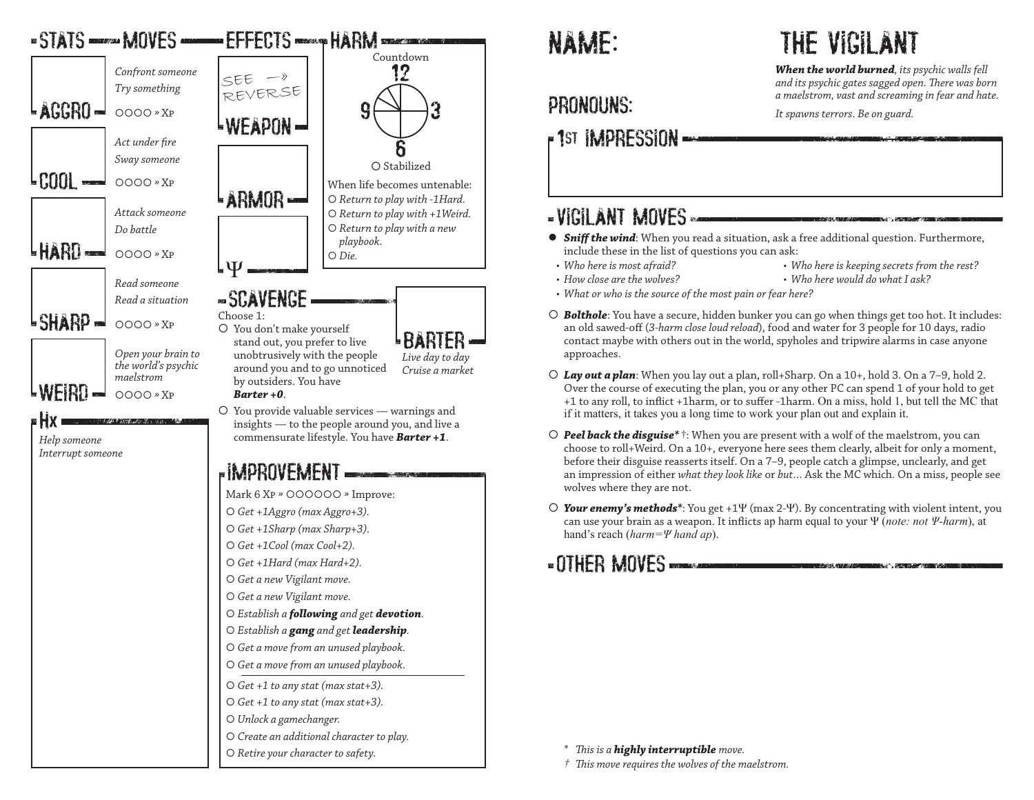## STATS — MOVES

**AGGRO**
*Confront someone*
*Try something*
○○○○ » Xp

**COOL**
*Act under fire*
*Sway someone*
○○○○ » Xp

**HARD**
*Attack someone*
*Do battle*
○○○○ » Xp

**SHARP**
*Read someone*
*Read a situation*
○○○○ » Xp

**WEIRD**
*Open your brain to the world's psychic maelstrom*
○○○○ » Xp

## Hx

*Help someone*
*Interrupt someone*

## EFFECTS

SEE → REVERSE

**WEAPON**

**ARMOR**

**Ψ**

## HARM

Countdown
12
9 3
6
○ Stabilized

When life becomes untenable:
- ○ *Return to play with -1Hard.*
- ○ *Return to play with +1Weird.*
- ○ *Return to play with a new playbook.*
- ○ *Die.*

## SCAVENGE

Choose 1:
- ○ You don't make yourself stand out, you prefer to live unobtrusively with the people around you and to go unnoticed by outsiders. You have ***Barter +0***.
- ○ You provide valuable services — warnings and insights — to the people around you, and live a commensurate lifestyle. You have ***Barter +1***.

**BARTER**
*Live day to day*
*Cruise a market*

## IMPROVEMENT

Mark 6 Xp » ○○○○○○ » Improve:
- ○ *Get +1Aggro (max Aggro+3).*
- ○ *Get +1Sharp (max Sharp+3).*
- ○ *Get +1Cool (max Cool+2).*
- ○ *Get +1Hard (max Hard+2).*
- ○ *Get a new Vigilant move.*
- ○ *Get a new Vigilant move.*
- ○ *Establish a **following** and get **devotion**.*
- ○ *Establish a **gang** and get **leadership**.*
- ○ *Get a move from an unused playbook.*
- ○ *Get a move from an unused playbook.*

---

- ○ *Get +1 to any stat (max stat+3).*
- ○ *Get +1 to any stat (max stat+3).*
- ○ *Unlock a gamechanger.*
- ○ *Create an additional character to play.*
- ○ *Retire your character to safety.*

# THE VIGILANT

***When the world burned****, its psychic walls fell and its psychic gates sagged open. There was born a maelstrom, vast and screaming in fear and hate.*

*It spawns terrors. Be on guard.*

## NAME:

## PRONOUNS:

## 1ST IMPRESSION

## VIGILANT MOVES

- ● ***Sniff the wind***: When you read a situation, ask a free additional question. Furthermore, include these in the list of questions you can ask:
  - *Who here is most afraid?*
  - *How close are the wolves?*
  - *What or who is the source of the most pain or fear here?*
  - *Who here is keeping secrets from the rest?*
  - *Who here would do what I ask?*
- ○ ***Bolthole***: You have a secure, hidden bunker you can go when things get too hot. It includes: an old sawed-off (*3-harm close loud reload*), food and water for 3 people for 10 days, radio contact maybe with others out in the world, spyholes and tripwire alarms in case anyone approaches.
- ○ ***Lay out a plan***: When you lay out a plan, roll+Sharp. On a 10+, hold 3. On a 7–9, hold 2. Over the course of executing the plan, you or any other PC can spend 1 of your hold to get +1 to any roll, to inflict +1harm, or to suffer -1harm. On a miss, hold 1, but tell the MC that if it matters, it takes you a long time to work your plan out and explain it.
- ○ ***Peel back the disguise**** †: When you are present with a wolf of the maelstrom, you can choose to roll+Weird. On a 10+, everyone here sees them clearly, albeit for only a moment, before their disguise reasserts itself. On a 7–9, people catch a glimpse, unclearly, and get an impression of either *what they look like* or *but*... Ask the MC which. On a miss, people see wolves where they are not.
- ○ ***Your enemy's methods****: You get +1Ψ (max 2-Ψ). By concentrating with violent intent, you can use your brain as a weapon. It inflicts ap harm equal to your Ψ (*note: not Ψ-harm*), at hand's reach (*harm=Ψ hand ap*).

## OTHER MOVES

\* *This is a **highly interruptible** move.*

† *This move requires the wolves of the maelstrom.*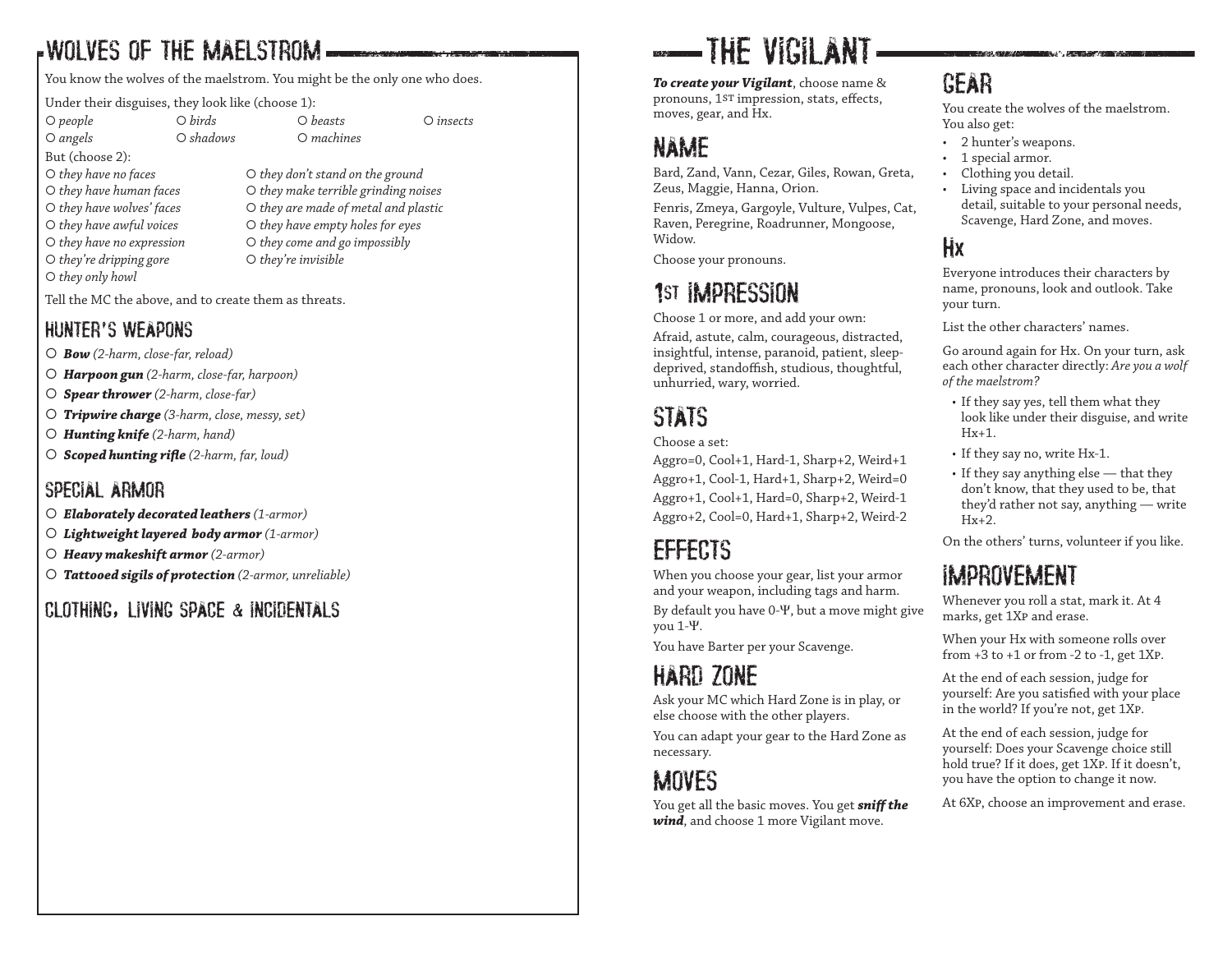## Wolves of the Maelstrom

You know the wolves of the maelstrom. You might be the only one who does.

Under their disguises, they look like (choose 1):

- ○ *people*
- ○ *birds*
- ○ *beasts*
- ○ *insects*
- ○ *angels*
- ○ *shadows*
- ○ *machines*

But (choose 2):

- ○ *they have no faces*
- ○ *they have human faces*
- ○ *they have wolves' faces*
- ○ *they have awful voices*
- ○ *they have no expression*
- ○ *they're dripping gore*
- ○ *they only howl*
- ○ *they don't stand on the ground*
- ○ *they make terrible grinding noises*
- ○ *they are made of metal and plastic*
- ○ *they have empty holes for eyes*
- ○ *they come and go impossibly*
- ○ *they're invisible*

Tell the MC the above, and to create them as threats.

### Hunter's Weapons

- ○ ***Bow*** *(2-harm, close-far, reload)*
- ○ ***Harpoon gun*** *(2-harm, close-far, harpoon)*
- ○ ***Spear thrower*** *(2-harm, close-far)*
- ○ ***Tripwire charge*** *(3-harm, close, messy, set)*
- ○ ***Hunting knife*** *(2-harm, hand)*
- ○ ***Scoped hunting rifle*** *(2-harm, far, loud)*

### Special Armor

- ○ ***Elaborately decorated leathers*** *(1-armor)*
- ○ ***Lightweight layered body armor*** *(1-armor)*
- ○ ***Heavy makeshift armor*** *(2-armor)*
- ○ ***Tattooed sigils of protection*** *(2-armor, unreliable)*

### Clothing, Living Space & Incidentals

# The Vigilant

***To create your Vigilant***, choose name & pronouns, 1st impression, stats, effects, moves, gear, and Hx.

## Name

Bard, Zand, Vann, Cezar, Giles, Rowan, Greta, Zeus, Maggie, Hanna, Orion.

Fenris, Zmeya, Gargoyle, Vulture, Vulpes, Cat, Raven, Peregrine, Roadrunner, Mongoose, Widow.

Choose your pronouns.

## 1st Impression

Choose 1 or more, and add your own:

Afraid, astute, calm, courageous, distracted, insightful, intense, paranoid, patient, sleep-deprived, standoffish, studious, thoughtful, unhurried, wary, worried.

## Stats

Choose a set:

Aggro=0, Cool+1, Hard-1, Sharp+2, Weird+1

Aggro+1, Cool-1, Hard+1, Sharp+2, Weird=0

Aggro+1, Cool+1, Hard=0, Sharp+2, Weird-1

Aggro+2, Cool=0, Hard+1, Sharp+2, Weird-2

## Effects

When you choose your gear, list your armor and your weapon, including tags and harm.

By default you have 0-Ψ, but a move might give you 1-Ψ.

You have Barter per your Scavenge.

## Hard Zone

Ask your MC which Hard Zone is in play, or else choose with the other players.

You can adapt your gear to the Hard Zone as necessary.

## Moves

You get all the basic moves. You get ***sniff the wind***, and choose 1 more Vigilant move.

## Gear

You create the wolves of the maelstrom. You also get:

- 2 hunter's weapons.
- 1 special armor.
- Clothing you detail.
- Living space and incidentals you detail, suitable to your personal needs, Scavenge, Hard Zone, and moves.

## Hx

Everyone introduces their characters by name, pronouns, look and outlook. Take your turn.

List the other characters' names.

Go around again for Hx. On your turn, ask each other character directly: *Are you a wolf of the maelstrom?*

- If they say yes, tell them what they look like under their disguise, and write Hx+1.
- If they say no, write Hx-1.
- If they say anything else — that they don't know, that they used to be, that they'd rather not say, anything — write Hx+2.

On the others' turns, volunteer if you like.

## Improvement

Whenever you roll a stat, mark it. At 4 marks, get 1Xp and erase.

When your Hx with someone rolls over from +3 to +1 or from -2 to -1, get 1Xp.

At the end of each session, judge for yourself: Are you satisfied with your place in the world? If you're not, get 1Xp.

At the end of each session, judge for yourself: Does your Scavenge choice still hold true? If it does, get 1Xp. If it doesn't, you have the option to change it now.

At 6Xp, choose an improvement and erase.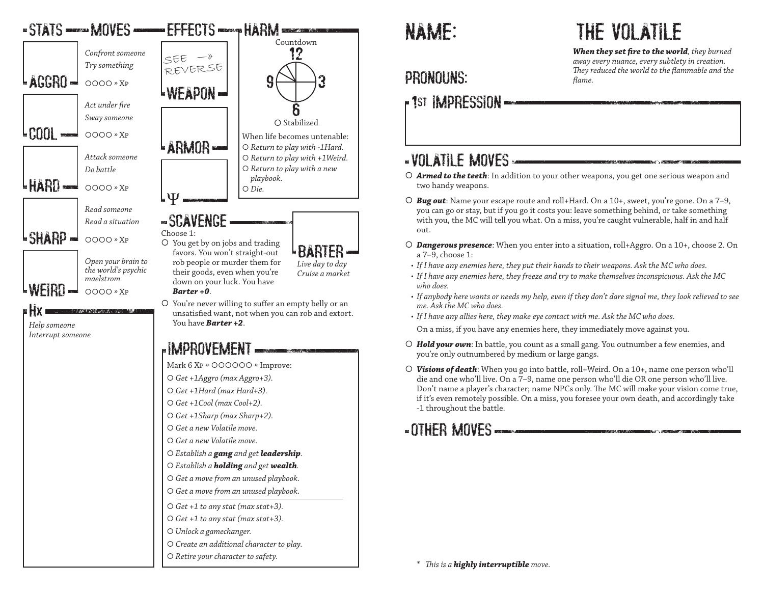## STATS — MOVES

**AGGRO**
- *Confront someone*
- *Try something*
- ○○○○ » Xp

**COOL**
- *Act under fire*
- *Sway someone*
- ○○○○ » Xp

**HARD**
- *Attack someone*
- *Do battle*
- ○○○○ » Xp

**SHARP**
- *Read someone*
- *Read a situation*
- ○○○○ » Xp

**WEIRD**
- *Open your brain to the world's psychic maelstrom*
- ○○○○ » Xp

## Hx

*Help someone*
*Interrupt someone*

## EFFECTS

SEE —» REVERSE

**WEAPON**

**ARMOR**

**Ψ**

## HARM

Countdown

12 — 3 — 6 — 9

○ Stabilized

When life becomes untenable:
- ○ *Return to play with -1Hard.*
- ○ *Return to play with +1Weird.*
- ○ *Return to play with a new playbook.*
- ○ *Die.*

## SCAVENGE

Choose 1:
- ○ You get by on jobs and trading favors. You won't straight-out rob people or murder them for their goods, even when you're down on your luck. You have ***Barter +0***.
- ○ You're never willing to suffer an empty belly or an unsatisfied want, not when you can rob and extort. You have ***Barter +2***.

**BARTER**

*Live day to day*
*Cruise a market*

## IMPROVEMENT

Mark 6 Xp » ○○○○○○ » Improve:
- ○ *Get +1Aggro (max Aggro+3).*
- ○ *Get +1Hard (max Hard+3).*
- ○ *Get +1Cool (max Cool+2).*
- ○ *Get +1Sharp (max Sharp+2).*
- ○ *Get a new Volatile move.*
- ○ *Get a new Volatile move.*
- ○ *Establish a **gang** and get **leadership**.*
- ○ *Establish a **holding** and get **wealth**.*
- ○ *Get a move from an unused playbook.*
- ○ *Get a move from an unused playbook.*

---

- ○ *Get +1 to any stat (max stat+3).*
- ○ *Get +1 to any stat (max stat+3).*
- ○ *Unlock a gamechanger.*
- ○ *Create an additional character to play.*
- ○ *Retire your character to safety.*

# THE VOLATILE

***When they set fire to the world**, they burned away every nuance, every subtlety in creation. They reduced the world to the flammable and the flame.*

## NAME:

## PRONOUNS:

## 1ST IMPRESSION

## VOLATILE MOVES

- ○ ***Armed to the teeth***: In addition to your other weapons, you get one serious weapon and two handy weapons.
- ○ ***Bug out***: Name your escape route and roll+Hard. On a 10+, sweet, you're gone. On a 7–9, you can go or stay, but if you go it costs you: leave something behind, or take something with you, the MC will tell you what. On a miss, you're caught vulnerable, half in and half out.
- ○ ***Dangerous presence***: When you enter into a situation, roll+Aggro. On a 10+, choose 2. On a 7–9, choose 1:
  - *If I have any enemies here, they put their hands to their weapons. Ask the MC who does.*
  - *If I have any enemies here, they freeze and try to make themselves inconspicuous. Ask the MC who does.*
  - *If anybody here wants or needs my help, even if they don't dare signal me, they look relieved to see me. Ask the MC who does.*
  - *If I have any allies here, they make eye contact with me. Ask the MC who does.*

  On a miss, if you have any enemies here, they immediately move against you.
- ○ ***Hold your own***: In battle, you count as a small gang. You outnumber a few enemies, and you're only outnumbered by medium or large gangs.
- ○ ***Visions of death***: When you go into battle, roll+Weird. On a 10+, name one person who'll die and one who'll live. On a 7–9, name one person who'll die OR one person who'll live. Don't name a player's character; name NPCs only. The MC will make your vision come true, if it's even remotely possible. On a miss, you foresee your own death, and accordingly take -1 throughout the battle.

## OTHER MOVES

\* *This is a **highly interruptible** move.*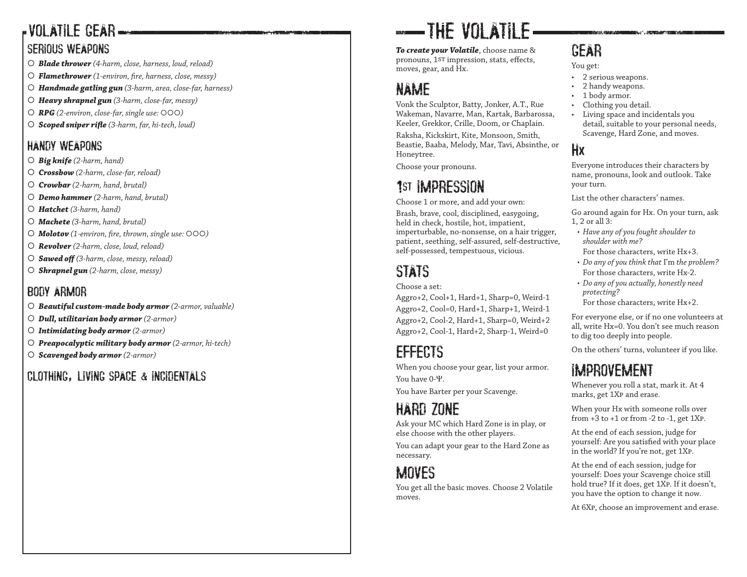# Volatile Gear

## Serious Weapons

- ○ ***Blade thrower*** *(4-harm, close, harness, loud, reload)*
- ○ ***Flamethrower*** *(1-environ, fire, harness, close, messy)*
- ○ ***Handmade gatling gun*** *(3-harm, area, close-far, harness)*
- ○ ***Heavy shrapnel gun*** *(3-harm, close-far, messy)*
- ○ ***RPG*** *(2-environ, close-far, single use: ○○○)*
- ○ ***Scoped sniper rifle*** *(3-harm, far, hi-tech, loud)*

## Handy Weapons

- ○ ***Big knife*** *(2-harm, hand)*
- ○ ***Crossbow*** *(2-harm, close-far, reload)*
- ○ ***Crowbar*** *(2-harm, hand, brutal)*
- ○ ***Demo hammer*** *(2-harm, hand, brutal)*
- ○ ***Hatchet*** *(3-harm, hand)*
- ○ ***Machete*** *(3-harm, hand, brutal)*
- ○ ***Molotov*** *(1-environ, fire, thrown, single use: ○○○)*
- ○ ***Revolver*** *(2-harm, close, loud, reload)*
- ○ ***Sawed off*** *(3-harm, close, messy, reload)*
- ○ ***Shrapnel gun*** *(2-harm, close, messy)*

## Body Armor

- ○ ***Beautiful custom-made body armor*** *(2-armor, valuable)*
- ○ ***Dull, utilitarian body armor*** *(2-armor)*
- ○ ***Intimidating body armor*** *(2-armor)*
- ○ ***Preapocalyptic military body armor*** *(2-armor, hi-tech)*
- ○ ***Scavenged body armor*** *(2-armor)*

## Clothing, Living Space & Incidentals

# The Volatile

***To create your Volatile***, choose name & pronouns, 1st impression, stats, effects, moves, gear, and Hx.

## Name

Vonk the Sculptor, Batty, Jonker, A.T., Rue Wakeman, Navarre, Man, Kartak, Barbarossa, Keeler, Grekkor, Crille, Doom, or Chaplain.

Raksha, Kickskirt, Kite, Monsoon, Smith, Beastie, Baaba, Melody, Mar, Tavi, Absinthe, or Honeytree.

Choose your pronouns.

## 1st Impression

Choose 1 or more, and add your own:

Brash, brave, cool, disciplined, easygoing, held in check, hostile, hot, impatient, imperturbable, no-nonsense, on a hair trigger, patient, seething, self-assured, self-destructive, self-possessed, tempestuous, vicious.

## Stats

Choose a set:

Aggro+2, Cool+1, Hard+1, Sharp=0, Weird-1
Aggro+2, Cool=0, Hard+1, Sharp+1, Weird-1
Aggro+2, Cool-2, Hard+1, Sharp=0, Weird+2
Aggro+2, Cool-1, Hard+2, Sharp-1, Weird=0

## Effects

When you choose your gear, list your armor.

You have 0-Ψ.

You have Barter per your Scavenge.

## Hard Zone

Ask your MC which Hard Zone is in play, or else choose with the other players.

You can adapt your gear to the Hard Zone as necessary.

## Moves

You get all the basic moves. Choose 2 Volatile moves.

## Gear

You get:

- 2 serious weapons.
- 2 handy weapons.
- 1 body armor.
- Clothing you detail.
- Living space and incidentals you detail, suitable to your personal needs, Scavenge, Hard Zone, and moves.

## Hx

Everyone introduces their characters by name, pronouns, look and outlook. Take your turn.

List the other characters' names.

Go around again for Hx. On your turn, ask 1, 2 or all 3:

- *Have any of you fought shoulder to shoulder with me?*
  For those characters, write Hx+3.
- *Do any of you think that* I'm *the problem?*
  For those characters, write Hx-2.
- *Do any of you actually, honestly need protecting?*
  For those characters, write Hx+2.

For everyone else, or if no one volunteers at all, write Hx=0. You don't see much reason to dig too deeply into people.

On the others' turns, volunteer if you like.

## Improvement

Whenever you roll a stat, mark it. At 4 marks, get 1Xp and erase.

When your Hx with someone rolls over from +3 to +1 or from -2 to -1, get 1Xp.

At the end of each session, judge for yourself: Are you satisfied with your place in the world? If you're not, get 1Xp.

At the end of each session, judge for yourself: Does your Scavenge choice still hold true? If it does, get 1Xp. If it doesn't, you have the option to change it now.

At 6Xp, choose an improvement and erase.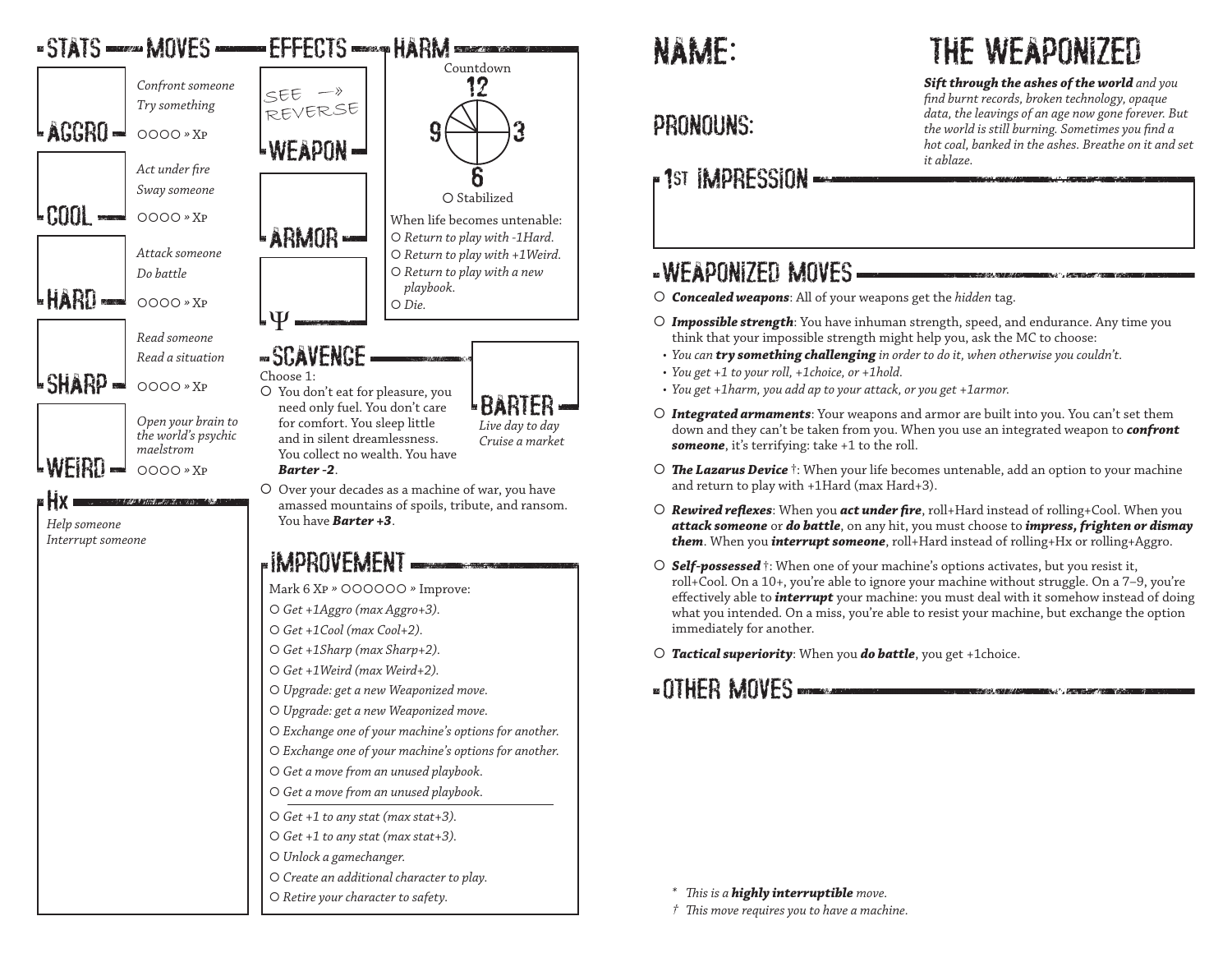# The Weaponized

**Name:**

**Pronouns:**

***Sift through the ashes of the world*** *and you find burnt records, broken technology, opaque data, the leavings of an age now gone forever. But the world is still burning. Sometimes you find a hot coal, banked in the ashes. Breathe on it and set it ablaze.*

## 1st Impression

## Stats — Moves

**Aggro**
*Confront someone*
*Try something*
OOOO » Xp

**Cool**
*Act under fire*
*Sway someone*
OOOO » Xp

**Hard**
*Attack someone*
*Do battle*
OOOO » Xp

**Sharp**
*Read someone*
*Read a situation*
OOOO » Xp

**Weird**
*Open your brain to the world's psychic maelstrom*
OOOO » Xp

**Hx**
*Help someone*
*Interrupt someone*

## Effects

See —» reverse

**Weapon**

**Armor**

**Ψ**

## Harm

Countdown: 12, 3, 6, 9

O Stabilized

When life becomes untenable:
- O *Return to play with -1Hard.*
- O *Return to play with +1Weird.*
- O *Return to play with a new playbook.*
- O *Die.*

## Scavenge

Choose 1:

- O You don't eat for pleasure, you need only fuel. You don't care for comfort. You sleep little and in silent dreamlessness. You collect no wealth. You have ***Barter -2***.
- O Over your decades as a machine of war, you have amassed mountains of spoils, tribute, and ransom. You have ***Barter +3***.

**Barter**
*Live day to day*
*Cruise a market*

## Improvement

Mark 6 Xp » OOOOOO » Improve:

- O *Get +1Aggro (max Aggro+3).*
- O *Get +1Cool (max Cool+2).*
- O *Get +1Sharp (max Sharp+2).*
- O *Get +1Weird (max Weird+2).*
- O *Upgrade: get a new Weaponized move.*
- O *Upgrade: get a new Weaponized move.*
- O *Exchange one of your machine's options for another.*
- O *Exchange one of your machine's options for another.*
- O *Get a move from an unused playbook.*
- O *Get a move from an unused playbook.*

---

- O *Get +1 to any stat (max stat+3).*
- O *Get +1 to any stat (max stat+3).*
- O *Unlock a gamechanger.*
- O *Create an additional character to play.*
- O *Retire your character to safety.*

## Weaponized Moves

- O ***Concealed weapons***: All of your weapons get the *hidden* tag.
- O ***Impossible strength***: You have inhuman strength, speed, and endurance. Any time you think that your impossible strength might help you, ask the MC to choose:
  - *You can **try something challenging** in order to do it, when otherwise you couldn't.*
  - *You get +1 to your roll, +1choice, or +1hold.*
  - *You get +1harm, you add ap to your attack, or you get +1armor.*
- O ***Integrated armaments***: Your weapons and armor are built into you. You can't set them down and they can't be taken from you. When you use an integrated weapon to ***confront someone***, it's terrifying: take +1 to the roll.
- O ***The Lazarus Device*** †: When your life becomes untenable, add an option to your machine and return to play with +1Hard (max Hard+3).
- O ***Rewired reflexes***: When you ***act under fire***, roll+Hard instead of rolling+Cool. When you ***attack someone*** or ***do battle***, on any hit, you must choose to ***impress, frighten or dismay them***. When you ***interrupt someone***, roll+Hard instead of rolling+Hx or rolling+Aggro.
- O ***Self-possessed*** †: When one of your machine's options activates, but you resist it, roll+Cool. On a 10+, you're able to ignore your machine without struggle. On a 7–9, you're effectively able to ***interrupt*** your machine: you must deal with it somehow instead of doing what you intended. On a miss, you're able to resist your machine, but exchange the option immediately for another.
- O ***Tactical superiority***: When you ***do battle***, you get +1choice.

## Other Moves

\* *This is a **highly interruptible** move.*

† *This move requires you to have a machine.*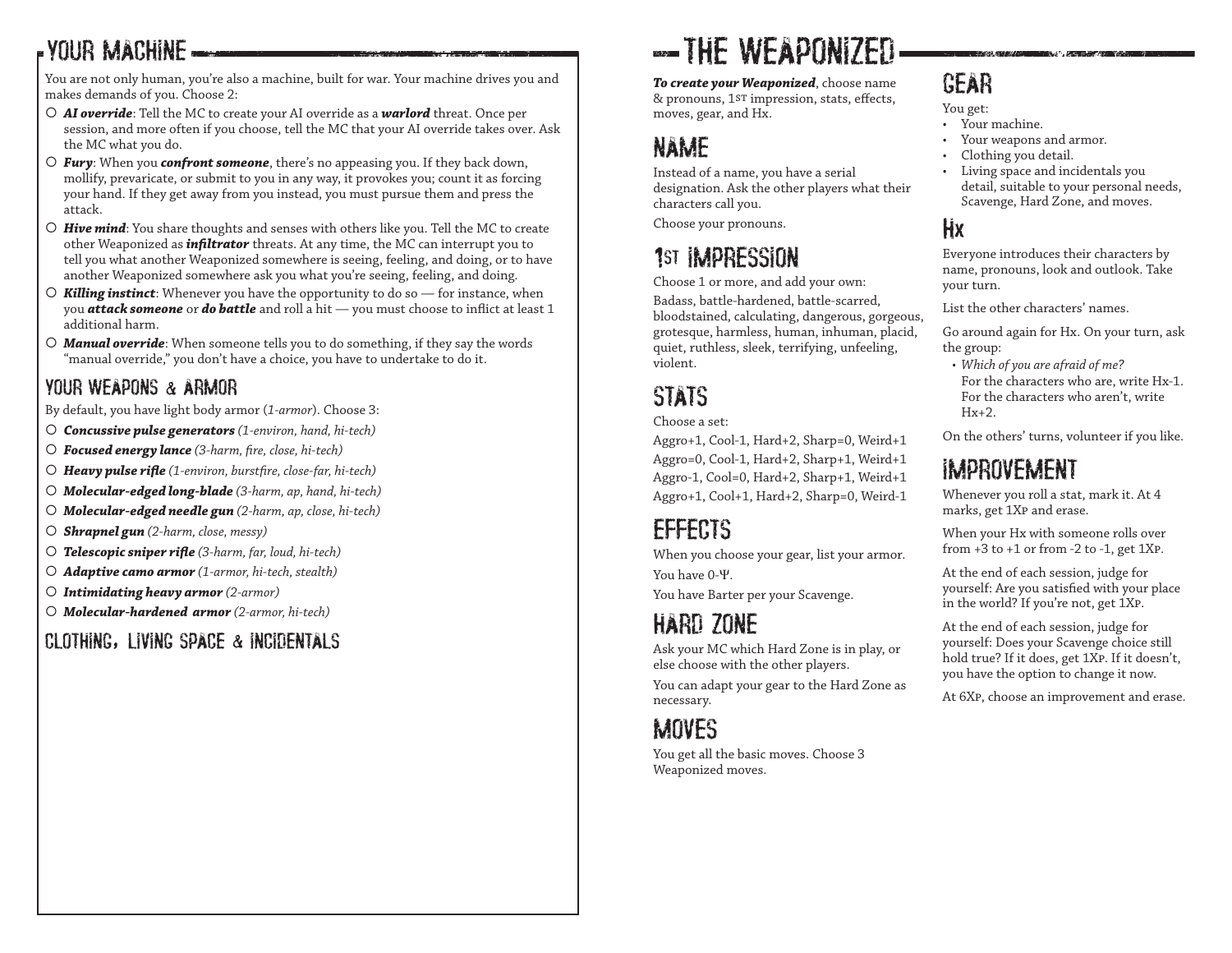## YOUR MACHINE

You are not only human, you're also a machine, built for war. Your machine drives you and makes demands of you. Choose 2:

- ○ ***AI override***: Tell the MC to create your AI override as a ***warlord*** threat. Once per session, and more often if you choose, tell the MC that your AI override takes over. Ask the MC what you do.
- ○ ***Fury***: When you ***confront someone***, there's no appeasing you. If they back down, mollify, prevaricate, or submit to you in any way, it provokes you; count it as forcing your hand. If they get away from you instead, you must pursue them and press the attack.
- ○ ***Hive mind***: You share thoughts and senses with others like you. Tell the MC to create other Weaponized as ***infiltrator*** threats. At any time, the MC can interrupt you to tell you what another Weaponized somewhere is seeing, feeling, and doing, or to have another Weaponized somewhere ask you what you're seeing, feeling, and doing.
- ○ ***Killing instinct***: Whenever you have the opportunity to do so — for instance, when you ***attack someone*** or ***do battle*** and roll a hit — you must choose to inflict at least 1 additional harm.
- ○ ***Manual override***: When someone tells you to do something, if they say the words "manual override," you don't have a choice, you have to undertake to do it.

### YOUR WEAPONS & ARMOR

By default, you have light body armor (*1-armor*). Choose 3:

- ○ ***Concussive pulse generators*** *(1-environ, hand, hi-tech)*
- ○ ***Focused energy lance*** *(3-harm, fire, close, hi-tech)*
- ○ ***Heavy pulse rifle*** *(1-environ, burstfire, close-far, hi-tech)*
- ○ ***Molecular-edged long-blade*** *(3-harm, ap, hand, hi-tech)*
- ○ ***Molecular-edged needle gun*** *(2-harm, ap, close, hi-tech)*
- ○ ***Shrapnel gun*** *(2-harm, close, messy)*
- ○ ***Telescopic sniper rifle*** *(3-harm, far, loud, hi-tech)*
- ○ ***Adaptive camo armor*** *(1-armor, hi-tech, stealth)*
- ○ ***Intimidating heavy armor*** *(2-armor)*
- ○ ***Molecular-hardened armor*** *(2-armor, hi-tech)*

### CLOTHING, LIVING SPACE & INCIDENTALS

# THE WEAPONIZED

***To create your Weaponized***, choose name & pronouns, 1st impression, stats, effects, moves, gear, and Hx.

## NAME

Instead of a name, you have a serial designation. Ask the other players what their characters call you.

Choose your pronouns.

## 1ST IMPRESSION

Choose 1 or more, and add your own:

Badass, battle-hardened, battle-scarred, bloodstained, calculating, dangerous, gorgeous, grotesque, harmless, human, inhuman, placid, quiet, ruthless, sleek, terrifying, unfeeling, violent.

## STATS

Choose a set:

Aggro+1, Cool-1, Hard+2, Sharp=0, Weird+1
Aggro=0, Cool-1, Hard+2, Sharp+1, Weird+1
Aggro-1, Cool=0, Hard+2, Sharp+1, Weird+1
Aggro+1, Cool+1, Hard+2, Sharp=0, Weird-1

## EFFECTS

When you choose your gear, list your armor.

You have 0-Ψ.

You have Barter per your Scavenge.

## HARD ZONE

Ask your MC which Hard Zone is in play, or else choose with the other players.

You can adapt your gear to the Hard Zone as necessary.

## MOVES

You get all the basic moves. Choose 3 Weaponized moves.

## GEAR

You get:

- Your machine.
- Your weapons and armor.
- Clothing you detail.
- Living space and incidentals you detail, suitable to your personal needs, Scavenge, Hard Zone, and moves.

## HX

Everyone introduces their characters by name, pronouns, look and outlook. Take your turn.

List the other characters' names.

Go around again for Hx. On your turn, ask the group:

- *Which of you are afraid of me?*
  For the characters who are, write Hx-1. For the characters who aren't, write Hx+2.

On the others' turns, volunteer if you like.

## IMPROVEMENT

Whenever you roll a stat, mark it. At 4 marks, get 1Xp and erase.

When your Hx with someone rolls over from +3 to +1 or from -2 to -1, get 1Xp.

At the end of each session, judge for yourself: Are you satisfied with your place in the world? If you're not, get 1Xp.

At the end of each session, judge for yourself: Does your Scavenge choice still hold true? If it does, get 1Xp. If it doesn't, you have the option to change it now.

At 6Xp, choose an improvement and erase.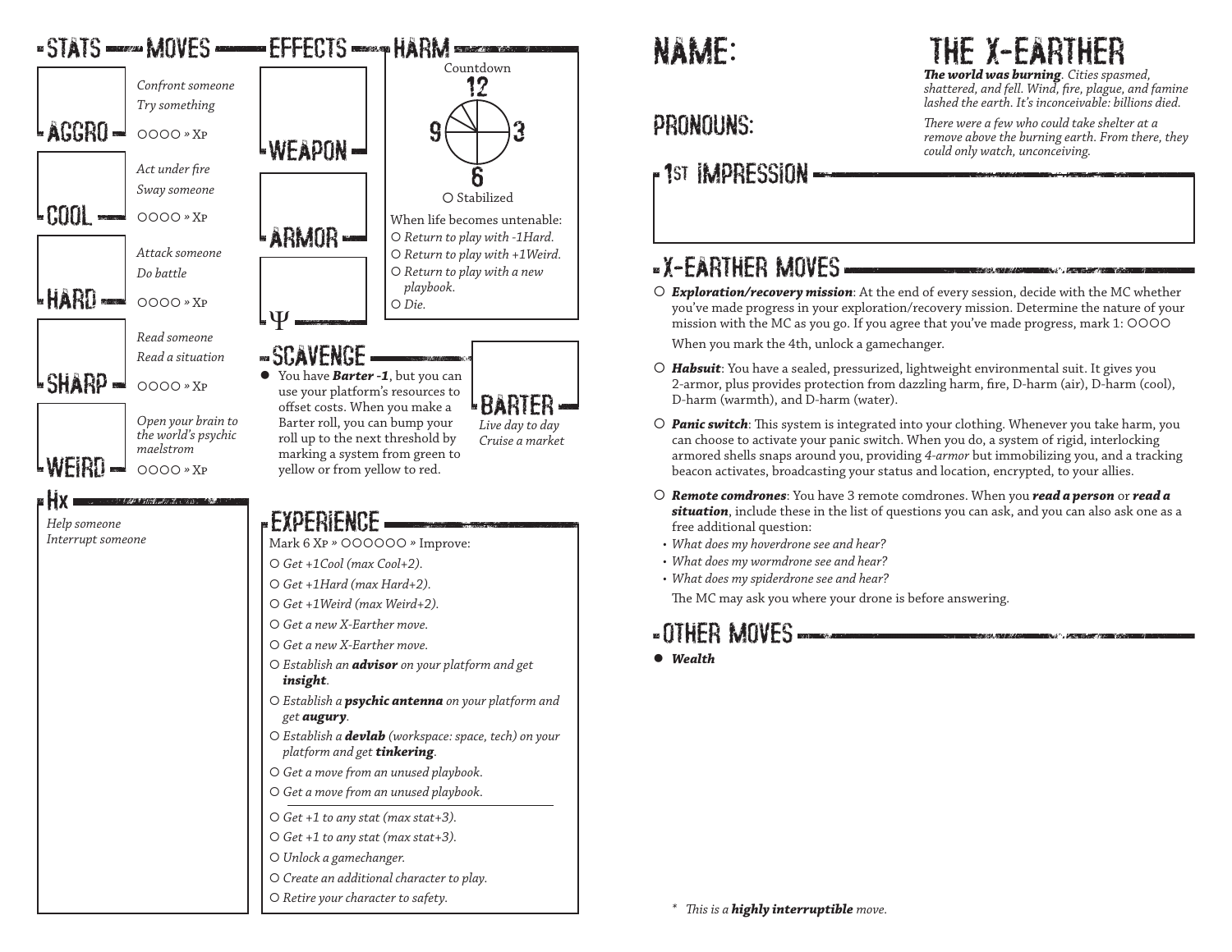## Stats — Moves

**AGGRO**
*Confront someone*
*Try something*
OOOO » Xp

**COOL**
*Act under fire*
*Sway someone*
OOOO » Xp

**HARD**
*Attack someone*
*Do battle*
OOOO » Xp

**SHARP**
*Read someone*
*Read a situation*
OOOO » Xp

**WEIRD**
*Open your brain to the world's psychic maelstrom*
OOOO » Xp

## Effects

**WEAPON**

**ARMOR**

**Ψ**

## Harm

Countdown
12
9
3
6

O Stabilized

When life becomes untenable:
- O *Return to play with -1Hard.*
- O *Return to play with +1Weird.*
- O *Return to play with a new playbook.*
- O *Die.*

## Hx

*Help someone*
*Interrupt someone*

## Scavenge

- ● You have ***Barter -1***, but you can use your platform's resources to offset costs. When you make a Barter roll, you can bump your roll up to the next threshold by marking a system from green to yellow or from yellow to red.

**BARTER**
*Live day to day*
*Cruise a market*

## Experience

Mark 6 Xp » OOOOOO » Improve:
- O *Get +1Cool (max Cool+2).*
- O *Get +1Hard (max Hard+2).*
- O *Get +1Weird (max Weird+2).*
- O *Get a new X-Earther move.*
- O *Get a new X-Earther move.*
- O *Establish an* ***advisor*** *on your platform and get* ***insight****.*
- O *Establish a* ***psychic antenna*** *on your platform and get* ***augury****.*
- O *Establish a* ***devlab*** *(workspace: space, tech) on your platform and get* ***tinkering****.*
- O *Get a move from an unused playbook.*
- O *Get a move from an unused playbook.*

---

- O *Get +1 to any stat (max stat+3).*
- O *Get +1 to any stat (max stat+3).*
- O *Unlock a gamechanger.*
- O *Create an additional character to play.*
- O *Retire your character to safety.*

# Name:

# The X-Earther

***The world was burning****. Cities spasmed, shattered, and fell. Wind, fire, plague, and famine lashed the earth. It's inconceivable: billions died.*

*There were a few who could take shelter at a remove above the burning earth. From there, they could only watch, unconceiving.*

## Pronouns:

## 1st Impression

## X-Earther Moves

- O ***Exploration/recovery mission***: At the end of every session, decide with the MC whether you've made progress in your exploration/recovery mission. Determine the nature of your mission with the MC as you go. If you agree that you've made progress, mark 1: OOOO

  When you mark the 4th, unlock a gamechanger.

- O ***Habsuit***: You have a sealed, pressurized, lightweight environmental suit. It gives you 2-armor, plus provides protection from dazzling harm, fire, D-harm (air), D-harm (cool), D-harm (warmth), and D-harm (water).

- O ***Panic switch***: This system is integrated into your clothing. Whenever you take harm, you can choose to activate your panic switch. When you do, a system of rigid, interlocking armored shells snaps around you, providing *4-armor* but immobilizing you, and a tracking beacon activates, broadcasting your status and location, encrypted, to your allies.

- O ***Remote comdrones***: You have 3 remote comdrones. When you ***read a person*** or ***read a situation***, include these in the list of questions you can ask, and you can also ask one as a free additional question:
  - *What does my hoverdrone see and hear?*
  - *What does my wormdrone see and hear?*
  - *What does my spiderdrone see and hear?*

  The MC may ask you where your drone is before answering.

## Other Moves

- ● ***Wealth***

\* *This is a* ***highly interruptible*** *move.*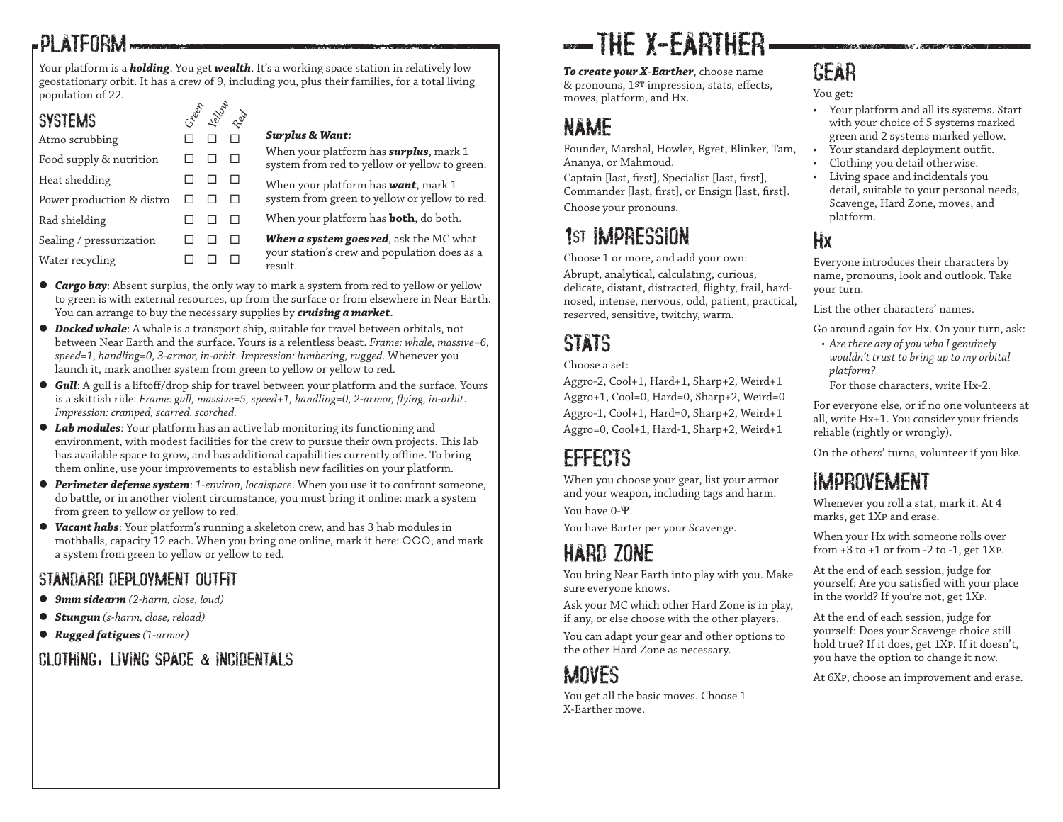# PLATFORM

Your platform is a ***holding***. You get ***wealth***. It's a working space station in relatively low geostationary orbit. It has a crew of 9, including you, plus their families, for a total living population of 22.

## SYSTEMS

| Systems | Green | Yellow | Red |
|---|---|---|---|
| Atmo scrubbing | ☐ | ☐ | ☐ |
| Food supply & nutrition | ☐ | ☐ | ☐ |
| Heat shedding | ☐ | ☐ | ☐ |
| Power production & distro | ☐ | ☐ | ☐ |
| Rad shielding | ☐ | ☐ | ☐ |
| Sealing / pressurization | ☐ | ☐ | ☐ |
| Water recycling | ☐ | ☐ | ☐ |

***Surplus & Want:***

When your platform has ***surplus***, mark 1 system from red to yellow or yellow to green.

When your platform has ***want***, mark 1 system from green to yellow or yellow to red.

When your platform has **both**, do both.

***When a system goes red***, ask the MC what your station's crew and population does as a result.

- ***Cargo bay***: Absent surplus, the only way to mark a system from red to yellow or yellow to green is with external resources, up from the surface or from elsewhere in Near Earth. You can arrange to buy the necessary supplies by ***cruising a market***.
- ***Docked whale***: A whale is a transport ship, suitable for travel between orbitals, not between Near Earth and the surface. Yours is a relentless beast. *Frame: whale, massive=6, speed=1, handling=0, 3-armor, in-orbit. Impression: lumbering, rugged.* Whenever you launch it, mark another system from green to yellow or yellow to red.
- ***Gull***: A gull is a liftoff/drop ship for travel between your platform and the surface. Yours is a skittish ride. *Frame: gull, massive=5, speed+1, handling=0, 2-armor, flying, in-orbit. Impression: cramped, scarred. scorched.*
- ***Lab modules***: Your platform has an active lab monitoring its functioning and environment, with modest facilities for the crew to pursue their own projects. This lab has available space to grow, and has additional capabilities currently offline. To bring them online, use your improvements to establish new facilities on your platform.
- ***Perimeter defense system***: *1-environ, localspace*. When you use it to confront someone, do battle, or in another violent circumstance, you must bring it online: mark a system from green to yellow or yellow to red.
- ***Vacant habs***: Your platform's running a skeleton crew, and has 3 hab modules in mothballs, capacity 12 each. When you bring one online, mark it here: ○○○, and mark a system from green to yellow or yellow to red.

## STANDARD DEPLOYMENT OUTFIT

- ***9mm sidearm*** *(2-harm, close, loud)*
- ***Stungun*** *(s-harm, close, reload)*
- ***Rugged fatigues*** *(1-armor)*

## CLOTHING, LIVING SPACE & INCIDENTALS

# THE X-EARTHER

***To create your X-Earther***, choose name & pronouns, 1st impression, stats, effects, moves, platform, and Hx.

## NAME

Founder, Marshal, Howler, Egret, Blinker, Tam, Ananya, or Mahmoud.

Captain [last, first], Specialist [last, first], Commander [last, first], or Ensign [last, first].

Choose your pronouns.

## 1ST IMPRESSION

Choose 1 or more, and add your own:

Abrupt, analytical, calculating, curious, delicate, distant, distracted, flighty, frail, hard-nosed, intense, nervous, odd, patient, practical, reserved, sensitive, twitchy, warm.

## STATS

Choose a set:

Aggro-2, Cool+1, Hard+1, Sharp+2, Weird+1
Aggro+1, Cool=0, Hard=0, Sharp+2, Weird=0
Aggro-1, Cool+1, Hard=0, Sharp+2, Weird+1
Aggro=0, Cool+1, Hard-1, Sharp+2, Weird+1

## EFFECTS

When you choose your gear, list your armor and your weapon, including tags and harm.

You have 0-Ψ.

You have Barter per your Scavenge.

## HARD ZONE

You bring Near Earth into play with you. Make sure everyone knows.

Ask your MC which other Hard Zone is in play, if any, or else choose with the other players.

You can adapt your gear and other options to the other Hard Zone as necessary.

## MOVES

You get all the basic moves. Choose 1 X-Earther move.

## GEAR

You get:

- Your platform and all its systems. Start with your choice of 5 systems marked green and 2 systems marked yellow.
- Your standard deployment outfit.
- Clothing you detail otherwise.
- Living space and incidentals you detail, suitable to your personal needs, Scavenge, Hard Zone, moves, and platform.

## HX

Everyone introduces their characters by name, pronouns, look and outlook. Take your turn.

List the other characters' names.

Go around again for Hx. On your turn, ask:

- *Are there any of you who I genuinely wouldn't trust to bring up to my orbital platform?*
  For those characters, write Hx-2.

For everyone else, or if no one volunteers at all, write Hx+1. You consider your friends reliable (rightly or wrongly).

On the others' turns, volunteer if you like.

## IMPROVEMENT

Whenever you roll a stat, mark it. At 4 marks, get 1Xp and erase.

When your Hx with someone rolls over from +3 to +1 or from -2 to -1, get 1Xp.

At the end of each session, judge for yourself: Are you satisfied with your place in the world? If you're not, get 1Xp.

At the end of each session, judge for yourself: Does your Scavenge choice still hold true? If it does, get 1Xp. If it doesn't, you have the option to change it now.

At 6Xp, choose an improvement and erase.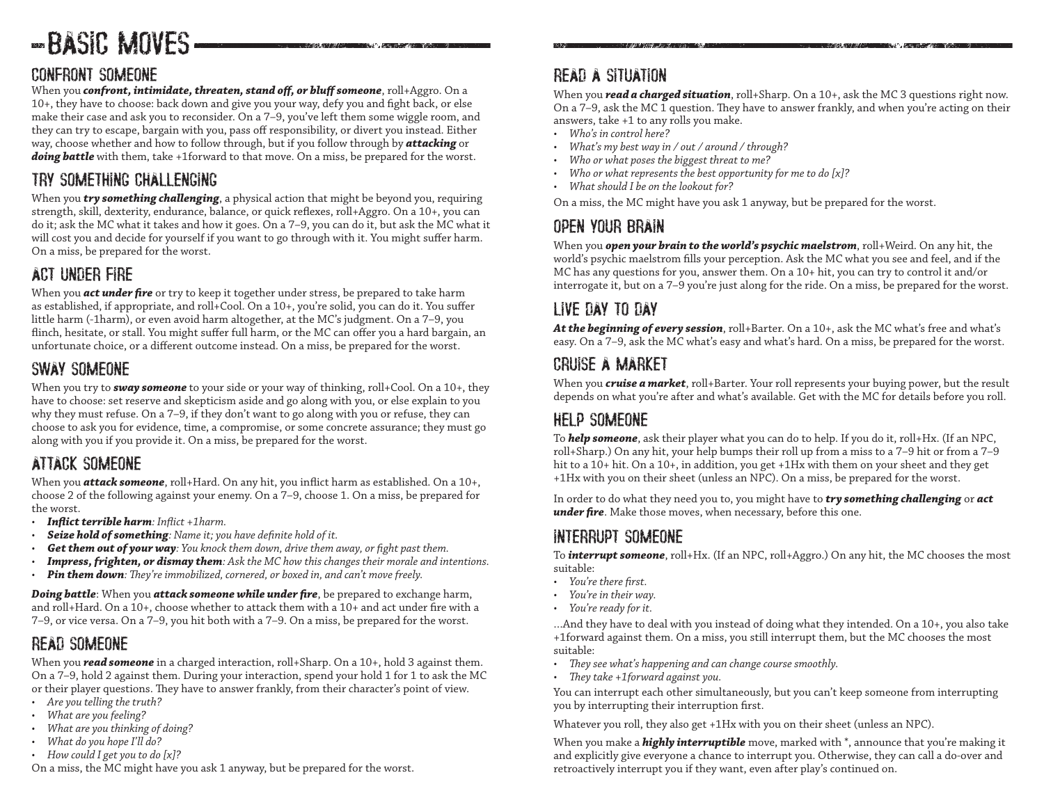# BASIC MOVES

## CONFRONT SOMEONE

When you ***confront, intimidate, threaten, stand off, or bluff someone***, roll+Aggro. On a 10+, they have to choose: back down and give you your way, defy you and fight back, or else make their case and ask you to reconsider. On a 7–9, you've left them some wiggle room, and they can try to escape, bargain with you, pass off responsibility, or divert you instead. Either way, choose whether and how to follow through, but if you follow through by ***attacking*** or ***doing battle*** with them, take +1forward to that move. On a miss, be prepared for the worst.

## TRY SOMETHING CHALLENGING

When you ***try something challenging***, a physical action that might be beyond you, requiring strength, skill, dexterity, endurance, balance, or quick reflexes, roll+Aggro. On a 10+, you can do it; ask the MC what it takes and how it goes. On a 7–9, you can do it, but ask the MC what it will cost you and decide for yourself if you want to go through with it. You might suffer harm. On a miss, be prepared for the worst.

## ACT UNDER FIRE

When you ***act under fire*** or try to keep it together under stress, be prepared to take harm as established, if appropriate, and roll+Cool. On a 10+, you're solid, you can do it. You suffer little harm (-1harm), or even avoid harm altogether, at the MC's judgment. On a 7–9, you flinch, hesitate, or stall. You might suffer full harm, or the MC can offer you a hard bargain, an unfortunate choice, or a different outcome instead. On a miss, be prepared for the worst.

## SWAY SOMEONE

When you try to ***sway someone*** to your side or your way of thinking, roll+Cool. On a 10+, they have to choose: set reserve and skepticism aside and go along with you, or else explain to you why they must refuse. On a 7–9, if they don't want to go along with you or refuse, they can choose to ask you for evidence, time, a compromise, or some concrete assurance; they must go along with you if you provide it. On a miss, be prepared for the worst.

## ATTACK SOMEONE

When you ***attack someone***, roll+Hard. On any hit, you inflict harm as established. On a 10+, choose 2 of the following against your enemy. On a 7–9, choose 1. On a miss, be prepared for the worst.

- ***Inflict terrible harm****: Inflict +1harm.*
- ***Seize hold of something****: Name it; you have definite hold of it.*
- ***Get them out of your way****: You knock them down, drive them away, or fight past them.*
- ***Impress, frighten, or dismay them****: Ask the MC how this changes their morale and intentions.*
- ***Pin them down****: They're immobilized, cornered, or boxed in, and can't move freely.*

***Doing battle***: When you ***attack someone while under fire***, be prepared to exchange harm, and roll+Hard. On a 10+, choose whether to attack them with a 10+ and act under fire with a 7–9, or vice versa. On a 7–9, you hit both with a 7–9. On a miss, be prepared for the worst.

## READ SOMEONE

When you ***read someone*** in a charged interaction, roll+Sharp. On a 10+, hold 3 against them. On a 7–9, hold 2 against them. During your interaction, spend your hold 1 for 1 to ask the MC or their player questions. They have to answer frankly, from their character's point of view.

- *Are you telling the truth?*
- *What are you feeling?*
- *What are you thinking of doing?*
- *What do you hope I'll do?*
- *How could I get you to do [x]?*

On a miss, the MC might have you ask 1 anyway, but be prepared for the worst.

## READ A SITUATION

When you ***read a charged situation***, roll+Sharp. On a 10+, ask the MC 3 questions right now. On a 7–9, ask the MC 1 question. They have to answer frankly, and when you're acting on their answers, take +1 to any rolls you make.

- *Who's in control here?*
- *What's my best way in / out / around / through?*
- *Who or what poses the biggest threat to me?*
- *Who or what represents the best opportunity for me to do [x]?*
- *What should I be on the lookout for?*

On a miss, the MC might have you ask 1 anyway, but be prepared for the worst.

## OPEN YOUR BRAIN

When you ***open your brain to the world's psychic maelstrom***, roll+Weird. On any hit, the world's psychic maelstrom fills your perception. Ask the MC what you see and feel, and if the MC has any questions for you, answer them. On a 10+ hit, you can try to control it and/or interrogate it, but on a 7–9 you're just along for the ride. On a miss, be prepared for the worst.

## LIVE DAY TO DAY

***At the beginning of every session***, roll+Barter. On a 10+, ask the MC what's free and what's easy. On a 7–9, ask the MC what's easy and what's hard. On a miss, be prepared for the worst.

## CRUISE A MARKET

When you ***cruise a market***, roll+Barter. Your roll represents your buying power, but the result depends on what you're after and what's available. Get with the MC for details before you roll.

## HELP SOMEONE

To ***help someone***, ask their player what you can do to help. If you do it, roll+Hx. (If an NPC, roll+Sharp.) On any hit, your help bumps their roll up from a miss to a 7–9 hit or from a 7–9 hit to a 10+ hit. On a 10+, in addition, you get +1Hx with them on your sheet and they get +1Hx with you on their sheet (unless an NPC). On a miss, be prepared for the worst.

In order to do what they need you to, you might have to ***try something challenging*** or ***act under fire***. Make those moves, when necessary, before this one.

## INTERRUPT SOMEONE

To ***interrupt someone***, roll+Hx. (If an NPC, roll+Aggro.) On any hit, the MC chooses the most suitable:

- *You're there first.*
- *You're in their way.*
- *You're ready for it.*

...And they have to deal with you instead of doing what they intended. On a 10+, you also take +1forward against them. On a miss, you still interrupt them, but the MC chooses the most suitable:

- *They see what's happening and can change course smoothly.*
- *They take +1forward against you.*

You can interrupt each other simultaneously, but you can't keep someone from interrupting you by interrupting their interruption first.

Whatever you roll, they also get +1Hx with you on their sheet (unless an NPC).

When you make a ***highly interruptible*** move, marked with *, announce that you're making it and explicitly give everyone a chance to interrupt you. Otherwise, they can call a do-over and retroactively interrupt you if they want, even after play's continued on.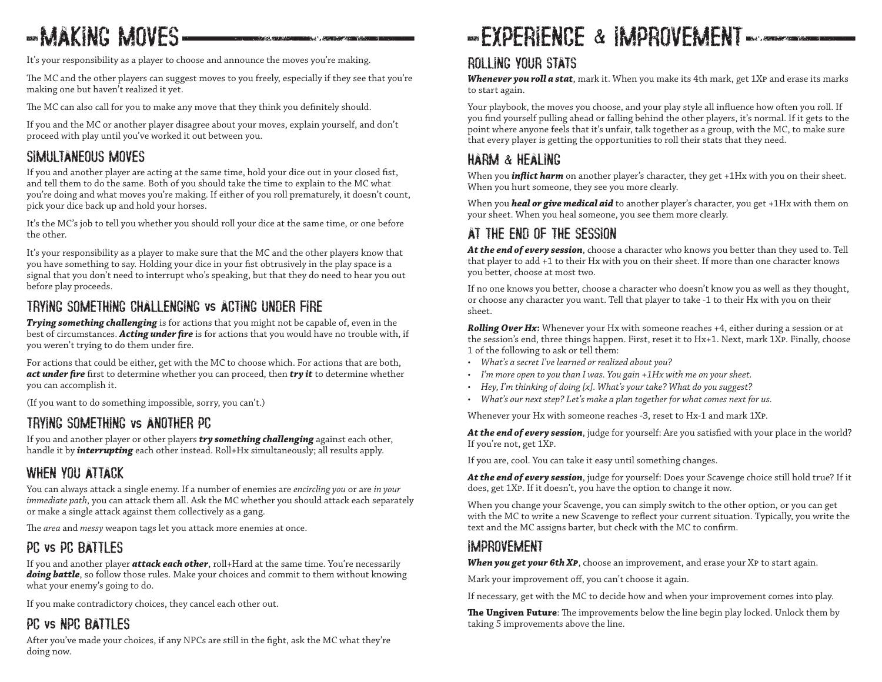# MAKING MOVES

It's your responsibility as a player to choose and announce the moves you're making.

The MC and the other players can suggest moves to you freely, especially if they see that you're making one but haven't realized it yet.

The MC can also call for you to make any move that they think you definitely should.

If you and the MC or another player disagree about your moves, explain yourself, and don't proceed with play until you've worked it out between you.

## SIMULTANEOUS MOVES

If you and another player are acting at the same time, hold your dice out in your closed fist, and tell them to do the same. Both of you should take the time to explain to the MC what you're doing and what moves you're making. If either of you roll prematurely, it doesn't count, pick your dice back up and hold your horses.

It's the MC's job to tell you whether you should roll your dice at the same time, or one before the other.

It's your responsibility as a player to make sure that the MC and the other players know that you have something to say. Holding your dice in your fist obtrusively in the play space is a signal that you don't need to interrupt who's speaking, but that they do need to hear you out before play proceeds.

## TRYING SOMETHING CHALLENGING vs ACTING UNDER FIRE

***Trying something challenging*** is for actions that you might not be capable of, even in the best of circumstances. ***Acting under fire*** is for actions that you would have no trouble with, if you weren't trying to do them under fire.

For actions that could be either, get with the MC to choose which. For actions that are both, ***act under fire*** first to determine whether you can proceed, then ***try it*** to determine whether you can accomplish it.

(If you want to do something impossible, sorry, you can't.)

## TRYING SOMETHING vs ANOTHER PC

If you and another player or other players ***try something challenging*** against each other, handle it by ***interrupting*** each other instead. Roll+Hx simultaneously; all results apply.

## WHEN YOU ATTACK

You can always attack a single enemy. If a number of enemies are *encircling you* or are *in your immediate path*, you can attack them all. Ask the MC whether you should attack each separately or make a single attack against them collectively as a gang.

The *area* and *messy* weapon tags let you attack more enemies at once.

## PC vs PC BATTLES

If you and another player ***attack each other***, roll+Hard at the same time. You're necessarily ***doing battle***, so follow those rules. Make your choices and commit to them without knowing what your enemy's going to do.

If you make contradictory choices, they cancel each other out.

## PC vs NPC BATTLES

After you've made your choices, if any NPCs are still in the fight, ask the MC what they're doing now.

# EXPERIENCE & IMPROVEMENT

## ROLLING YOUR STATS

***Whenever you roll a stat***, mark it. When you make its 4th mark, get 1Xp and erase its marks to start again.

Your playbook, the moves you choose, and your play style all influence how often you roll. If you find yourself pulling ahead or falling behind the other players, it's normal. If it gets to the point where anyone feels that it's unfair, talk together as a group, with the MC, to make sure that every player is getting the opportunities to roll their stats that they need.

## HARM & HEALING

When you ***inflict harm*** on another player's character, they get +1Hx with you on their sheet. When you hurt someone, they see you more clearly.

When you ***heal or give medical aid*** to another player's character, you get +1Hx with them on your sheet. When you heal someone, you see them more clearly.

## AT THE END OF THE SESSION

***At the end of every session***, choose a character who knows you better than they used to. Tell that player to add +1 to their Hx with you on their sheet. If more than one character knows you better, choose at most two.

If no one knows you better, choose a character who doesn't know you as well as they thought, or choose any character you want. Tell that player to take -1 to their Hx with you on their sheet.

***Rolling Over Hx*:** Whenever your Hx with someone reaches +4, either during a session or at the session's end, three things happen. First, reset it to Hx+1. Next, mark 1Xp. Finally, choose 1 of the following to ask or tell them:

- *What's a secret I've learned or realized about you?*
- *I'm more open to you than I was. You gain +1Hx with me on your sheet.*
- *Hey, I'm thinking of doing [x]. What's your take? What do you suggest?*
- *What's our next step? Let's make a plan together for what comes next for us.*

Whenever your Hx with someone reaches -3, reset to Hx-1 and mark 1Xp.

***At the end of every session***, judge for yourself: Are you satisfied with your place in the world? If you're not, get 1Xp.

If you are, cool. You can take it easy until something changes.

***At the end of every session***, judge for yourself: Does your Scavenge choice still hold true? If it does, get 1Xp. If it doesn't, you have the option to change it now.

When you change your Scavenge, you can simply switch to the other option, or you can get with the MC to write a new Scavenge to reflect your current situation. Typically, you write the text and the MC assigns barter, but check with the MC to confirm.

## IMPROVEMENT

***When you get your 6th Xp***, choose an improvement, and erase your Xp to start again.

Mark your improvement off, you can't choose it again.

If necessary, get with the MC to decide how and when your improvement comes into play.

**The Ungiven Future**: The improvements below the line begin play locked. Unlock them by taking 5 improvements above the line.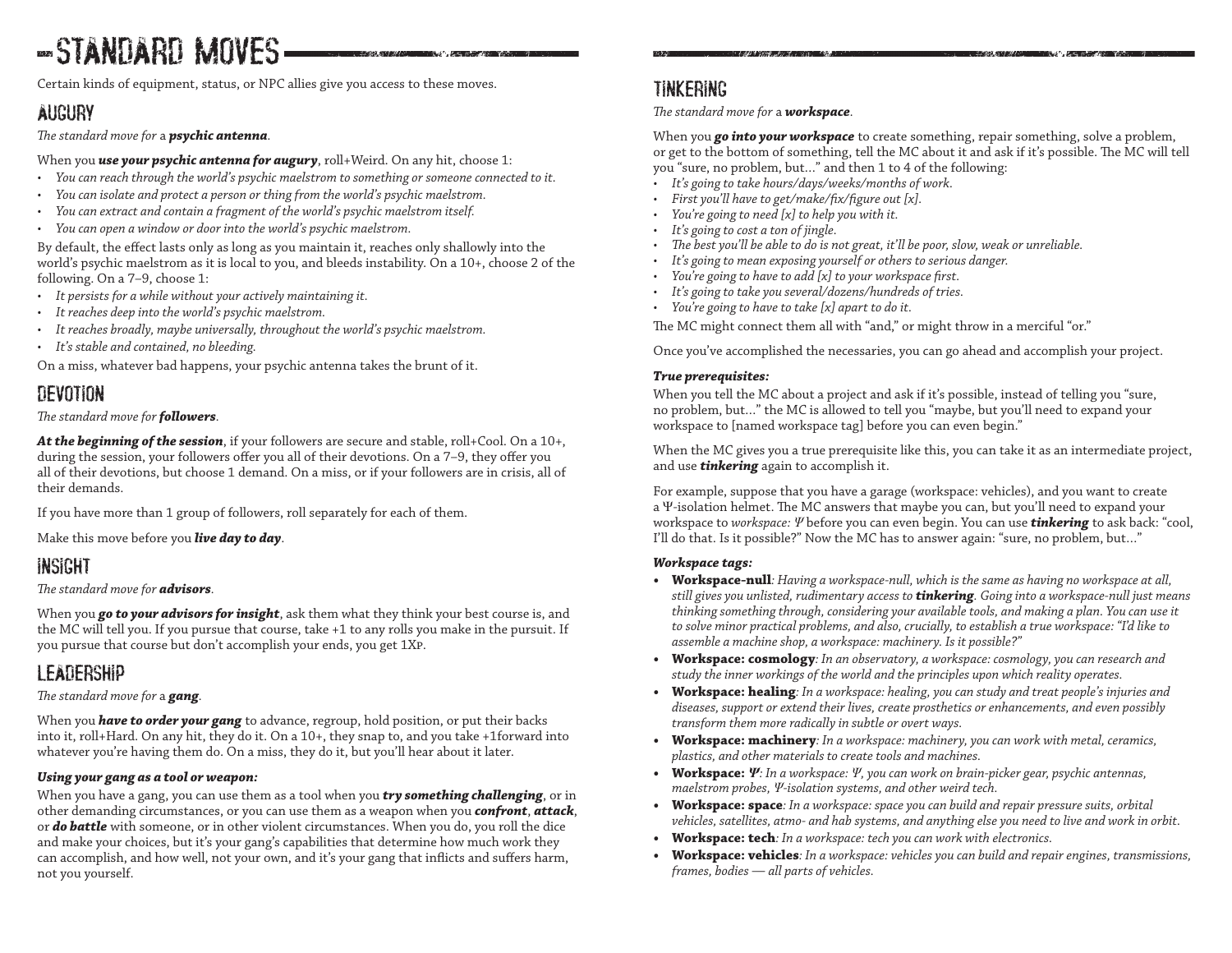# STANDARD MOVES

Certain kinds of equipment, status, or NPC allies give you access to these moves.

## AUGURY

*The standard move for* a ***psychic antenna***.

When you ***use your psychic antenna for augury***, roll+Weird. On any hit, choose 1:

- *You can reach through the world's psychic maelstrom to something or someone connected to it.*
- *You can isolate and protect a person or thing from the world's psychic maelstrom.*
- *You can extract and contain a fragment of the world's psychic maelstrom itself.*
- *You can open a window or door into the world's psychic maelstrom.*

By default, the effect lasts only as long as you maintain it, reaches only shallowly into the world's psychic maelstrom as it is local to you, and bleeds instability. On a 10+, choose 2 of the following. On a 7–9, choose 1:

- *It persists for a while without your actively maintaining it.*
- *It reaches deep into the world's psychic maelstrom.*
- *It reaches broadly, maybe universally, throughout the world's psychic maelstrom.*
- *It's stable and contained, no bleeding.*

On a miss, whatever bad happens, your psychic antenna takes the brunt of it.

## DEVOTION

*The standard move for* ***followers***.

***At the beginning of the session***, if your followers are secure and stable, roll+Cool. On a 10+, during the session, your followers offer you all of their devotions. On a 7–9, they offer you all of their devotions, but choose 1 demand. On a miss, or if your followers are in crisis, all of their demands.

If you have more than 1 group of followers, roll separately for each of them.

Make this move before you ***live day to day***.

## INSIGHT

*The standard move for* ***advisors***.

When you ***go to your advisors for insight***, ask them what they think your best course is, and the MC will tell you. If you pursue that course, take +1 to any rolls you make in the pursuit. If you pursue that course but don't accomplish your ends, you get 1Xp.

## LEADERSHIP

*The standard move for* a ***gang***.

When you ***have to order your gang*** to advance, regroup, hold position, or put their backs into it, roll+Hard. On any hit, they do it. On a 10+, they snap to, and you take +1forward into whatever you're having them do. On a miss, they do it, but you'll hear about it later.

***Using your gang as a tool or weapon:***

When you have a gang, you can use them as a tool when you ***try something challenging***, or in other demanding circumstances, or you can use them as a weapon when you ***confront***, ***attack***, or ***do battle*** with someone, or in other violent circumstances. When you do, you roll the dice and make your choices, but it's your gang's capabilities that determine how much work they can accomplish, and how well, not your own, and it's your gang that inflicts and suffers harm, not you yourself.

## TINKERING

*The standard move for* a ***workspace***.

When you ***go into your workspace*** to create something, repair something, solve a problem, or get to the bottom of something, tell the MC about it and ask if it's possible. The MC will tell you "sure, no problem, but..." and then 1 to 4 of the following:

- *It's going to take hours/days/weeks/months of work.*
- *First you'll have to get/make/fix/figure out [x].*
- *You're going to need [x] to help you with it.*
- *It's going to cost a ton of jingle.*
- *The best you'll be able to do is not great, it'll be poor, slow, weak or unreliable.*
- *It's going to mean exposing yourself or others to serious danger.*
- *You're going to have to add [x] to your workspace first.*
- *It's going to take you several/dozens/hundreds of tries.*
- *You're going to have to take [x] apart to do it.*

The MC might connect them all with "and," or might throw in a merciful "or."

Once you've accomplished the necessaries, you can go ahead and accomplish your project.

***True prerequisites:***

When you tell the MC about a project and ask if it's possible, instead of telling you "sure, no problem, but..." the MC is allowed to tell you "maybe, but you'll need to expand your workspace to [named workspace tag] before you can even begin."

When the MC gives you a true prerequisite like this, you can take it as an intermediate project, and use ***tinkering*** again to accomplish it.

For example, suppose that you have a garage (workspace: vehicles), and you want to create a Ψ-isolation helmet. The MC answers that maybe you can, but you'll need to expand your workspace to *workspace: Ψ* before you can even begin. You can use ***tinkering*** to ask back: "cool, I'll do that. Is it possible?" Now the MC has to answer again: "sure, no problem, but..."

***Workspace tags:***

- **Workspace-null**: *Having a workspace-null, which is the same as having no workspace at all, still gives you unlisted, rudimentary access to* ***tinkering***. *Going into a workspace-null just means thinking something through, considering your available tools, and making a plan. You can use it to solve minor practical problems, and also, crucially, to establish a true workspace: "I'd like to assemble a machine shop, a workspace: machinery. Is it possible?"*
- **Workspace: cosmology**: *In an observatory, a workspace: cosmology, you can research and study the inner workings of the world and the principles upon which reality operates.*
- **Workspace: healing**: *In a workspace: healing, you can study and treat people's injuries and diseases, support or extend their lives, create prosthetics or enhancements, and even possibly transform them more radically in subtle or overt ways.*
- **Workspace: machinery**: *In a workspace: machinery, you can work with metal, ceramics, plastics, and other materials to create tools and machines.*
- **Workspace: *Ψ***: *In a workspace: Ψ, you can work on brain-picker gear, psychic antennas, maelstrom probes, Ψ-isolation systems, and other weird tech.*
- **Workspace: space**: *In a workspace: space you can build and repair pressure suits, orbital vehicles, satellites, atmo- and hab systems, and anything else you need to live and work in orbit.*
- **Workspace: tech**: *In a workspace: tech you can work with electronics.*
- **Workspace: vehicles**: *In a workspace: vehicles you can build and repair engines, transmissions, frames, bodies — all parts of vehicles.*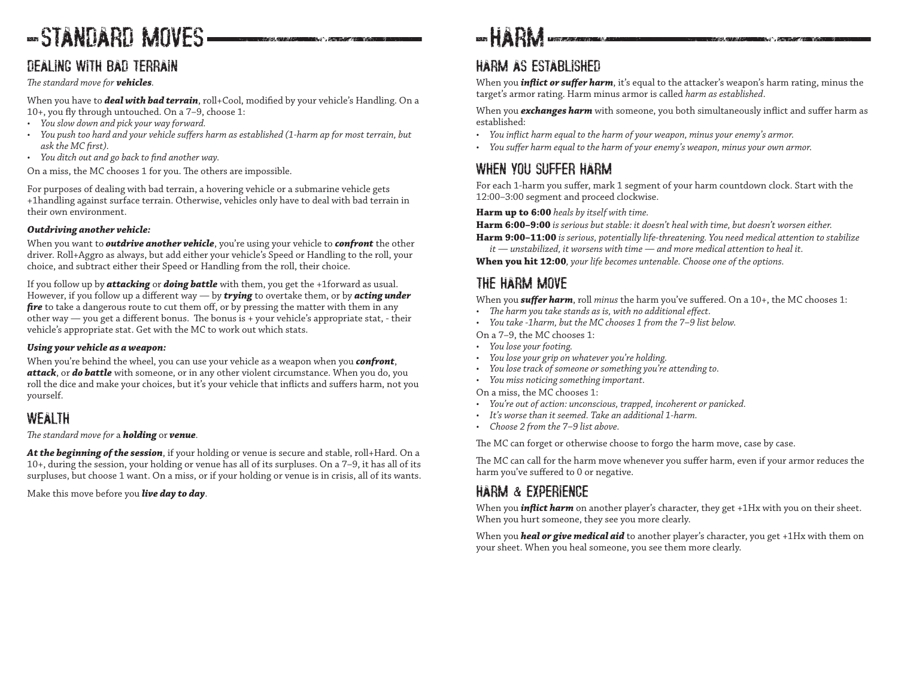# Standard Moves

## Dealing with Bad Terrain

*The standard move for **vehicles**.*

When you have to ***deal with bad terrain***, roll+Cool, modified by your vehicle's Handling. On a 10+, you fly through untouched. On a 7–9, choose 1:

- *You slow down and pick your way forward.*
- *You push too hard and your vehicle suffers harm as established (1-harm ap for most terrain, but ask the MC first).*
- *You ditch out and go back to find another way.*

On a miss, the MC chooses 1 for you. The others are impossible.

For purposes of dealing with bad terrain, a hovering vehicle or a submarine vehicle gets +1handling against surface terrain. Otherwise, vehicles only have to deal with bad terrain in their own environment.

***Outdriving another vehicle:***

When you want to ***outdrive another vehicle***, you're using your vehicle to ***confront*** the other driver. Roll+Aggro as always, but add either your vehicle's Speed or Handling to the roll, your choice, and subtract either their Speed or Handling from the roll, their choice.

If you follow up by ***attacking*** or ***doing battle*** with them, you get the +1forward as usual. However, if you follow up a different way — by ***trying*** to overtake them, or by ***acting under fire*** to take a dangerous route to cut them off, or by pressing the matter with them in any other way — you get a different bonus. The bonus is + your vehicle's appropriate stat, - their vehicle's appropriate stat. Get with the MC to work out which stats.

***Using your vehicle as a weapon:***

When you're behind the wheel, you can use your vehicle as a weapon when you ***confront***, ***attack***, or ***do battle*** with someone, or in any other violent circumstance. When you do, you roll the dice and make your choices, but it's your vehicle that inflicts and suffers harm, not you yourself.

## Wealth

*The standard move for* a ***holding*** or ***venue***.

***At the beginning of the session***, if your holding or venue is secure and stable, roll+Hard. On a 10+, during the session, your holding or venue has all of its surpluses. On a 7–9, it has all of its surpluses, but choose 1 want. On a miss, or if your holding or venue is in crisis, all of its wants.

Make this move before you ***live day to day***.

# Harm

## Harm as Established

When you ***inflict or suffer harm***, it's equal to the attacker's weapon's harm rating, minus the target's armor rating. Harm minus armor is called *harm as established*.

When you ***exchanges harm*** with someone, you both simultaneously inflict and suffer harm as established:

- *You inflict harm equal to the harm of your weapon, minus your enemy's armor.*
- *You suffer harm equal to the harm of your enemy's weapon, minus your own armor.*

## When You Suffer Harm

For each 1-harm you suffer, mark 1 segment of your harm countdown clock. Start with the 12:00–3:00 segment and proceed clockwise.

**Harm up to 6:00** *heals by itself with time.*

**Harm 6:00–9:00** *is serious but stable: it doesn't heal with time, but doesn't worsen either.*

**Harm 9:00–11:00** *is serious, potentially life-threatening. You need medical attention to stabilize it — unstabilized, it worsens with time — and more medical attention to heal it.*

**When you hit 12:00**, *your life becomes untenable. Choose one of the options.*

## The Harm Move

When you ***suffer harm***, roll *minus* the harm you've suffered. On a 10+, the MC chooses 1:

- *The harm you take stands as is, with no additional effect.*
- *You take -1harm, but the MC chooses 1 from the 7–9 list below.*

On a 7–9, the MC chooses 1:

- *You lose your footing.*
- *You lose your grip on whatever you're holding.*
- *You lose track of someone or something you're attending to.*
- *You miss noticing something important.*

On a miss, the MC chooses 1:

- *You're out of action: unconscious, trapped, incoherent or panicked.*
- *It's worse than it seemed. Take an additional 1-harm.*
- *Choose 2 from the 7–9 list above.*

The MC can forget or otherwise choose to forgo the harm move, case by case.

The MC can call for the harm move whenever you suffer harm, even if your armor reduces the harm you've suffered to 0 or negative.

## Harm & Experience

When you ***inflict harm*** on another player's character, they get +1Hx with you on their sheet. When you hurt someone, they see you more clearly.

When you ***heal or give medical aid*** to another player's character, you get +1Hx with them on your sheet. When you heal someone, you see them more clearly.